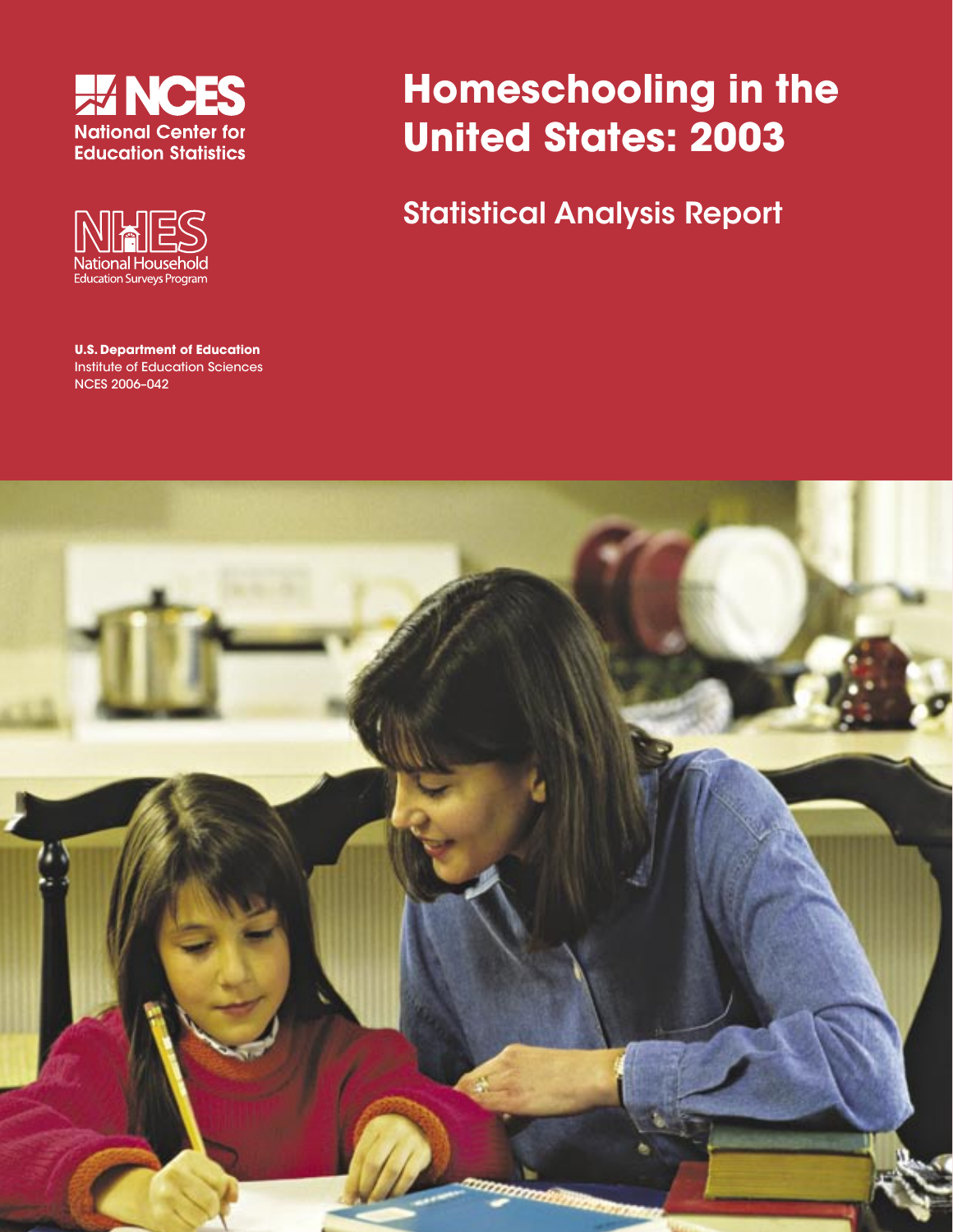**NCES**
National Center for Education Statistics

**NHES**
National Household Education Surveys Program

**U.S. Department of Education**
Institute of Education Sciences
NCES 2006–042

# Homeschooling in the United States: 2003

## Statistical Analysis Report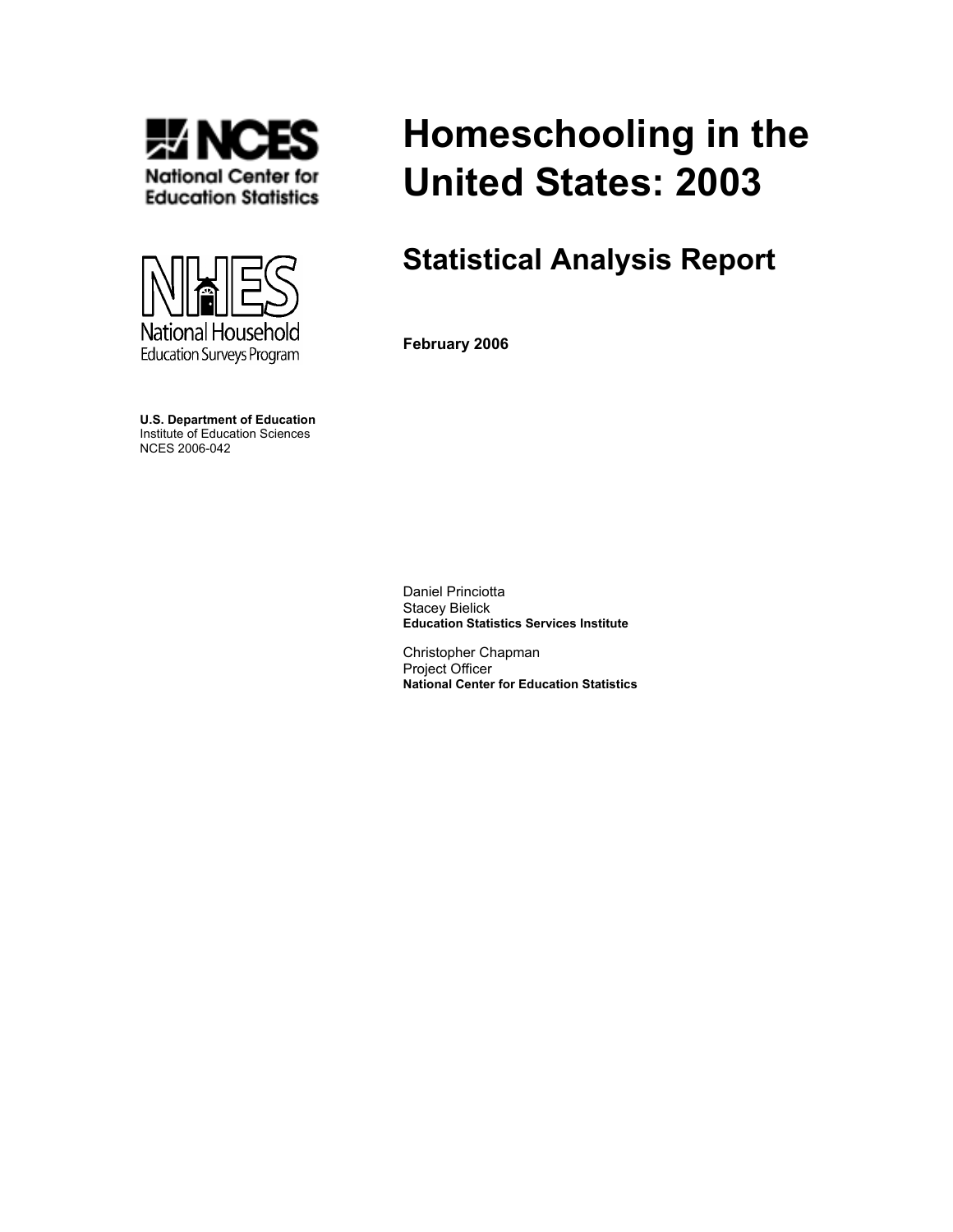**NCES**
**National Center for Education Statistics**

**NHES**
National Household Education Surveys Program

# Homeschooling in the United States: 2003

## Statistical Analysis Report

**February 2006**

**U.S. Department of Education**
Institute of Education Sciences
NCES 2006-042

Daniel Princiotta
Stacey Bielick
**Education Statistics Services Institute**

Christopher Chapman
Project Officer
**National Center for Education Statistics**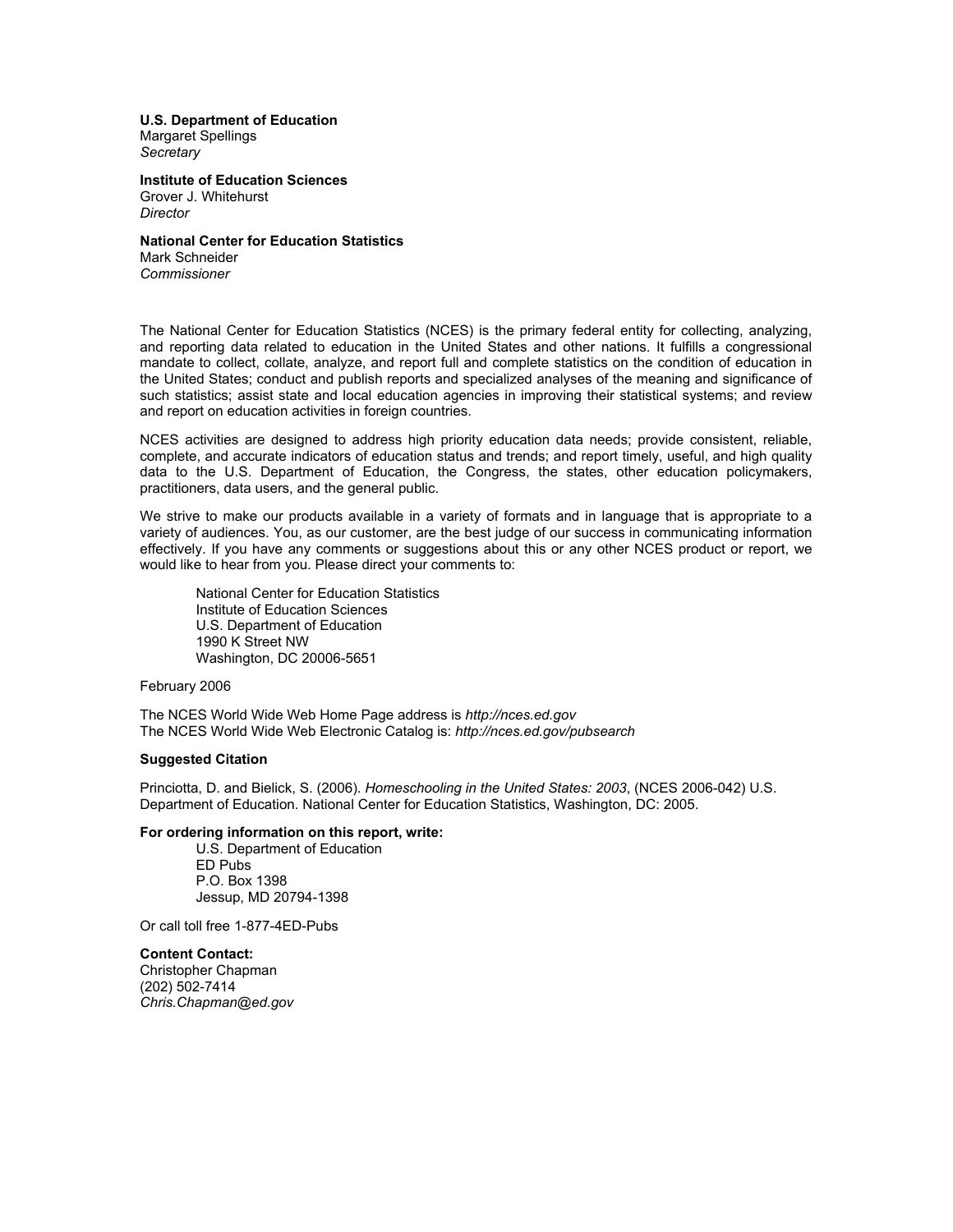**U.S. Department of Education**
Margaret Spellings
*Secretary*

**Institute of Education Sciences**
Grover J. Whitehurst
*Director*

**National Center for Education Statistics**
Mark Schneider
*Commissioner*

The National Center for Education Statistics (NCES) is the primary federal entity for collecting, analyzing, and reporting data related to education in the United States and other nations. It fulfills a congressional mandate to collect, collate, analyze, and report full and complete statistics on the condition of education in the United States; conduct and publish reports and specialized analyses of the meaning and significance of such statistics; assist state and local education agencies in improving their statistical systems; and review and report on education activities in foreign countries.

NCES activities are designed to address high priority education data needs; provide consistent, reliable, complete, and accurate indicators of education status and trends; and report timely, useful, and high quality data to the U.S. Department of Education, the Congress, the states, other education policymakers, practitioners, data users, and the general public.

We strive to make our products available in a variety of formats and in language that is appropriate to a variety of audiences. You, as our customer, are the best judge of our success in communicating information effectively. If you have any comments or suggestions about this or any other NCES product or report, we would like to hear from you. Please direct your comments to:

> National Center for Education Statistics
> Institute of Education Sciences
> U.S. Department of Education
> 1990 K Street NW
> Washington, DC 20006-5651

February 2006

The NCES World Wide Web Home Page address is *http://nces.ed.gov*
The NCES World Wide Web Electronic Catalog is: *http://nces.ed.gov/pubsearch*

**Suggested Citation**

Princiotta, D. and Bielick, S. (2006). *Homeschooling in the United States: 2003*, (NCES 2006-042) U.S. Department of Education. National Center for Education Statistics, Washington, DC: 2005.

**For ordering information on this report, write:**

> U.S. Department of Education
> ED Pubs
> P.O. Box 1398
> Jessup, MD 20794-1398

Or call toll free 1-877-4ED-Pubs

**Content Contact:**
Christopher Chapman
(202) 502-7414
*Chris.Chapman@ed.gov*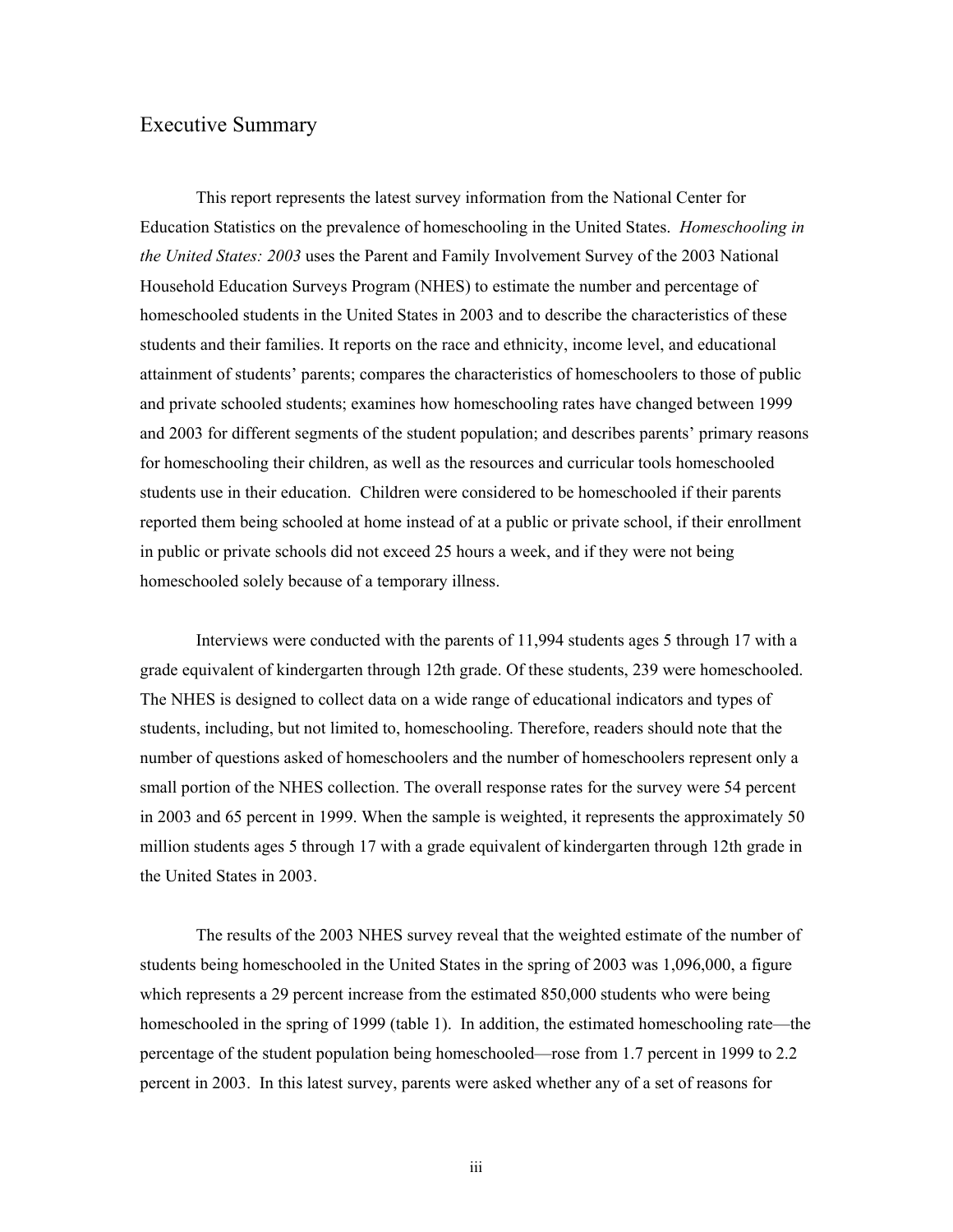# Executive Summary

This report represents the latest survey information from the National Center for Education Statistics on the prevalence of homeschooling in the United States. *Homeschooling in the United States: 2003* uses the Parent and Family Involvement Survey of the 2003 National Household Education Surveys Program (NHES) to estimate the number and percentage of homeschooled students in the United States in 2003 and to describe the characteristics of these students and their families. It reports on the race and ethnicity, income level, and educational attainment of students' parents; compares the characteristics of homeschoolers to those of public and private schooled students; examines how homeschooling rates have changed between 1999 and 2003 for different segments of the student population; and describes parents' primary reasons for homeschooling their children, as well as the resources and curricular tools homeschooled students use in their education. Children were considered to be homeschooled if their parents reported them being schooled at home instead of at a public or private school, if their enrollment in public or private schools did not exceed 25 hours a week, and if they were not being homeschooled solely because of a temporary illness.

Interviews were conducted with the parents of 11,994 students ages 5 through 17 with a grade equivalent of kindergarten through 12th grade. Of these students, 239 were homeschooled. The NHES is designed to collect data on a wide range of educational indicators and types of students, including, but not limited to, homeschooling. Therefore, readers should note that the number of questions asked of homeschoolers and the number of homeschoolers represent only a small portion of the NHES collection. The overall response rates for the survey were 54 percent in 2003 and 65 percent in 1999. When the sample is weighted, it represents the approximately 50 million students ages 5 through 17 with a grade equivalent of kindergarten through 12th grade in the United States in 2003.

The results of the 2003 NHES survey reveal that the weighted estimate of the number of students being homeschooled in the United States in the spring of 2003 was 1,096,000, a figure which represents a 29 percent increase from the estimated 850,000 students who were being homeschooled in the spring of 1999 (table 1). In addition, the estimated homeschooling rate—the percentage of the student population being homeschooled—rose from 1.7 percent in 1999 to 2.2 percent in 2003. In this latest survey, parents were asked whether any of a set of reasons for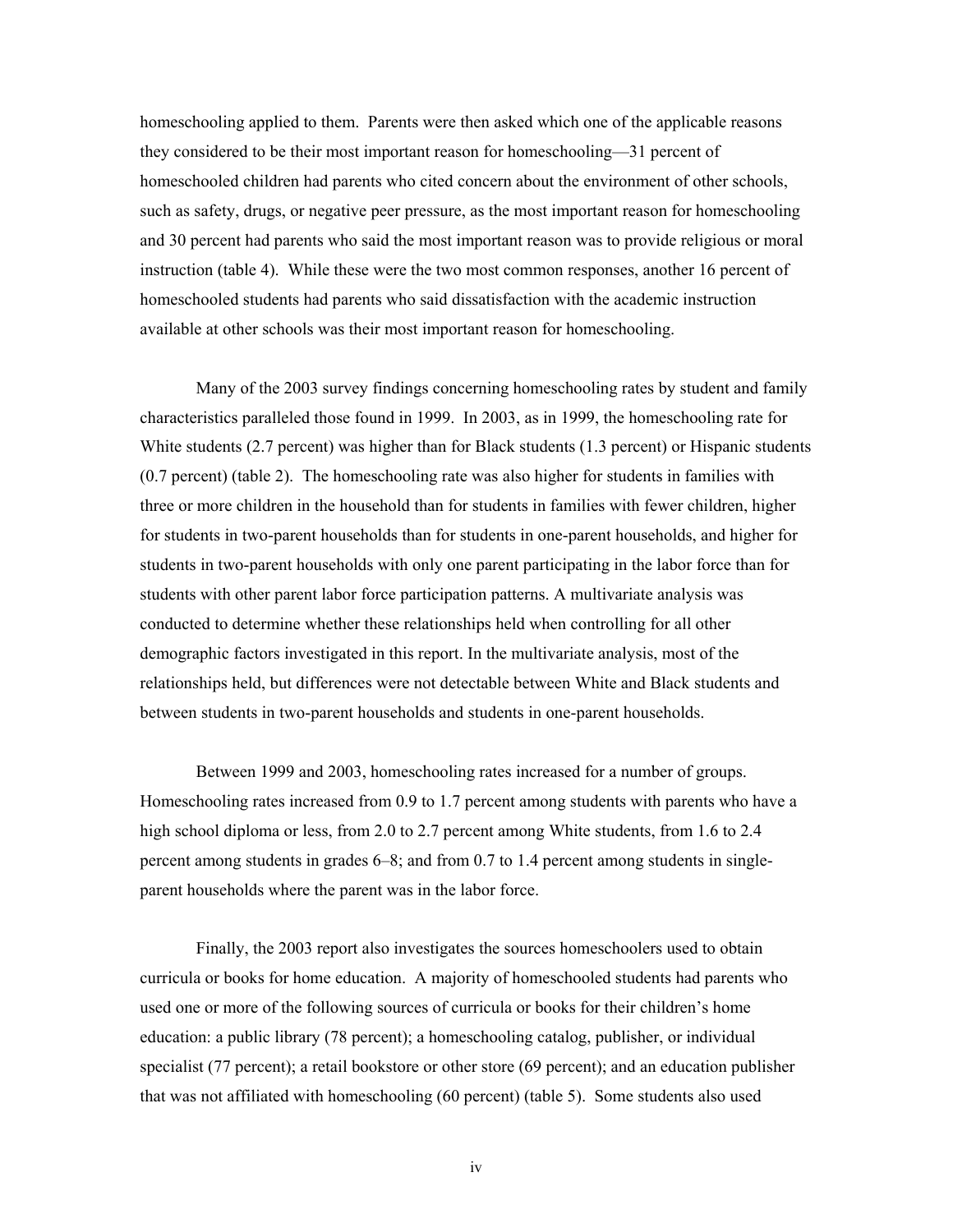homeschooling applied to them. Parents were then asked which one of the applicable reasons they considered to be their most important reason for homeschooling—31 percent of homeschooled children had parents who cited concern about the environment of other schools, such as safety, drugs, or negative peer pressure, as the most important reason for homeschooling and 30 percent had parents who said the most important reason was to provide religious or moral instruction (table 4). While these were the two most common responses, another 16 percent of homeschooled students had parents who said dissatisfaction with the academic instruction available at other schools was their most important reason for homeschooling.

Many of the 2003 survey findings concerning homeschooling rates by student and family characteristics paralleled those found in 1999. In 2003, as in 1999, the homeschooling rate for White students (2.7 percent) was higher than for Black students (1.3 percent) or Hispanic students (0.7 percent) (table 2). The homeschooling rate was also higher for students in families with three or more children in the household than for students in families with fewer children, higher for students in two-parent households than for students in one-parent households, and higher for students in two-parent households with only one parent participating in the labor force than for students with other parent labor force participation patterns. A multivariate analysis was conducted to determine whether these relationships held when controlling for all other demographic factors investigated in this report. In the multivariate analysis, most of the relationships held, but differences were not detectable between White and Black students and between students in two-parent households and students in one-parent households.

Between 1999 and 2003, homeschooling rates increased for a number of groups. Homeschooling rates increased from 0.9 to 1.7 percent among students with parents who have a high school diploma or less, from 2.0 to 2.7 percent among White students, from 1.6 to 2.4 percent among students in grades 6–8; and from 0.7 to 1.4 percent among students in single-parent households where the parent was in the labor force.

Finally, the 2003 report also investigates the sources homeschoolers used to obtain curricula or books for home education. A majority of homeschooled students had parents who used one or more of the following sources of curricula or books for their children's home education: a public library (78 percent); a homeschooling catalog, publisher, or individual specialist (77 percent); a retail bookstore or other store (69 percent); and an education publisher that was not affiliated with homeschooling (60 percent) (table 5). Some students also used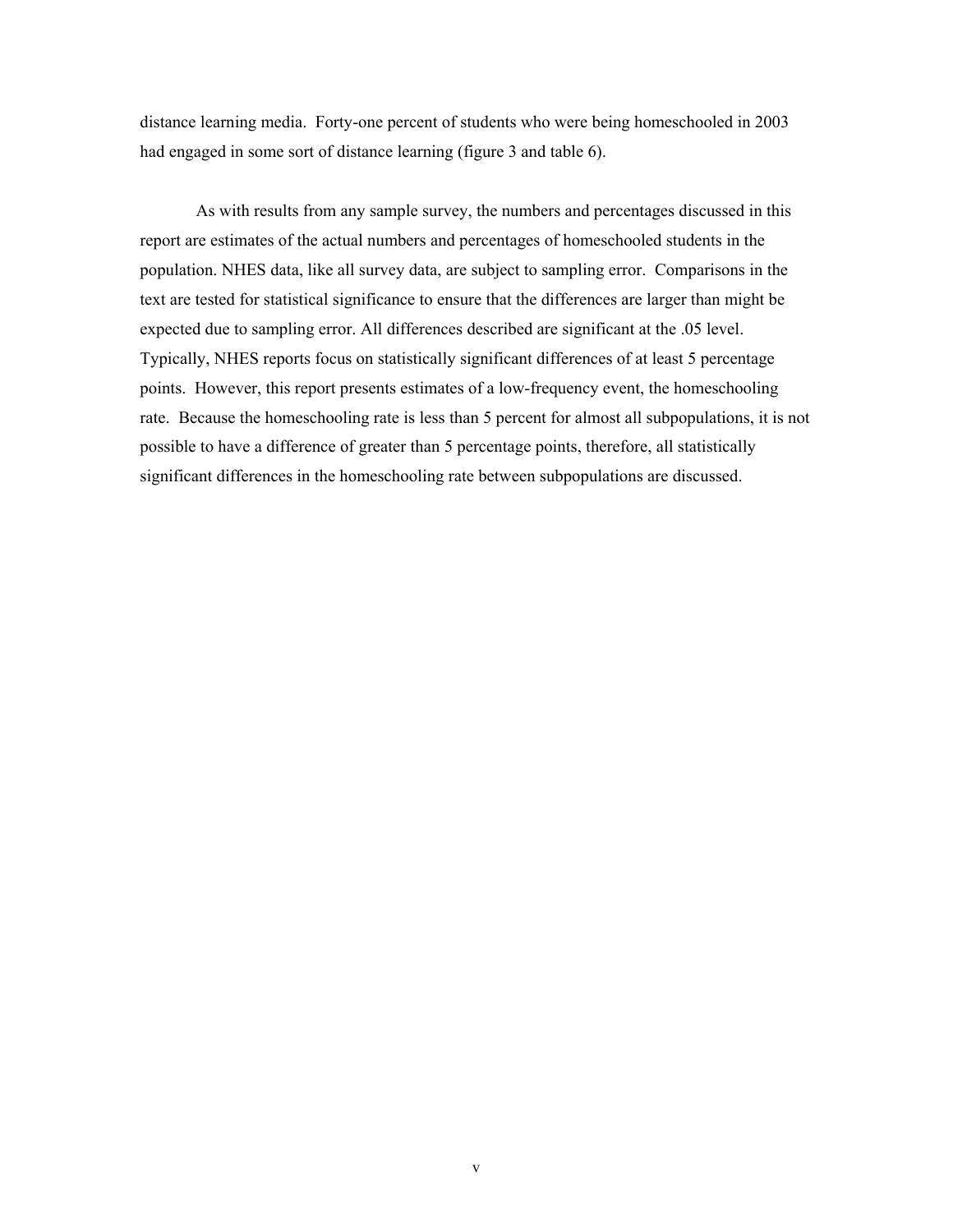distance learning media. Forty-one percent of students who were being homeschooled in 2003 had engaged in some sort of distance learning (figure 3 and table 6).

As with results from any sample survey, the numbers and percentages discussed in this report are estimates of the actual numbers and percentages of homeschooled students in the population. NHES data, like all survey data, are subject to sampling error. Comparisons in the text are tested for statistical significance to ensure that the differences are larger than might be expected due to sampling error. All differences described are significant at the .05 level. Typically, NHES reports focus on statistically significant differences of at least 5 percentage points. However, this report presents estimates of a low-frequency event, the homeschooling rate. Because the homeschooling rate is less than 5 percent for almost all subpopulations, it is not possible to have a difference of greater than 5 percentage points, therefore, all statistically significant differences in the homeschooling rate between subpopulations are discussed.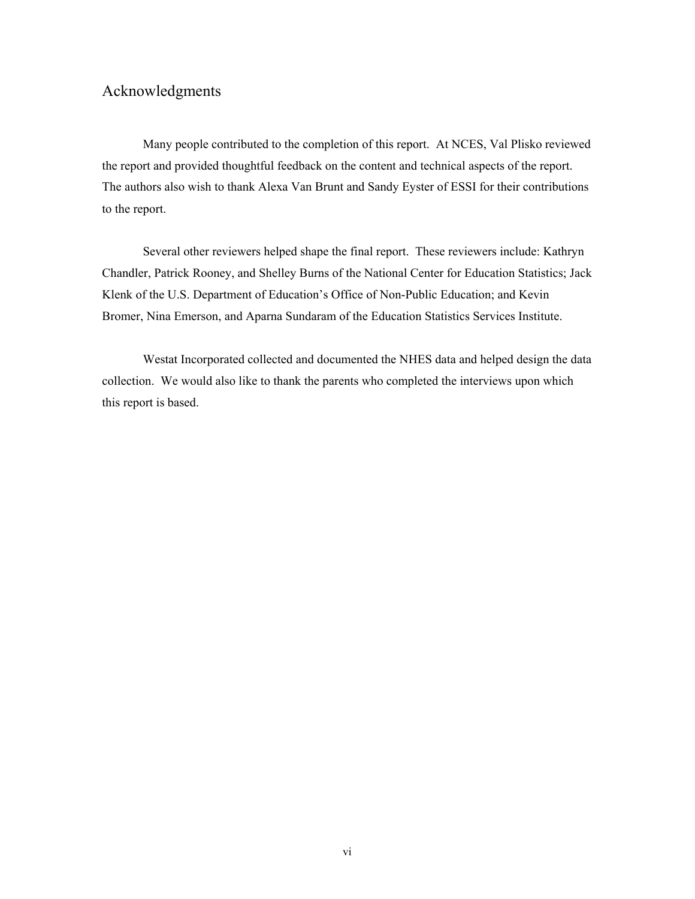## Acknowledgments

Many people contributed to the completion of this report. At NCES, Val Plisko reviewed the report and provided thoughtful feedback on the content and technical aspects of the report. The authors also wish to thank Alexa Van Brunt and Sandy Eyster of ESSI for their contributions to the report.

Several other reviewers helped shape the final report. These reviewers include: Kathryn Chandler, Patrick Rooney, and Shelley Burns of the National Center for Education Statistics; Jack Klenk of the U.S. Department of Education's Office of Non-Public Education; and Kevin Bromer, Nina Emerson, and Aparna Sundaram of the Education Statistics Services Institute.

Westat Incorporated collected and documented the NHES data and helped design the data collection. We would also like to thank the parents who completed the interviews upon which this report is based.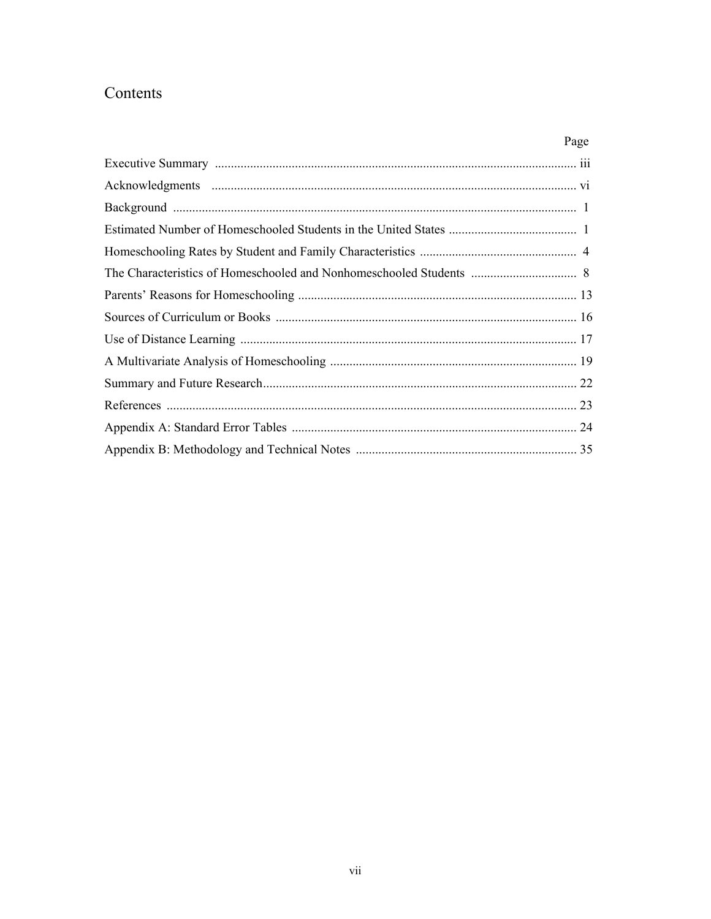# Contents

| | Page |
|---|---|
| Executive Summary | iii |
| Acknowledgments | vi |
| Background | 1 |
| Estimated Number of Homeschooled Students in the United States | 1 |
| Homeschooling Rates by Student and Family Characteristics | 4 |
| The Characteristics of Homeschooled and Nonhomeschooled Students | 8 |
| Parents' Reasons for Homeschooling | 13 |
| Sources of Curriculum or Books | 16 |
| Use of Distance Learning | 17 |
| A Multivariate Analysis of Homeschooling | 19 |
| Summary and Future Research | 22 |
| References | 23 |
| Appendix A: Standard Error Tables | 24 |
| Appendix B: Methodology and Technical Notes | 35 |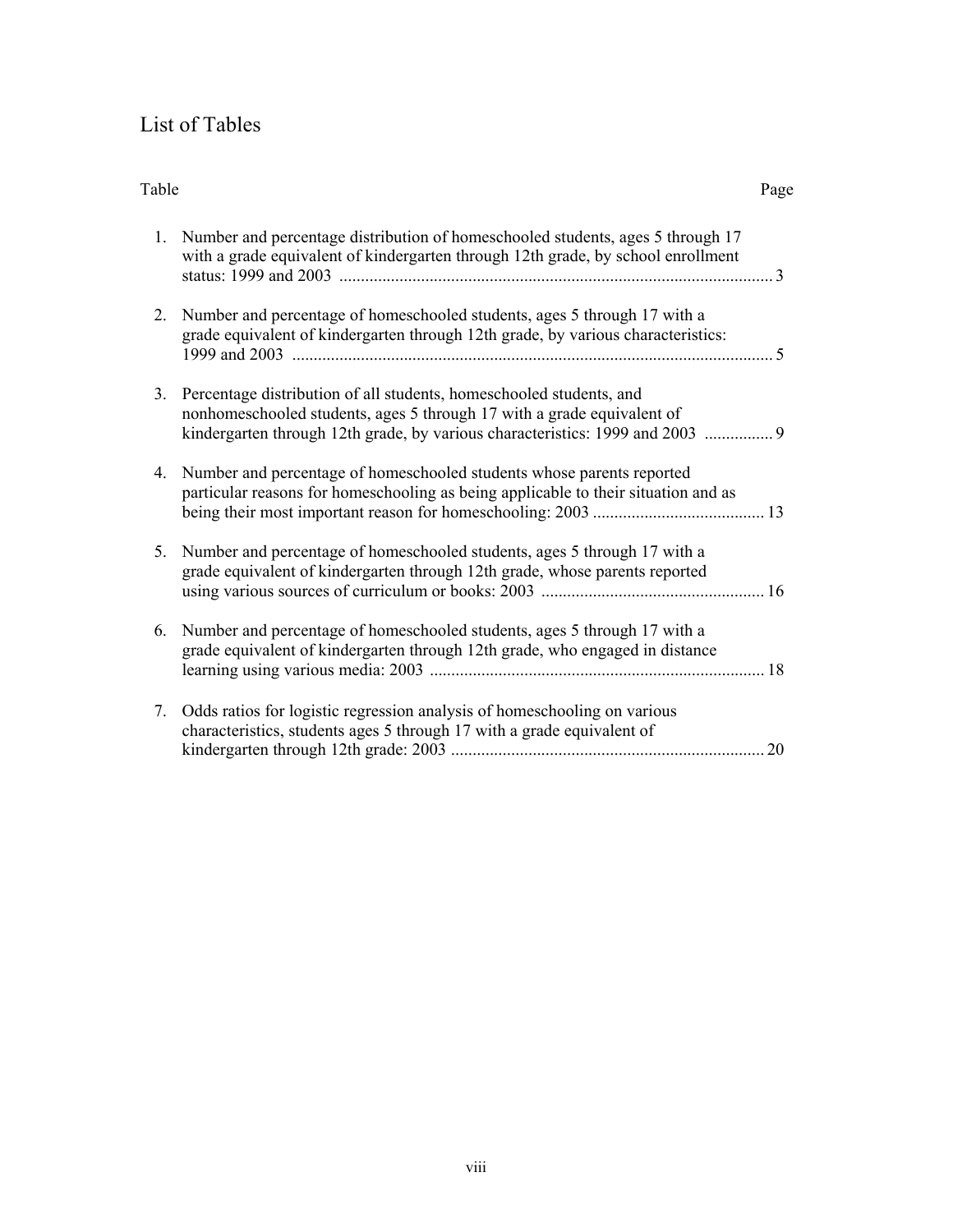# List of Tables

| Table | | Page |
|---|---|---|
| 1. | Number and percentage distribution of homeschooled students, ages 5 through 17 with a grade equivalent of kindergarten through 12th grade, by school enrollment status: 1999 and 2003 | 3 |
| 2. | Number and percentage of homeschooled students, ages 5 through 17 with a grade equivalent of kindergarten through 12th grade, by various characteristics: 1999 and 2003 | 5 |
| 3. | Percentage distribution of all students, homeschooled students, and nonhomeschooled students, ages 5 through 17 with a grade equivalent of kindergarten through 12th grade, by various characteristics: 1999 and 2003 | 9 |
| 4. | Number and percentage of homeschooled students whose parents reported particular reasons for homeschooling as being applicable to their situation and as being their most important reason for homeschooling: 2003 | 13 |
| 5. | Number and percentage of homeschooled students, ages 5 through 17 with a grade equivalent of kindergarten through 12th grade, whose parents reported using various sources of curriculum or books: 2003 | 16 |
| 6. | Number and percentage of homeschooled students, ages 5 through 17 with a grade equivalent of kindergarten through 12th grade, who engaged in distance learning using various media: 2003 | 18 |
| 7. | Odds ratios for logistic regression analysis of homeschooling on various characteristics, students ages 5 through 17 with a grade equivalent of kindergarten through 12th grade: 2003 | 20 |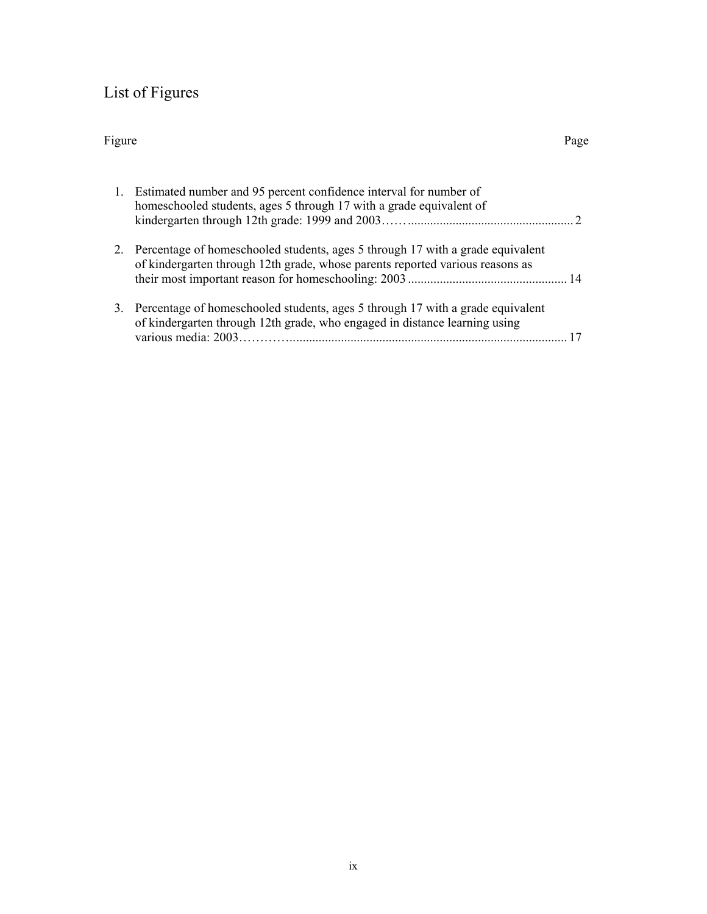# List of Figures

| Figure | | Page |
|---|---|---|
| 1. | Estimated number and 95 percent confidence interval for number of homeschooled students, ages 5 through 17 with a grade equivalent of kindergarten through 12th grade: 1999 and 2003 | 2 |
| 2. | Percentage of homeschooled students, ages 5 through 17 with a grade equivalent of kindergarten through 12th grade, whose parents reported various reasons as their most important reason for homeschooling: 2003 | 14 |
| 3. | Percentage of homeschooled students, ages 5 through 17 with a grade equivalent of kindergarten through 12th grade, who engaged in distance learning using various media: 2003 | 17 |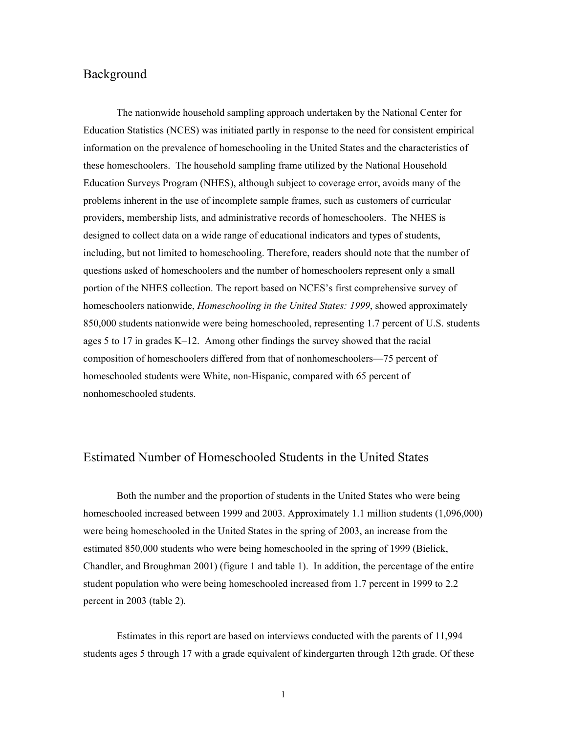## Background

The nationwide household sampling approach undertaken by the National Center for Education Statistics (NCES) was initiated partly in response to the need for consistent empirical information on the prevalence of homeschooling in the United States and the characteristics of these homeschoolers. The household sampling frame utilized by the National Household Education Surveys Program (NHES), although subject to coverage error, avoids many of the problems inherent in the use of incomplete sample frames, such as customers of curricular providers, membership lists, and administrative records of homeschoolers. The NHES is designed to collect data on a wide range of educational indicators and types of students, including, but not limited to homeschooling. Therefore, readers should note that the number of questions asked of homeschoolers and the number of homeschoolers represent only a small portion of the NHES collection. The report based on NCES's first comprehensive survey of homeschoolers nationwide, *Homeschooling in the United States: 1999*, showed approximately 850,000 students nationwide were being homeschooled, representing 1.7 percent of U.S. students ages 5 to 17 in grades K–12. Among other findings the survey showed that the racial composition of homeschoolers differed from that of nonhomeschoolers—75 percent of homeschooled students were White, non-Hispanic, compared with 65 percent of nonhomeschooled students.

## Estimated Number of Homeschooled Students in the United States

Both the number and the proportion of students in the United States who were being homeschooled increased between 1999 and 2003. Approximately 1.1 million students (1,096,000) were being homeschooled in the United States in the spring of 2003, an increase from the estimated 850,000 students who were being homeschooled in the spring of 1999 (Bielick, Chandler, and Broughman 2001) (figure 1 and table 1). In addition, the percentage of the entire student population who were being homeschooled increased from 1.7 percent in 1999 to 2.2 percent in 2003 (table 2).

Estimates in this report are based on interviews conducted with the parents of 11,994 students ages 5 through 17 with a grade equivalent of kindergarten through 12th grade. Of these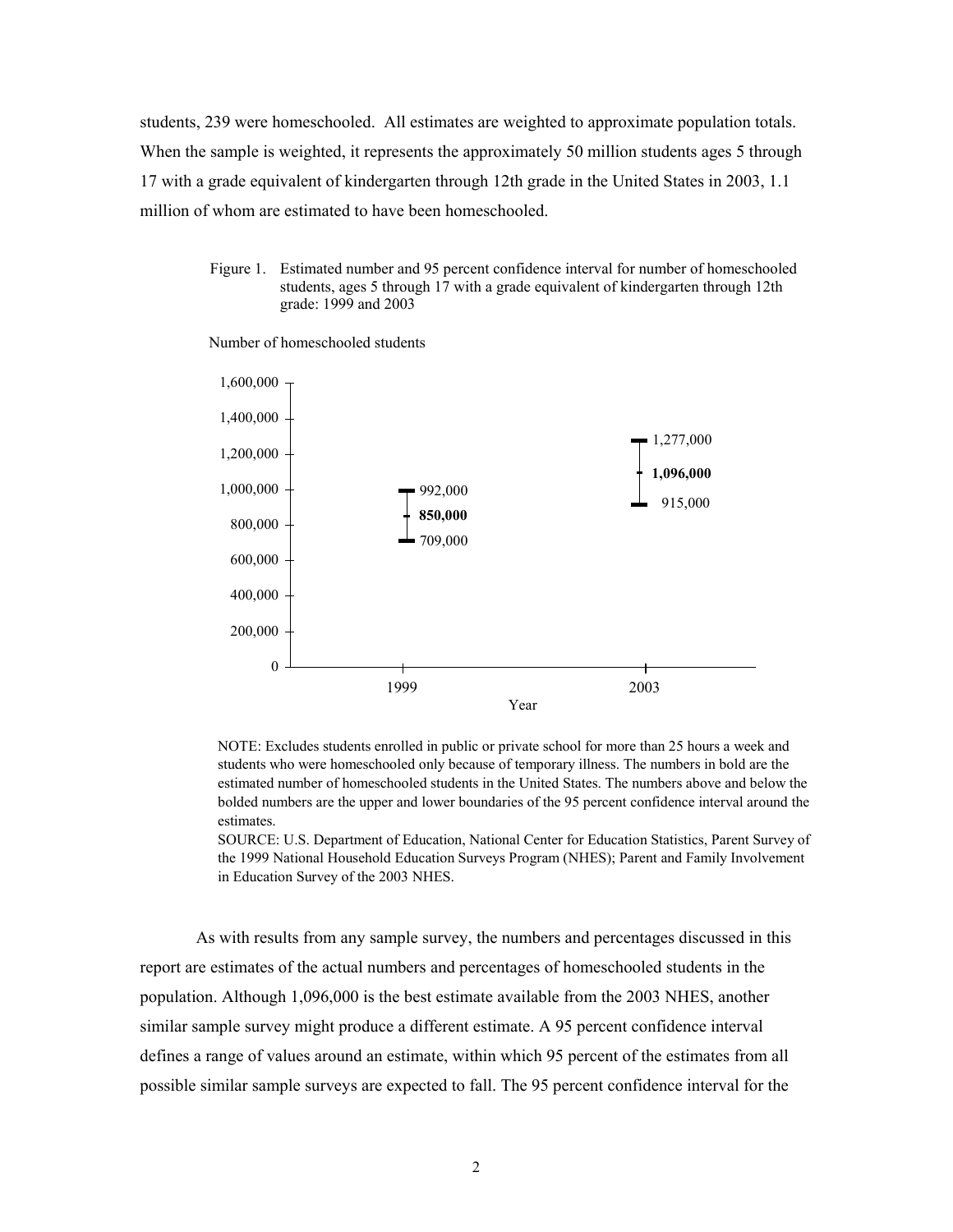students, 239 were homeschooled. All estimates are weighted to approximate population totals. When the sample is weighted, it represents the approximately 50 million students ages 5 through 17 with a grade equivalent of kindergarten through 12th grade in the United States in 2003, 1.1 million of whom are estimated to have been homeschooled.

Figure 1. Estimated number and 95 percent confidence interval for number of homeschooled students, ages 5 through 17 with a grade equivalent of kindergarten through 12th grade: 1999 and 2003

| Year | Lower bound | Estimate | Upper bound |
| --- | --- | --- | --- |
| 1999 | 709,000 | **850,000** | 992,000 |
| 2003 | 915,000 | **1,096,000** | 1,277,000 |

NOTE: Excludes students enrolled in public or private school for more than 25 hours a week and students who were homeschooled only because of temporary illness. The numbers in bold are the estimated number of homeschooled students in the United States. The numbers above and below the bolded numbers are the upper and lower boundaries of the 95 percent confidence interval around the estimates.

SOURCE: U.S. Department of Education, National Center for Education Statistics, Parent Survey of the 1999 National Household Education Surveys Program (NHES); Parent and Family Involvement in Education Survey of the 2003 NHES.

As with results from any sample survey, the numbers and percentages discussed in this report are estimates of the actual numbers and percentages of homeschooled students in the population. Although 1,096,000 is the best estimate available from the 2003 NHES, another similar sample survey might produce a different estimate. A 95 percent confidence interval defines a range of values around an estimate, within which 95 percent of the estimates from all possible similar sample surveys are expected to fall. The 95 percent confidence interval for the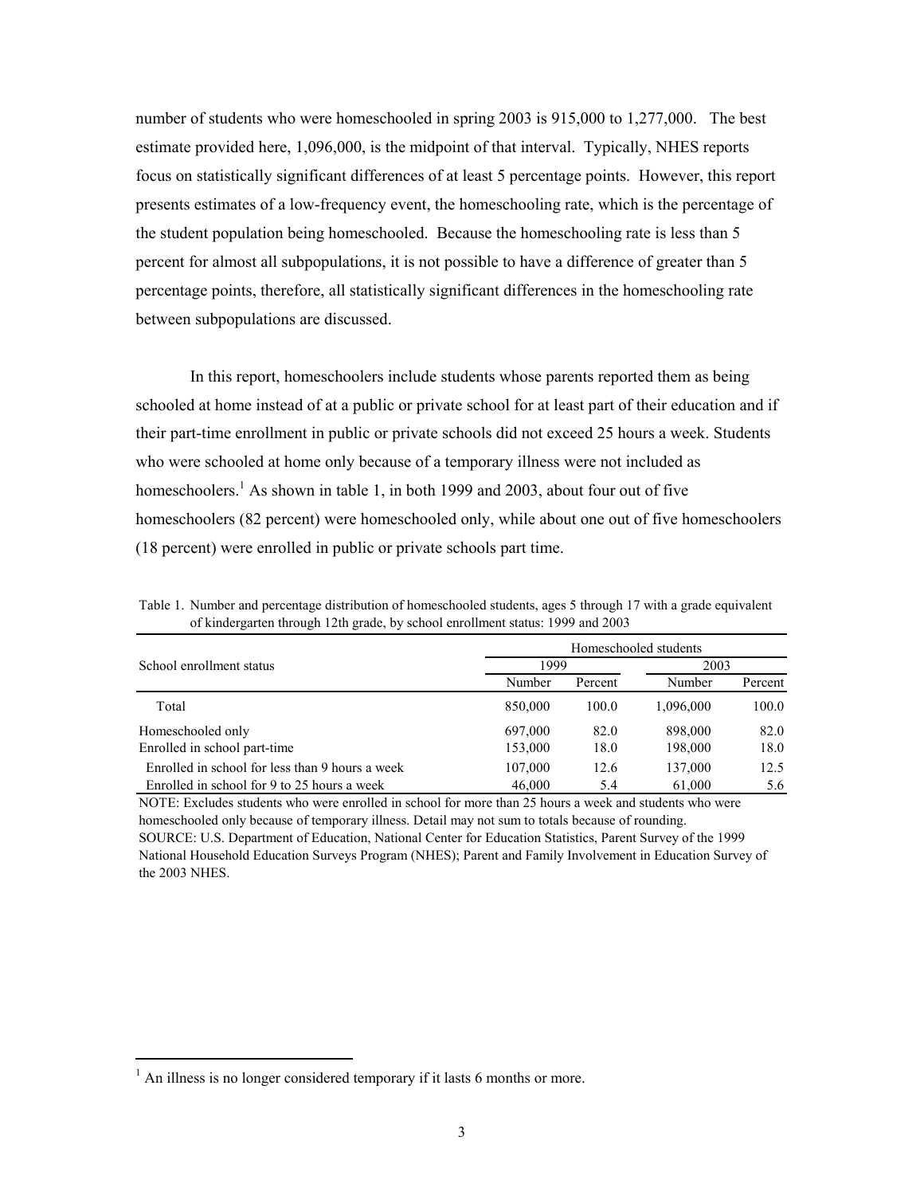number of students who were homeschooled in spring 2003 is 915,000 to 1,277,000. The best estimate provided here, 1,096,000, is the midpoint of that interval. Typically, NHES reports focus on statistically significant differences of at least 5 percentage points. However, this report presents estimates of a low-frequency event, the homeschooling rate, which is the percentage of the student population being homeschooled. Because the homeschooling rate is less than 5 percent for almost all subpopulations, it is not possible to have a difference of greater than 5 percentage points, therefore, all statistically significant differences in the homeschooling rate between subpopulations are discussed.

In this report, homeschoolers include students whose parents reported them as being schooled at home instead of at a public or private school for at least part of their education and if their part-time enrollment in public or private schools did not exceed 25 hours a week. Students who were schooled at home only because of a temporary illness were not included as homeschoolers.[1] As shown in table 1, in both 1999 and 2003, about four out of five homeschoolers (82 percent) were homeschooled only, while about one out of five homeschoolers (18 percent) were enrolled in public or private schools part time.

Table 1. Number and percentage distribution of homeschooled students, ages 5 through 17 with a grade equivalent of kindergarten through 12th grade, by school enrollment status: 1999 and 2003

| School enrollment status | Homeschooled students | | | |
|---|---|---|---|---|
| | 1999 | | 2003 | |
| | Number | Percent | Number | Percent |
| Total | 850,000 | 100.0 | 1,096,000 | 100.0 |
| Homeschooled only | 697,000 | 82.0 | 898,000 | 82.0 |
| Enrolled in school part-time | 153,000 | 18.0 | 198,000 | 18.0 |
| Enrolled in school for less than 9 hours a week | 107,000 | 12.6 | 137,000 | 12.5 |
| Enrolled in school for 9 to 25 hours a week | 46,000 | 5.4 | 61,000 | 5.6 |

NOTE: Excludes students who were enrolled in school for more than 25 hours a week and students who were homeschooled only because of temporary illness. Detail may not sum to totals because of rounding.
SOURCE: U.S. Department of Education, National Center for Education Statistics, Parent Survey of the 1999 National Household Education Surveys Program (NHES); Parent and Family Involvement in Education Survey of the 2003 NHES.

[1] An illness is no longer considered temporary if it lasts 6 months or more.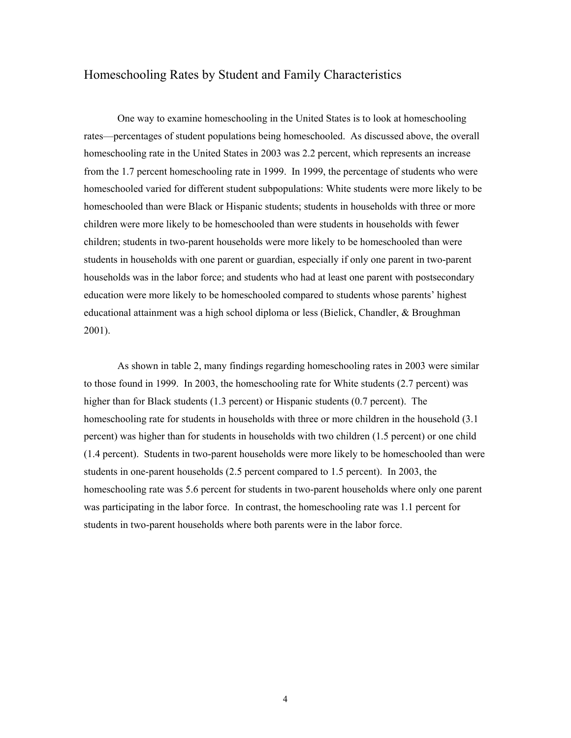## Homeschooling Rates by Student and Family Characteristics

One way to examine homeschooling in the United States is to look at homeschooling rates—percentages of student populations being homeschooled. As discussed above, the overall homeschooling rate in the United States in 2003 was 2.2 percent, which represents an increase from the 1.7 percent homeschooling rate in 1999. In 1999, the percentage of students who were homeschooled varied for different student subpopulations: White students were more likely to be homeschooled than were Black or Hispanic students; students in households with three or more children were more likely to be homeschooled than were students in households with fewer children; students in two-parent households were more likely to be homeschooled than were students in households with one parent or guardian, especially if only one parent in two-parent households was in the labor force; and students who had at least one parent with postsecondary education were more likely to be homeschooled compared to students whose parents' highest educational attainment was a high school diploma or less (Bielick, Chandler, & Broughman 2001).

As shown in table 2, many findings regarding homeschooling rates in 2003 were similar to those found in 1999. In 2003, the homeschooling rate for White students (2.7 percent) was higher than for Black students (1.3 percent) or Hispanic students (0.7 percent). The homeschooling rate for students in households with three or more children in the household (3.1 percent) was higher than for students in households with two children (1.5 percent) or one child (1.4 percent). Students in two-parent households were more likely to be homeschooled than were students in one-parent households (2.5 percent compared to 1.5 percent). In 2003, the homeschooling rate was 5.6 percent for students in two-parent households where only one parent was participating in the labor force. In contrast, the homeschooling rate was 1.1 percent for students in two-parent households where both parents were in the labor force.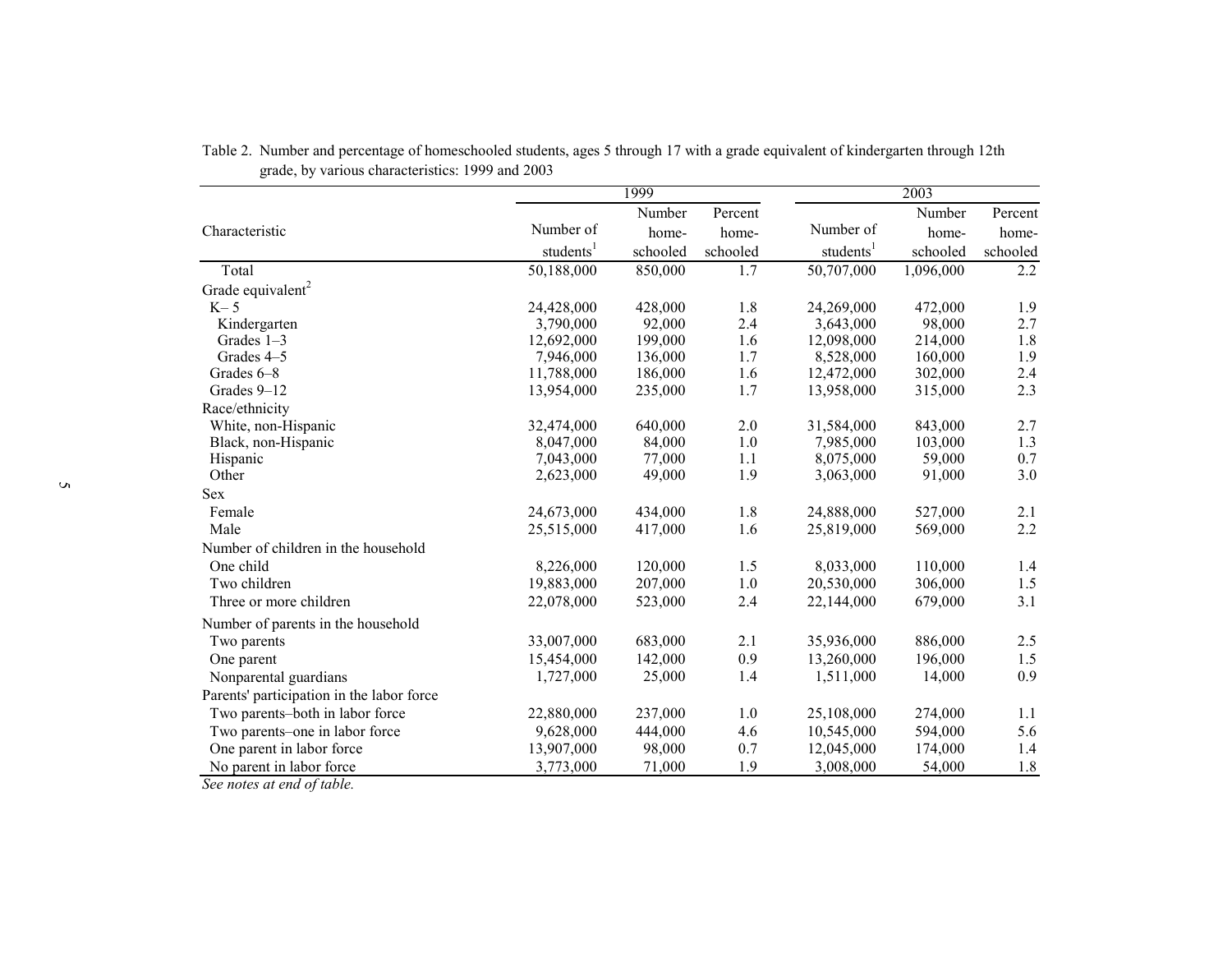Table 2. Number and percentage of homeschooled students, ages 5 through 17 with a grade equivalent of kindergarten through 12th grade, by various characteristics: 1999 and 2003

| Characteristic | 1999 | | | 2003 | | |
|---|---|---|---|---|---|---|
| | Number of students[1] | Number homeschooled | Percent homeschooled | Number of students[1] | Number homeschooled | Percent homeschooled |
| Total | 50,188,000 | 850,000 | 1.7 | 50,707,000 | 1,096,000 | 2.2 |
| Grade equivalent[2] | | | | | | |
| K–5 | 24,428,000 | 428,000 | 1.8 | 24,269,000 | 472,000 | 1.9 |
| Kindergarten | 3,790,000 | 92,000 | 2.4 | 3,643,000 | 98,000 | 2.7 |
| Grades 1–3 | 12,692,000 | 199,000 | 1.6 | 12,098,000 | 214,000 | 1.8 |
| Grades 4–5 | 7,946,000 | 136,000 | 1.7 | 8,528,000 | 160,000 | 1.9 |
| Grades 6–8 | 11,788,000 | 186,000 | 1.6 | 12,472,000 | 302,000 | 2.4 |
| Grades 9–12 | 13,954,000 | 235,000 | 1.7 | 13,958,000 | 315,000 | 2.3 |
| Race/ethnicity | | | | | | |
| White, non-Hispanic | 32,474,000 | 640,000 | 2.0 | 31,584,000 | 843,000 | 2.7 |
| Black, non-Hispanic | 8,047,000 | 84,000 | 1.0 | 7,985,000 | 103,000 | 1.3 |
| Hispanic | 7,043,000 | 77,000 | 1.1 | 8,075,000 | 59,000 | 0.7 |
| Other | 2,623,000 | 49,000 | 1.9 | 3,063,000 | 91,000 | 3.0 |
| Sex | | | | | | |
| Female | 24,673,000 | 434,000 | 1.8 | 24,888,000 | 527,000 | 2.1 |
| Male | 25,515,000 | 417,000 | 1.6 | 25,819,000 | 569,000 | 2.2 |
| Number of children in the household | | | | | | |
| One child | 8,226,000 | 120,000 | 1.5 | 8,033,000 | 110,000 | 1.4 |
| Two children | 19,883,000 | 207,000 | 1.0 | 20,530,000 | 306,000 | 1.5 |
| Three or more children | 22,078,000 | 523,000 | 2.4 | 22,144,000 | 679,000 | 3.1 |
| Number of parents in the household | | | | | | |
| Two parents | 33,007,000 | 683,000 | 2.1 | 35,936,000 | 886,000 | 2.5 |
| One parent | 15,454,000 | 142,000 | 0.9 | 13,260,000 | 196,000 | 1.5 |
| Nonparental guardians | 1,727,000 | 25,000 | 1.4 | 1,511,000 | 14,000 | 0.9 |
| Parents' participation in the labor force | | | | | | |
| Two parents–both in labor force | 22,880,000 | 237,000 | 1.0 | 25,108,000 | 274,000 | 1.1 |
| Two parents–one in labor force | 9,628,000 | 444,000 | 4.6 | 10,545,000 | 594,000 | 5.6 |
| One parent in labor force | 13,907,000 | 98,000 | 0.7 | 12,045,000 | 174,000 | 1.4 |
| No parent in labor force | 3,773,000 | 71,000 | 1.9 | 3,008,000 | 54,000 | 1.8 |

*See notes at end of table.*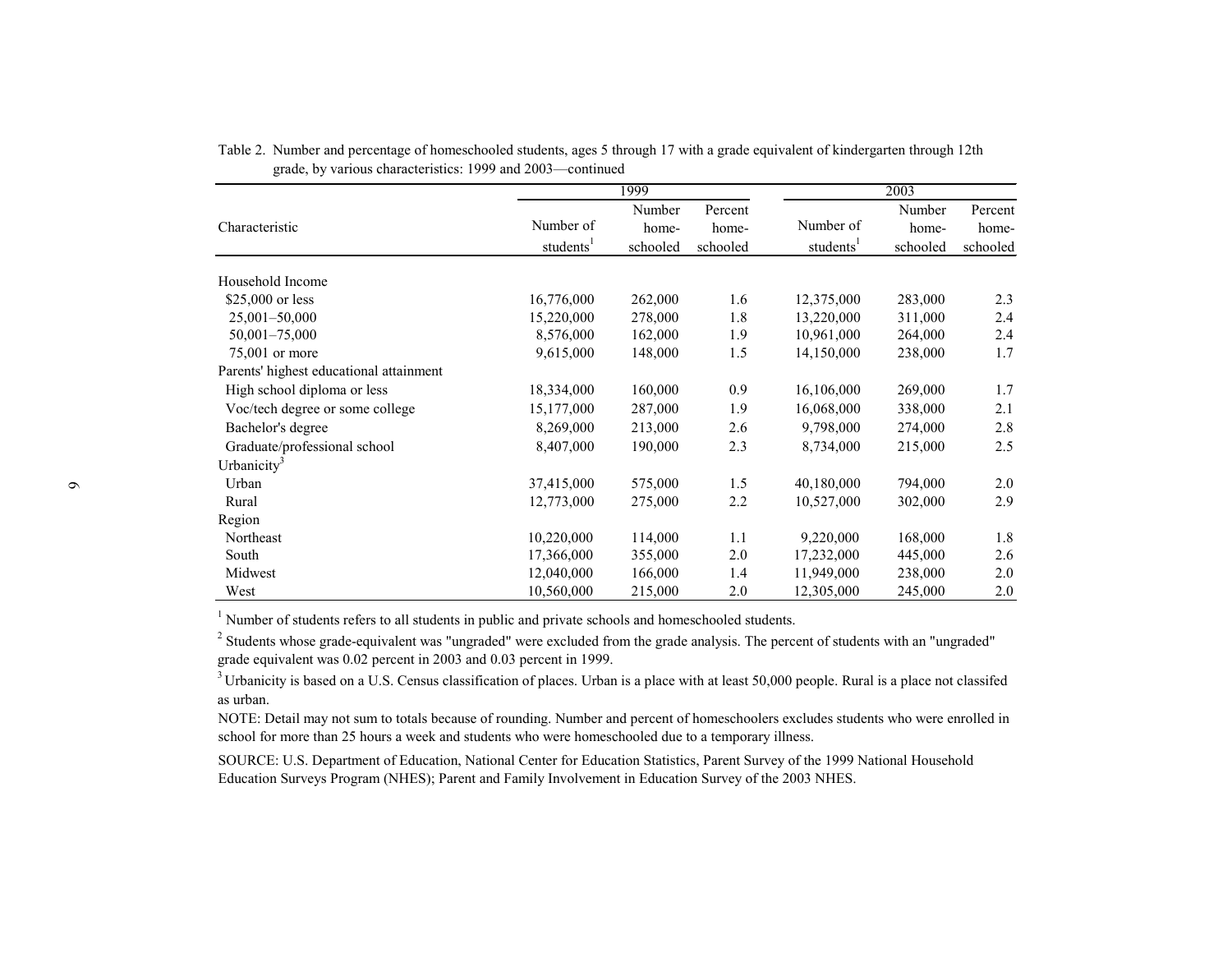Table 2. Number and percentage of homeschooled students, ages 5 through 17 with a grade equivalent of kindergarten through 12th grade, by various characteristics: 1999 and 2003—continued

| Characteristic | 1999 | | | 2003 | | |
|---|---|---|---|---|---|---|
| | Number of students[1] | Number home-schooled | Percent home-schooled | Number of students[1] | Number home-schooled | Percent home-schooled |
| Household Income | | | | | | |
| $25,000 or less | 16,776,000 | 262,000 | 1.6 | 12,375,000 | 283,000 | 2.3 |
| 25,001–50,000 | 15,220,000 | 278,000 | 1.8 | 13,220,000 | 311,000 | 2.4 |
| 50,001–75,000 | 8,576,000 | 162,000 | 1.9 | 10,961,000 | 264,000 | 2.4 |
| 75,001 or more | 9,615,000 | 148,000 | 1.5 | 14,150,000 | 238,000 | 1.7 |
| Parents' highest educational attainment | | | | | | |
| High school diploma or less | 18,334,000 | 160,000 | 0.9 | 16,106,000 | 269,000 | 1.7 |
| Voc/tech degree or some college | 15,177,000 | 287,000 | 1.9 | 16,068,000 | 338,000 | 2.1 |
| Bachelor's degree | 8,269,000 | 213,000 | 2.6 | 9,798,000 | 274,000 | 2.8 |
| Graduate/professional school | 8,407,000 | 190,000 | 2.3 | 8,734,000 | 215,000 | 2.5 |
| Urbanicity[3] | | | | | | |
| Urban | 37,415,000 | 575,000 | 1.5 | 40,180,000 | 794,000 | 2.0 |
| Rural | 12,773,000 | 275,000 | 2.2 | 10,527,000 | 302,000 | 2.9 |
| Region | | | | | | |
| Northeast | 10,220,000 | 114,000 | 1.1 | 9,220,000 | 168,000 | 1.8 |
| South | 17,366,000 | 355,000 | 2.0 | 17,232,000 | 445,000 | 2.6 |
| Midwest | 12,040,000 | 166,000 | 1.4 | 11,949,000 | 238,000 | 2.0 |
| West | 10,560,000 | 215,000 | 2.0 | 12,305,000 | 245,000 | 2.0 |

[1] Number of students refers to all students in public and private schools and homeschooled students.

[2] Students whose grade-equivalent was "ungraded" were excluded from the grade analysis. The percent of students with an "ungraded" grade equivalent was 0.02 percent in 2003 and 0.03 percent in 1999.

[3] Urbanicity is based on a U.S. Census classification of places. Urban is a place with at least 50,000 people. Rural is a place not classifed as urban.

NOTE: Detail may not sum to totals because of rounding. Number and percent of homeschoolers excludes students who were enrolled in school for more than 25 hours a week and students who were homeschooled due to a temporary illness.

SOURCE: U.S. Department of Education, National Center for Education Statistics, Parent Survey of the 1999 National Household Education Surveys Program (NHES); Parent and Family Involvement in Education Survey of the 2003 NHES.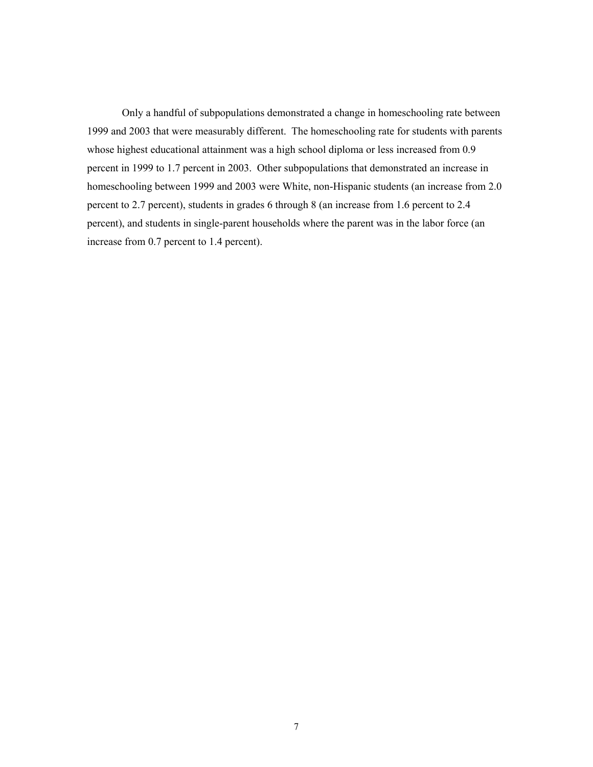Only a handful of subpopulations demonstrated a change in homeschooling rate between 1999 and 2003 that were measurably different. The homeschooling rate for students with parents whose highest educational attainment was a high school diploma or less increased from 0.9 percent in 1999 to 1.7 percent in 2003. Other subpopulations that demonstrated an increase in homeschooling between 1999 and 2003 were White, non-Hispanic students (an increase from 2.0 percent to 2.7 percent), students in grades 6 through 8 (an increase from 1.6 percent to 2.4 percent), and students in single-parent households where the parent was in the labor force (an increase from 0.7 percent to 1.4 percent).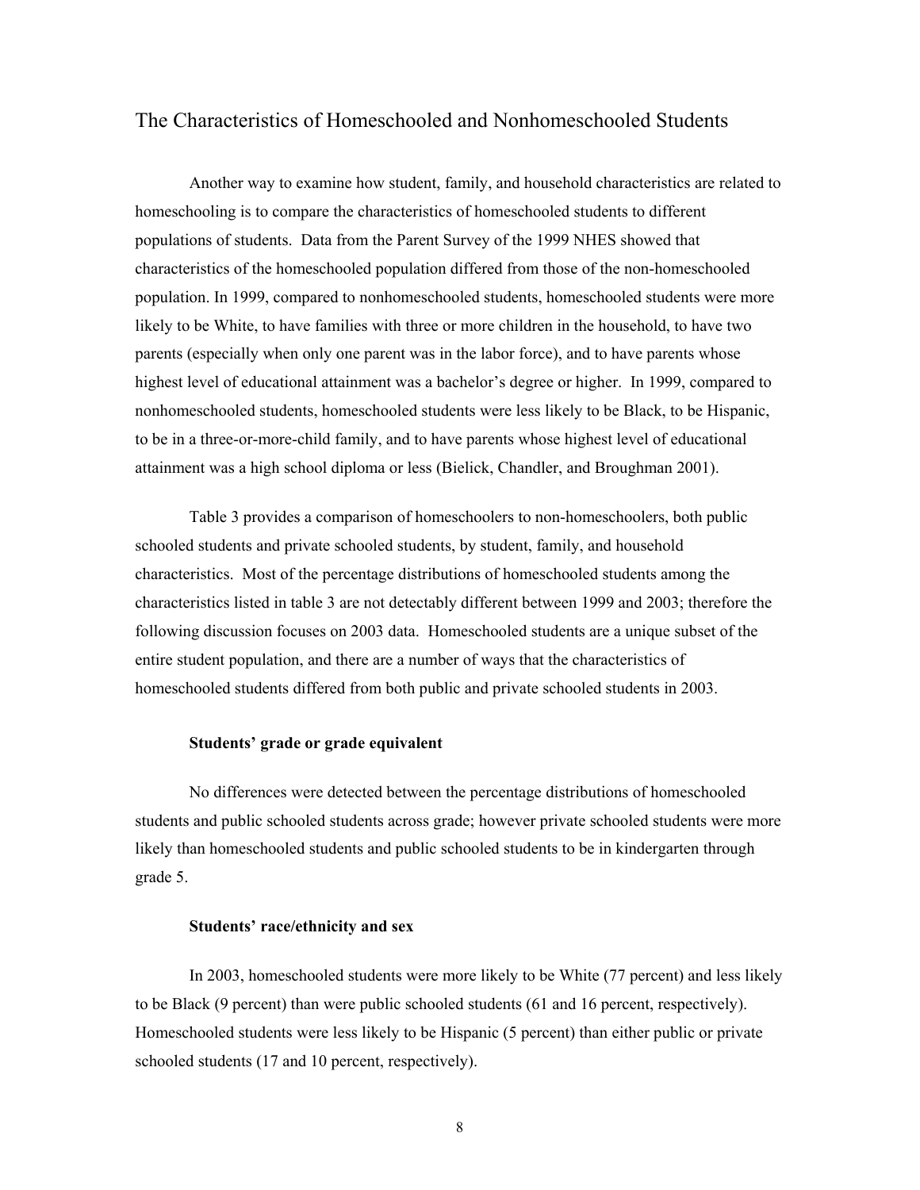## The Characteristics of Homeschooled and Nonhomeschooled Students

Another way to examine how student, family, and household characteristics are related to homeschooling is to compare the characteristics of homeschooled students to different populations of students. Data from the Parent Survey of the 1999 NHES showed that characteristics of the homeschooled population differed from those of the non-homeschooled population. In 1999, compared to nonhomeschooled students, homeschooled students were more likely to be White, to have families with three or more children in the household, to have two parents (especially when only one parent was in the labor force), and to have parents whose highest level of educational attainment was a bachelor's degree or higher. In 1999, compared to nonhomeschooled students, homeschooled students were less likely to be Black, to be Hispanic, to be in a three-or-more-child family, and to have parents whose highest level of educational attainment was a high school diploma or less (Bielick, Chandler, and Broughman 2001).

Table 3 provides a comparison of homeschoolers to non-homeschoolers, both public schooled students and private schooled students, by student, family, and household characteristics. Most of the percentage distributions of homeschooled students among the characteristics listed in table 3 are not detectably different between 1999 and 2003; therefore the following discussion focuses on 2003 data. Homeschooled students are a unique subset of the entire student population, and there are a number of ways that the characteristics of homeschooled students differed from both public and private schooled students in 2003.

### Students' grade or grade equivalent

No differences were detected between the percentage distributions of homeschooled students and public schooled students across grade; however private schooled students were more likely than homeschooled students and public schooled students to be in kindergarten through grade 5.

### Students' race/ethnicity and sex

In 2003, homeschooled students were more likely to be White (77 percent) and less likely to be Black (9 percent) than were public schooled students (61 and 16 percent, respectively). Homeschooled students were less likely to be Hispanic (5 percent) than either public or private schooled students (17 and 10 percent, respectively).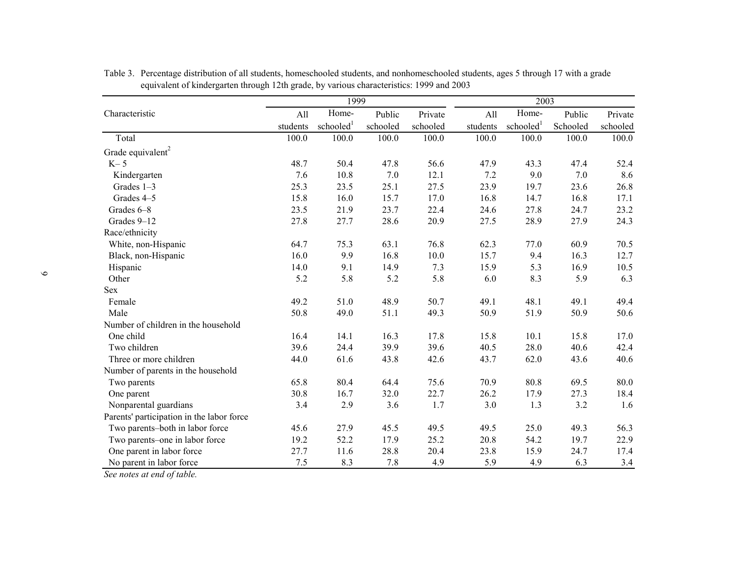Table 3. Percentage distribution of all students, homeschooled students, and nonhomeschooled students, ages 5 through 17 with a grade equivalent of kindergarten through 12th grade, by various characteristics: 1999 and 2003

| Characteristic | 1999 | | | | 2003 | | | |
|---|---|---|---|---|---|---|---|---|
| | All students | Home-schooled[1] | Public schooled | Private schooled | All students | Home-schooled[1] | Public Schooled | Private schooled |
| Total | 100.0 | 100.0 | 100.0 | 100.0 | 100.0 | 100.0 | 100.0 | 100.0 |
| Grade equivalent[2] | | | | | | | | |
| K– 5 | 48.7 | 50.4 | 47.8 | 56.6 | 47.9 | 43.3 | 47.4 | 52.4 |
| Kindergarten | 7.6 | 10.8 | 7.0 | 12.1 | 7.2 | 9.0 | 7.0 | 8.6 |
| Grades 1–3 | 25.3 | 23.5 | 25.1 | 27.5 | 23.9 | 19.7 | 23.6 | 26.8 |
| Grades 4–5 | 15.8 | 16.0 | 15.7 | 17.0 | 16.8 | 14.7 | 16.8 | 17.1 |
| Grades 6–8 | 23.5 | 21.9 | 23.7 | 22.4 | 24.6 | 27.8 | 24.7 | 23.2 |
| Grades 9–12 | 27.8 | 27.7 | 28.6 | 20.9 | 27.5 | 28.9 | 27.9 | 24.3 |
| Race/ethnicity | | | | | | | | |
| White, non-Hispanic | 64.7 | 75.3 | 63.1 | 76.8 | 62.3 | 77.0 | 60.9 | 70.5 |
| Black, non-Hispanic | 16.0 | 9.9 | 16.8 | 10.0 | 15.7 | 9.4 | 16.3 | 12.7 |
| Hispanic | 14.0 | 9.1 | 14.9 | 7.3 | 15.9 | 5.3 | 16.9 | 10.5 |
| Other | 5.2 | 5.8 | 5.2 | 5.8 | 6.0 | 8.3 | 5.9 | 6.3 |
| Sex | | | | | | | | |
| Female | 49.2 | 51.0 | 48.9 | 50.7 | 49.1 | 48.1 | 49.1 | 49.4 |
| Male | 50.8 | 49.0 | 51.1 | 49.3 | 50.9 | 51.9 | 50.9 | 50.6 |
| Number of children in the household | | | | | | | | |
| One child | 16.4 | 14.1 | 16.3 | 17.8 | 15.8 | 10.1 | 15.8 | 17.0 |
| Two children | 39.6 | 24.4 | 39.9 | 39.6 | 40.5 | 28.0 | 40.6 | 42.4 |
| Three or more children | 44.0 | 61.6 | 43.8 | 42.6 | 43.7 | 62.0 | 43.6 | 40.6 |
| Number of parents in the household | | | | | | | | |
| Two parents | 65.8 | 80.4 | 64.4 | 75.6 | 70.9 | 80.8 | 69.5 | 80.0 |
| One parent | 30.8 | 16.7 | 32.0 | 22.7 | 26.2 | 17.9 | 27.3 | 18.4 |
| Nonparental guardians | 3.4 | 2.9 | 3.6 | 1.7 | 3.0 | 1.3 | 3.2 | 1.6 |
| Parents' participation in the labor force | | | | | | | | |
| Two parents–both in labor force | 45.6 | 27.9 | 45.5 | 49.5 | 49.5 | 25.0 | 49.3 | 56.3 |
| Two parents–one in labor force | 19.2 | 52.2 | 17.9 | 25.2 | 20.8 | 54.2 | 19.7 | 22.9 |
| One parent in labor force | 27.7 | 11.6 | 28.8 | 20.4 | 23.8 | 15.9 | 24.7 | 17.4 |
| No parent in labor force | 7.5 | 8.3 | 7.8 | 4.9 | 5.9 | 4.9 | 6.3 | 3.4 |

*See notes at end of table.*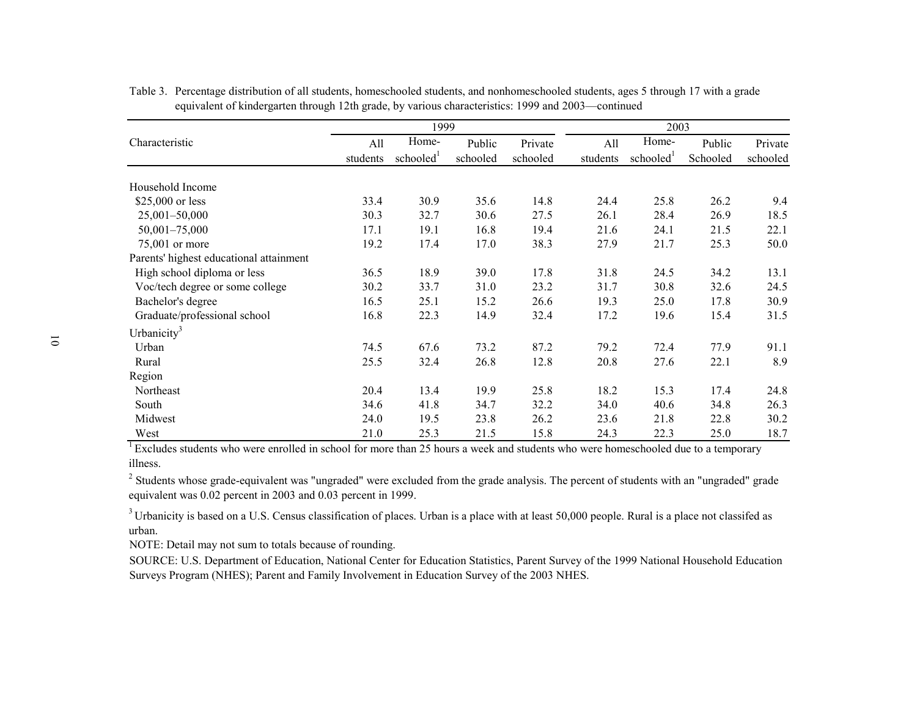Table 3. Percentage distribution of all students, homeschooled students, and nonhomeschooled students, ages 5 through 17 with a grade equivalent of kindergarten through 12th grade, by various characteristics: 1999 and 2003—continued

| Characteristic | 1999 | | | | 2003 | | | |
|---|---|---|---|---|---|---|---|---|
| | All students | Home-schooled[1] | Public schooled | Private schooled | All students | Home-schooled[1] | Public Schooled | Private schooled |
| Household Income | | | | | | | | |
| $25,000 or less | 33.4 | 30.9 | 35.6 | 14.8 | 24.4 | 25.8 | 26.2 | 9.4 |
| 25,001–50,000 | 30.3 | 32.7 | 30.6 | 27.5 | 26.1 | 28.4 | 26.9 | 18.5 |
| 50,001–75,000 | 17.1 | 19.1 | 16.8 | 19.4 | 21.6 | 24.1 | 21.5 | 22.1 |
| 75,001 or more | 19.2 | 17.4 | 17.0 | 38.3 | 27.9 | 21.7 | 25.3 | 50.0 |
| Parents' highest educational attainment | | | | | | | | |
| High school diploma or less | 36.5 | 18.9 | 39.0 | 17.8 | 31.8 | 24.5 | 34.2 | 13.1 |
| Voc/tech degree or some college | 30.2 | 33.7 | 31.0 | 23.2 | 31.7 | 30.8 | 32.6 | 24.5 |
| Bachelor's degree | 16.5 | 25.1 | 15.2 | 26.6 | 19.3 | 25.0 | 17.8 | 30.9 |
| Graduate/professional school | 16.8 | 22.3 | 14.9 | 32.4 | 17.2 | 19.6 | 15.4 | 31.5 |
| Urbanicity[3] | | | | | | | | |
| Urban | 74.5 | 67.6 | 73.2 | 87.2 | 79.2 | 72.4 | 77.9 | 91.1 |
| Rural | 25.5 | 32.4 | 26.8 | 12.8 | 20.8 | 27.6 | 22.1 | 8.9 |
| Region | | | | | | | | |
| Northeast | 20.4 | 13.4 | 19.9 | 25.8 | 18.2 | 15.3 | 17.4 | 24.8 |
| South | 34.6 | 41.8 | 34.7 | 32.2 | 34.0 | 40.6 | 34.8 | 26.3 |
| Midwest | 24.0 | 19.5 | 23.8 | 26.2 | 23.6 | 21.8 | 22.8 | 30.2 |
| West | 21.0 | 25.3 | 21.5 | 15.8 | 24.3 | 22.3 | 25.0 | 18.7 |

[1] Excludes students who were enrolled in school for more than 25 hours a week and students who were homeschooled due to a temporary illness.

[2] Students whose grade-equivalent was "ungraded" were excluded from the grade analysis. The percent of students with an "ungraded" grade equivalent was 0.02 percent in 2003 and 0.03 percent in 1999.

[3] Urbanicity is based on a U.S. Census classification of places. Urban is a place with at least 50,000 people. Rural is a place not classifed as urban.

NOTE: Detail may not sum to totals because of rounding.

SOURCE: U.S. Department of Education, National Center for Education Statistics, Parent Survey of the 1999 National Household Education Surveys Program (NHES); Parent and Family Involvement in Education Survey of the 2003 NHES.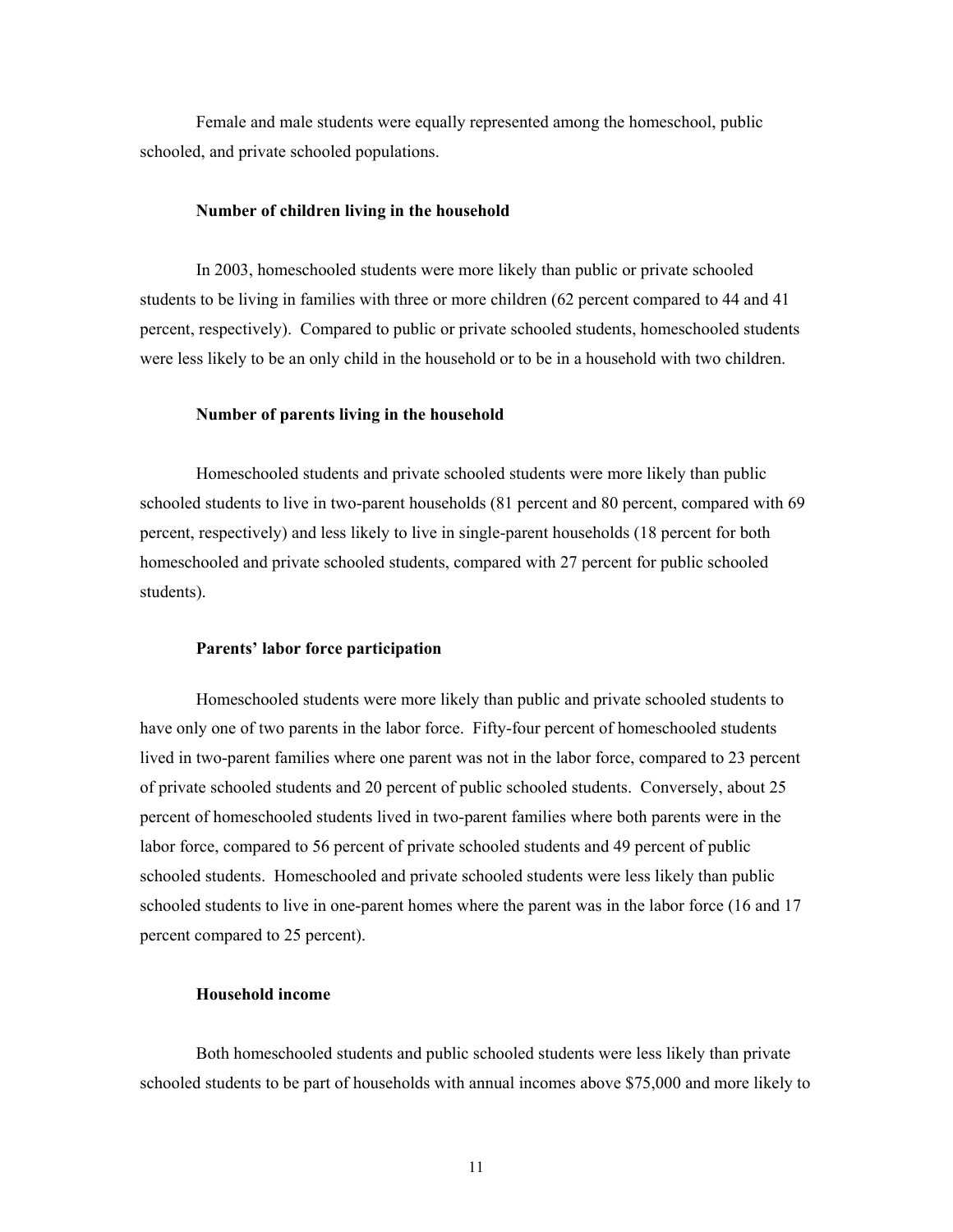Female and male students were equally represented among the homeschool, public schooled, and private schooled populations.

**Number of children living in the household**

In 2003, homeschooled students were more likely than public or private schooled students to be living in families with three or more children (62 percent compared to 44 and 41 percent, respectively). Compared to public or private schooled students, homeschooled students were less likely to be an only child in the household or to be in a household with two children.

**Number of parents living in the household**

Homeschooled students and private schooled students were more likely than public schooled students to live in two-parent households (81 percent and 80 percent, compared with 69 percent, respectively) and less likely to live in single-parent households (18 percent for both homeschooled and private schooled students, compared with 27 percent for public schooled students).

**Parents' labor force participation**

Homeschooled students were more likely than public and private schooled students to have only one of two parents in the labor force. Fifty-four percent of homeschooled students lived in two-parent families where one parent was not in the labor force, compared to 23 percent of private schooled students and 20 percent of public schooled students. Conversely, about 25 percent of homeschooled students lived in two-parent families where both parents were in the labor force, compared to 56 percent of private schooled students and 49 percent of public schooled students. Homeschooled and private schooled students were less likely than public schooled students to live in one-parent homes where the parent was in the labor force (16 and 17 percent compared to 25 percent).

**Household income**

Both homeschooled students and public schooled students were less likely than private schooled students to be part of households with annual incomes above $75,000 and more likely to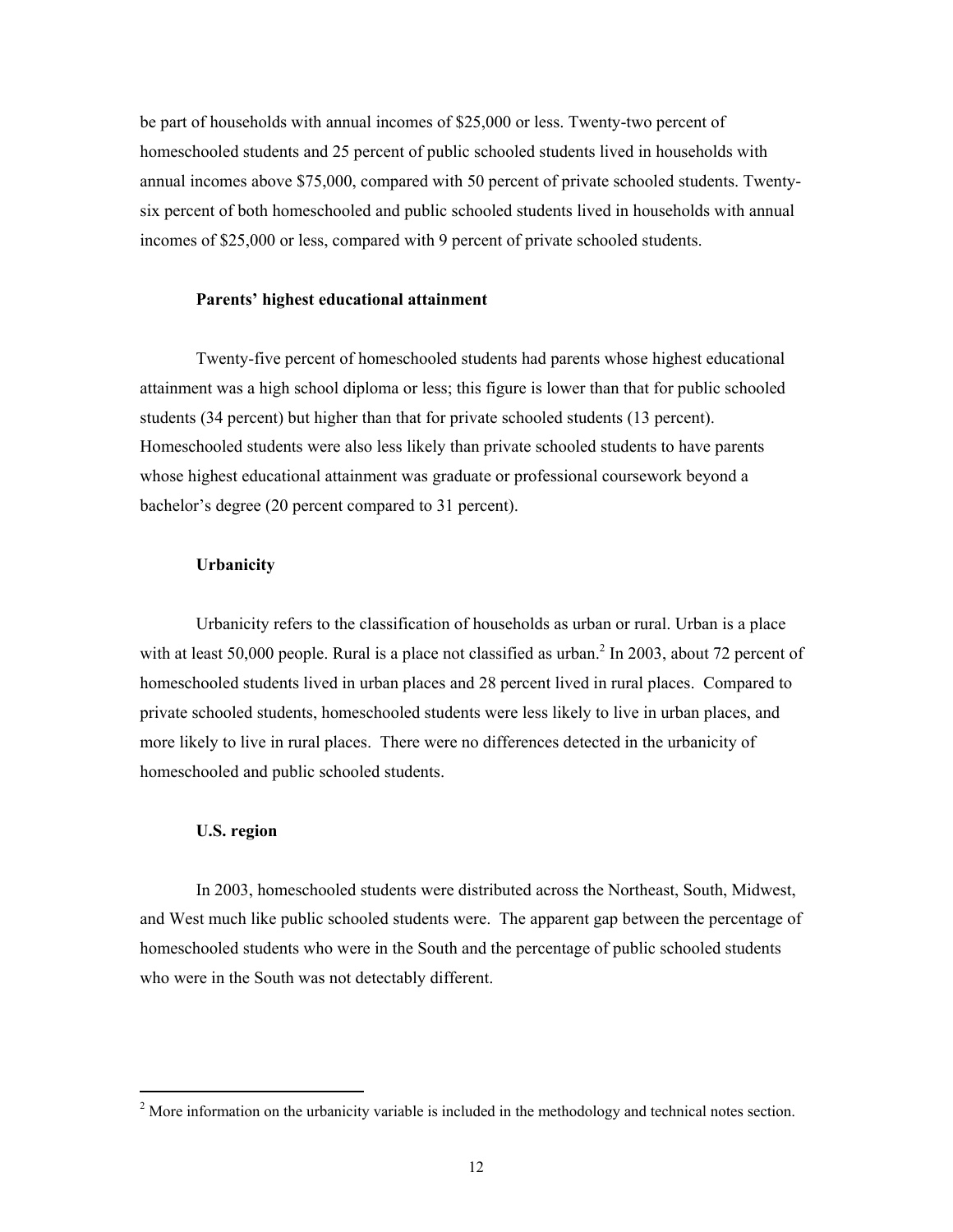be part of households with annual incomes of $25,000 or less. Twenty-two percent of homeschooled students and 25 percent of public schooled students lived in households with annual incomes above $75,000, compared with 50 percent of private schooled students. Twenty-six percent of both homeschooled and public schooled students lived in households with annual incomes of $25,000 or less, compared with 9 percent of private schooled students.

### Parents' highest educational attainment

Twenty-five percent of homeschooled students had parents whose highest educational attainment was a high school diploma or less; this figure is lower than that for public schooled students (34 percent) but higher than that for private schooled students (13 percent). Homeschooled students were also less likely than private schooled students to have parents whose highest educational attainment was graduate or professional coursework beyond a bachelor's degree (20 percent compared to 31 percent).

### Urbanicity

Urbanicity refers to the classification of households as urban or rural. Urban is a place with at least 50,000 people. Rural is a place not classified as urban.[2] In 2003, about 72 percent of homeschooled students lived in urban places and 28 percent lived in rural places. Compared to private schooled students, homeschooled students were less likely to live in urban places, and more likely to live in rural places. There were no differences detected in the urbanicity of homeschooled and public schooled students.

### U.S. region

In 2003, homeschooled students were distributed across the Northeast, South, Midwest, and West much like public schooled students were. The apparent gap between the percentage of homeschooled students who were in the South and the percentage of public schooled students who were in the South was not detectably different.

---

[2] More information on the urbanicity variable is included in the methodology and technical notes section.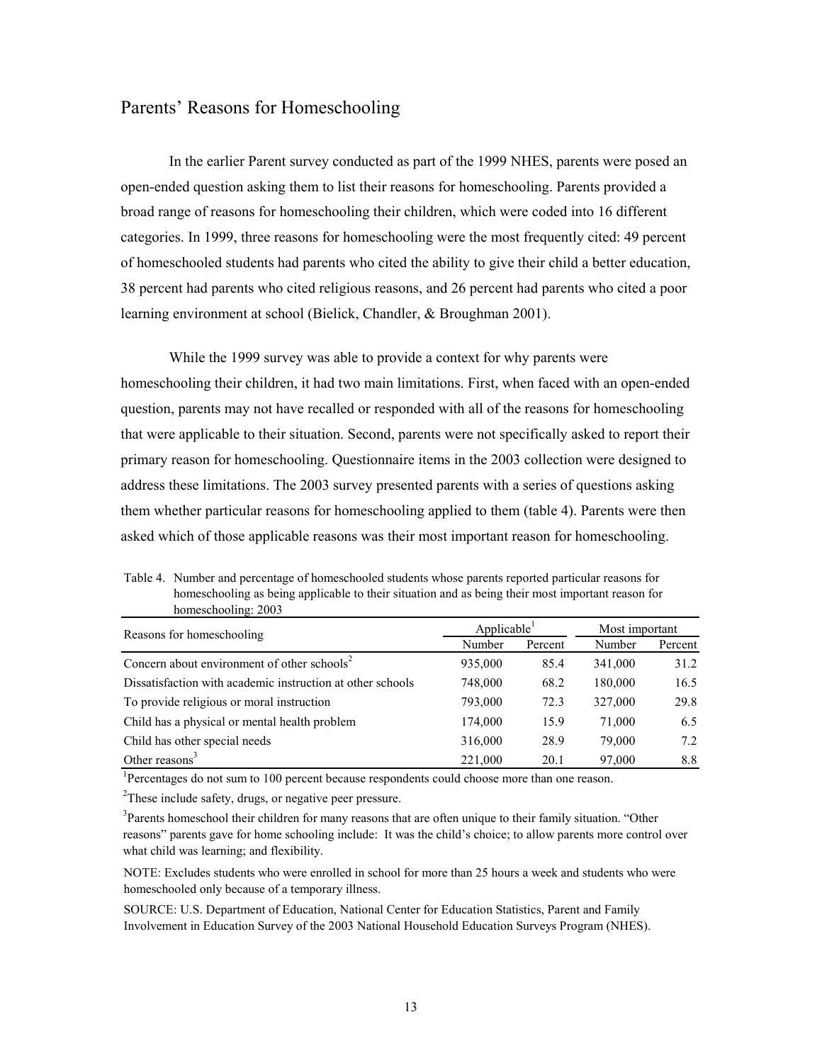## Parents' Reasons for Homeschooling

In the earlier Parent survey conducted as part of the 1999 NHES, parents were posed an open-ended question asking them to list their reasons for homeschooling. Parents provided a broad range of reasons for homeschooling their children, which were coded into 16 different categories. In 1999, three reasons for homeschooling were the most frequently cited: 49 percent of homeschooled students had parents who cited the ability to give their child a better education, 38 percent had parents who cited religious reasons, and 26 percent had parents who cited a poor learning environment at school (Bielick, Chandler, & Broughman 2001).

While the 1999 survey was able to provide a context for why parents were homeschooling their children, it had two main limitations. First, when faced with an open-ended question, parents may not have recalled or responded with all of the reasons for homeschooling that were applicable to their situation. Second, parents were not specifically asked to report their primary reason for homeschooling. Questionnaire items in the 2003 collection were designed to address these limitations. The 2003 survey presented parents with a series of questions asking them whether particular reasons for homeschooling applied to them (table 4). Parents were then asked which of those applicable reasons was their most important reason for homeschooling.

Table 4. Number and percentage of homeschooled students whose parents reported particular reasons for homeschooling as being applicable to their situation and as being their most important reason for homeschooling: 2003

| Reasons for homeschooling | Applicable[1] | | Most important | |
|---|---|---|---|---|
| | Number | Percent | Number | Percent |
| Concern about environment of other schools[2] | 935,000 | 85.4 | 341,000 | 31.2 |
| Dissatisfaction with academic instruction at other schools | 748,000 | 68.2 | 180,000 | 16.5 |
| To provide religious or moral instruction | 793,000 | 72.3 | 327,000 | 29.8 |
| Child has a physical or mental health problem | 174,000 | 15.9 | 71,000 | 6.5 |
| Child has other special needs | 316,000 | 28.9 | 79,000 | 7.2 |
| Other reasons[3] | 221,000 | 20.1 | 97,000 | 8.8 |

[1]Percentages do not sum to 100 percent because respondents could choose more than one reason.

[2]These include safety, drugs, or negative peer pressure.

[3]Parents homeschool their children for many reasons that are often unique to their family situation. "Other reasons" parents gave for home schooling include: It was the child's choice; to allow parents more control over what child was learning; and flexibility.

NOTE: Excludes students who were enrolled in school for more than 25 hours a week and students who were homeschooled only because of a temporary illness.

SOURCE: U.S. Department of Education, National Center for Education Statistics, Parent and Family Involvement in Education Survey of the 2003 National Household Education Surveys Program (NHES).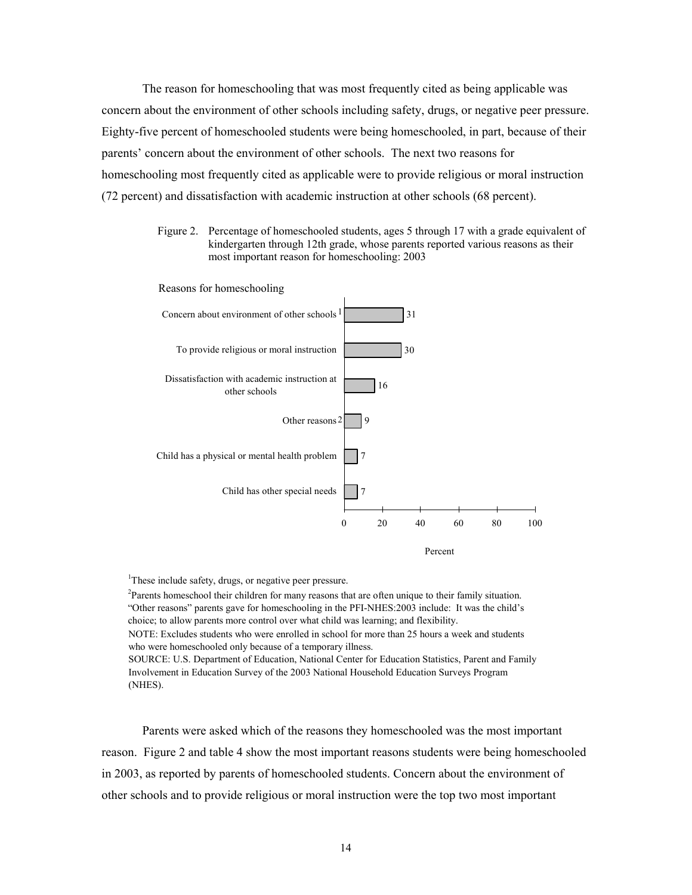The reason for homeschooling that was most frequently cited as being applicable was concern about the environment of other schools including safety, drugs, or negative peer pressure. Eighty-five percent of homeschooled students were being homeschooled, in part, because of their parents' concern about the environment of other schools. The next two reasons for homeschooling most frequently cited as applicable were to provide religious or moral instruction (72 percent) and dissatisfaction with academic instruction at other schools (68 percent).

Figure 2. Percentage of homeschooled students, ages 5 through 17 with a grade equivalent of kindergarten through 12th grade, whose parents reported various reasons as their most important reason for homeschooling: 2003

| Reasons for homeschooling | Percent |
|---|---|
| Concern about environment of other schools[1] | 31 |
| To provide religious or moral instruction | 30 |
| Dissatisfaction with academic instruction at other schools | 16 |
| Other reasons[2] | 9 |
| Child has a physical or mental health problem | 7 |
| Child has other special needs | 7 |

[1]These include safety, drugs, or negative peer pressure.

[2]Parents homeschool their children for many reasons that are often unique to their family situation. "Other reasons" parents gave for homeschooling in the PFI-NHES:2003 include: It was the child's choice; to allow parents more control over what child was learning; and flexibility.

NOTE: Excludes students who were enrolled in school for more than 25 hours a week and students who were homeschooled only because of a temporary illness.

SOURCE: U.S. Department of Education, National Center for Education Statistics, Parent and Family Involvement in Education Survey of the 2003 National Household Education Surveys Program (NHES).

Parents were asked which of the reasons they homeschooled was the most important reason. Figure 2 and table 4 show the most important reasons students were being homeschooled in 2003, as reported by parents of homeschooled students. Concern about the environment of other schools and to provide religious or moral instruction were the top two most important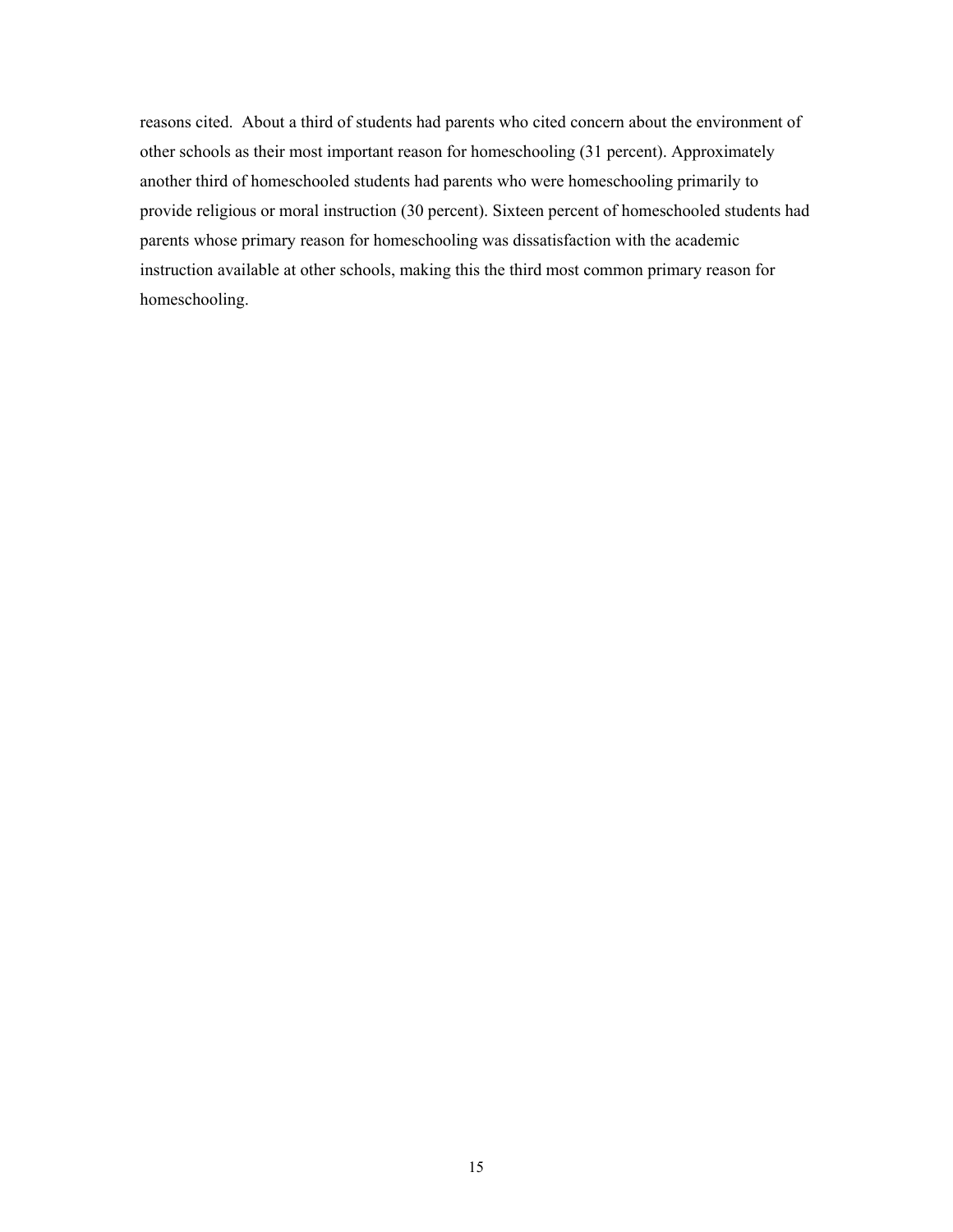reasons cited. About a third of students had parents who cited concern about the environment of other schools as their most important reason for homeschooling (31 percent). Approximately another third of homeschooled students had parents who were homeschooling primarily to provide religious or moral instruction (30 percent). Sixteen percent of homeschooled students had parents whose primary reason for homeschooling was dissatisfaction with the academic instruction available at other schools, making this the third most common primary reason for homeschooling.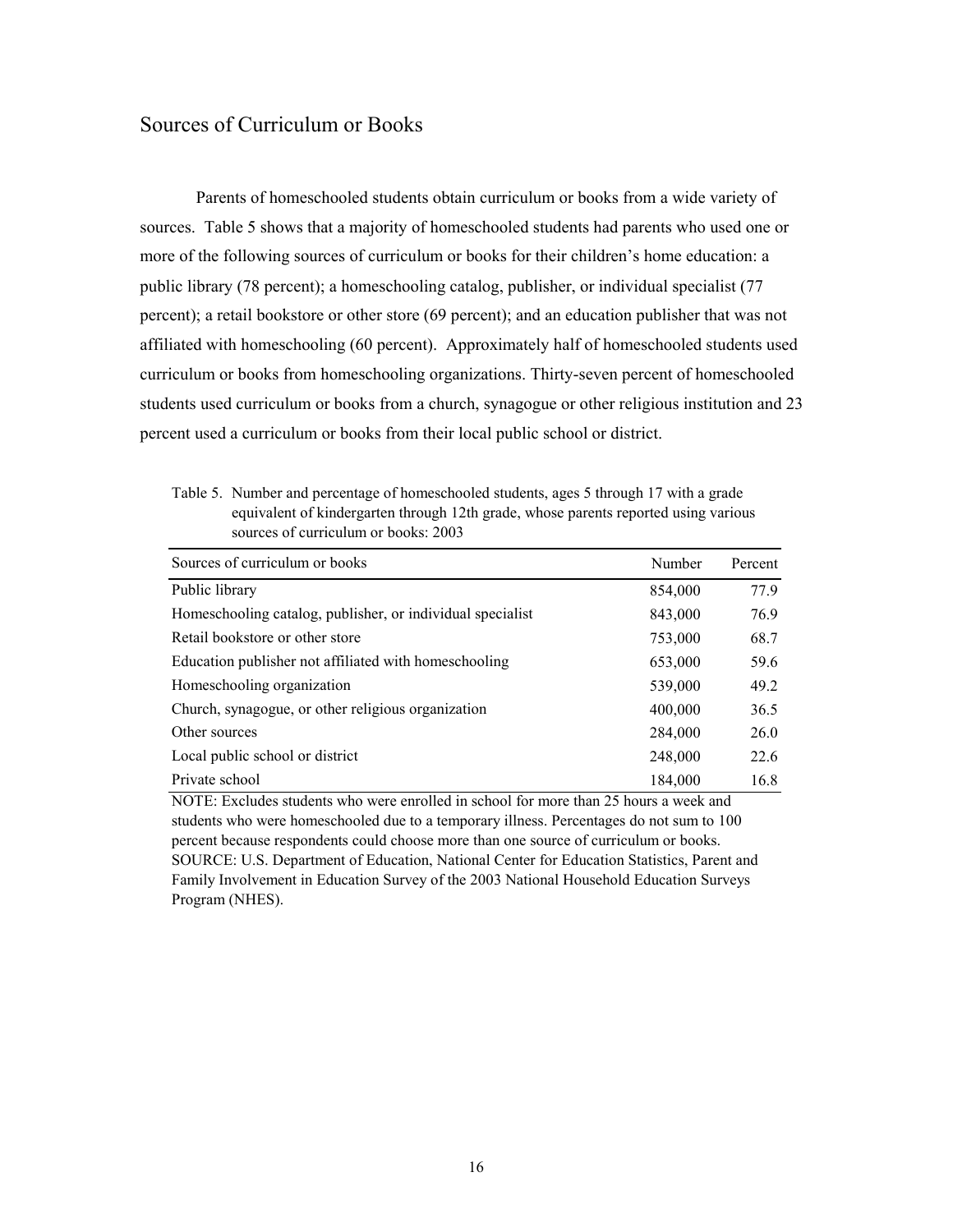## Sources of Curriculum or Books

Parents of homeschooled students obtain curriculum or books from a wide variety of sources. Table 5 shows that a majority of homeschooled students had parents who used one or more of the following sources of curriculum or books for their children's home education: a public library (78 percent); a homeschooling catalog, publisher, or individual specialist (77 percent); a retail bookstore or other store (69 percent); and an education publisher that was not affiliated with homeschooling (60 percent). Approximately half of homeschooled students used curriculum or books from homeschooling organizations. Thirty-seven percent of homeschooled students used curriculum or books from a church, synagogue or other religious institution and 23 percent used a curriculum or books from their local public school or district.

Table 5. Number and percentage of homeschooled students, ages 5 through 17 with a grade equivalent of kindergarten through 12th grade, whose parents reported using various sources of curriculum or books: 2003

| Sources of curriculum or books | Number | Percent |
|---|---|---|
| Public library | 854,000 | 77.9 |
| Homeschooling catalog, publisher, or individual specialist | 843,000 | 76.9 |
| Retail bookstore or other store | 753,000 | 68.7 |
| Education publisher not affiliated with homeschooling | 653,000 | 59.6 |
| Homeschooling organization | 539,000 | 49.2 |
| Church, synagogue, or other religious organization | 400,000 | 36.5 |
| Other sources | 284,000 | 26.0 |
| Local public school or district | 248,000 | 22.6 |
| Private school | 184,000 | 16.8 |

NOTE: Excludes students who were enrolled in school for more than 25 hours a week and students who were homeschooled due to a temporary illness. Percentages do not sum to 100 percent because respondents could choose more than one source of curriculum or books.
SOURCE: U.S. Department of Education, National Center for Education Statistics, Parent and Family Involvement in Education Survey of the 2003 National Household Education Surveys Program (NHES).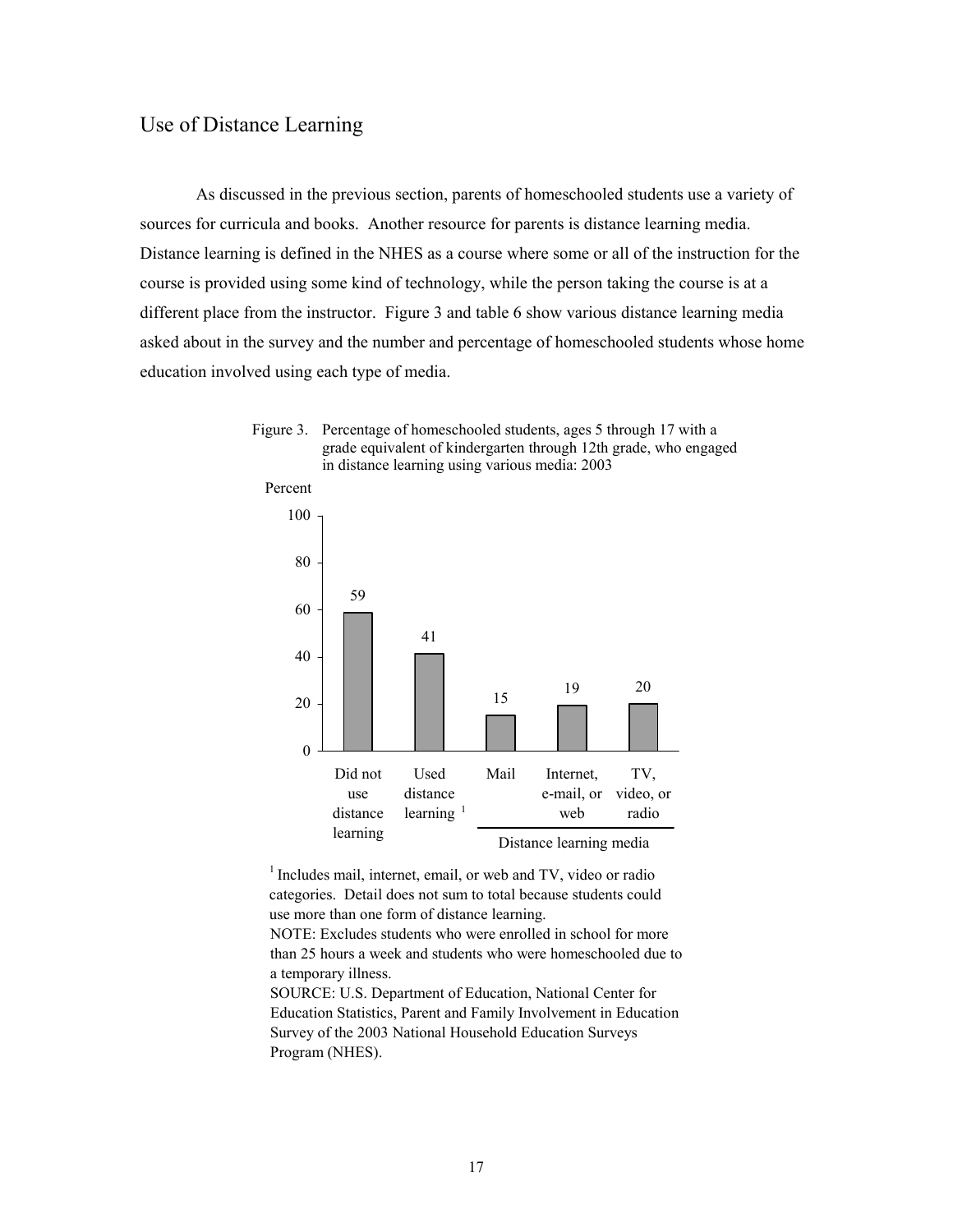## Use of Distance Learning

As discussed in the previous section, parents of homeschooled students use a variety of sources for curricula and books. Another resource for parents is distance learning media. Distance learning is defined in the NHES as a course where some or all of the instruction for the course is provided using some kind of technology, while the person taking the course is at a different place from the instructor. Figure 3 and table 6 show various distance learning media asked about in the survey and the number and percentage of homeschooled students whose home education involved using each type of media.

Figure 3. Percentage of homeschooled students, ages 5 through 17 with a grade equivalent of kindergarten through 12th grade, who engaged in distance learning using various media: 2003

| Category | Percent |
| --- | --- |
| Did not use distance learning | 59 |
| Used distance learning [1] | 41 |
| Distance learning media: Mail | 15 |
| Distance learning media: Internet, e-mail, or web | 19 |
| Distance learning media: TV, video, or radio | 20 |

[1] Includes mail, internet, email, or web and TV, video or radio categories. Detail does not sum to total because students could use more than one form of distance learning.

NOTE: Excludes students who were enrolled in school for more than 25 hours a week and students who were homeschooled due to a temporary illness.

SOURCE: U.S. Department of Education, National Center for Education Statistics, Parent and Family Involvement in Education Survey of the 2003 National Household Education Surveys Program (NHES).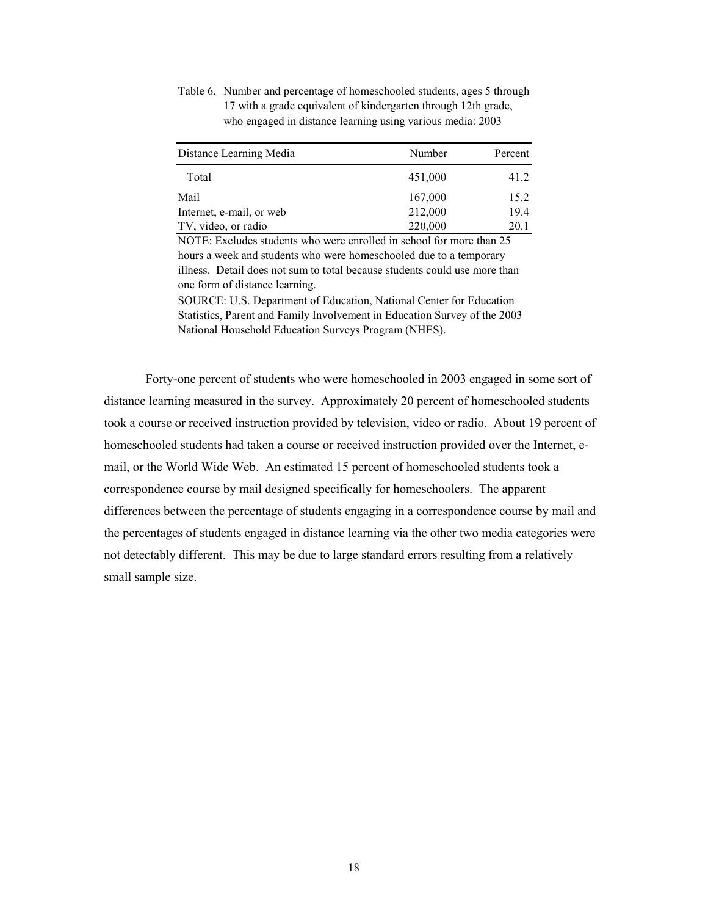Table 6. Number and percentage of homeschooled students, ages 5 through 17 with a grade equivalent of kindergarten through 12th grade, who engaged in distance learning using various media: 2003

| Distance Learning Media | Number | Percent |
|---|---|---|
| Total | 451,000 | 41.2 |
| Mail | 167,000 | 15.2 |
| Internet, e-mail, or web | 212,000 | 19.4 |
| TV, video, or radio | 220,000 | 20.1 |

NOTE: Excludes students who were enrolled in school for more than 25 hours a week and students who were homeschooled due to a temporary illness. Detail does not sum to total because students could use more than one form of distance learning.

SOURCE: U.S. Department of Education, National Center for Education Statistics, Parent and Family Involvement in Education Survey of the 2003 National Household Education Surveys Program (NHES).

Forty-one percent of students who were homeschooled in 2003 engaged in some sort of distance learning measured in the survey. Approximately 20 percent of homeschooled students took a course or received instruction provided by television, video or radio. About 19 percent of homeschooled students had taken a course or received instruction provided over the Internet, e-mail, or the World Wide Web. An estimated 15 percent of homeschooled students took a correspondence course by mail designed specifically for homeschoolers. The apparent differences between the percentage of students engaging in a correspondence course by mail and the percentages of students engaged in distance learning via the other two media categories were not detectably different. This may be due to large standard errors resulting from a relatively small sample size.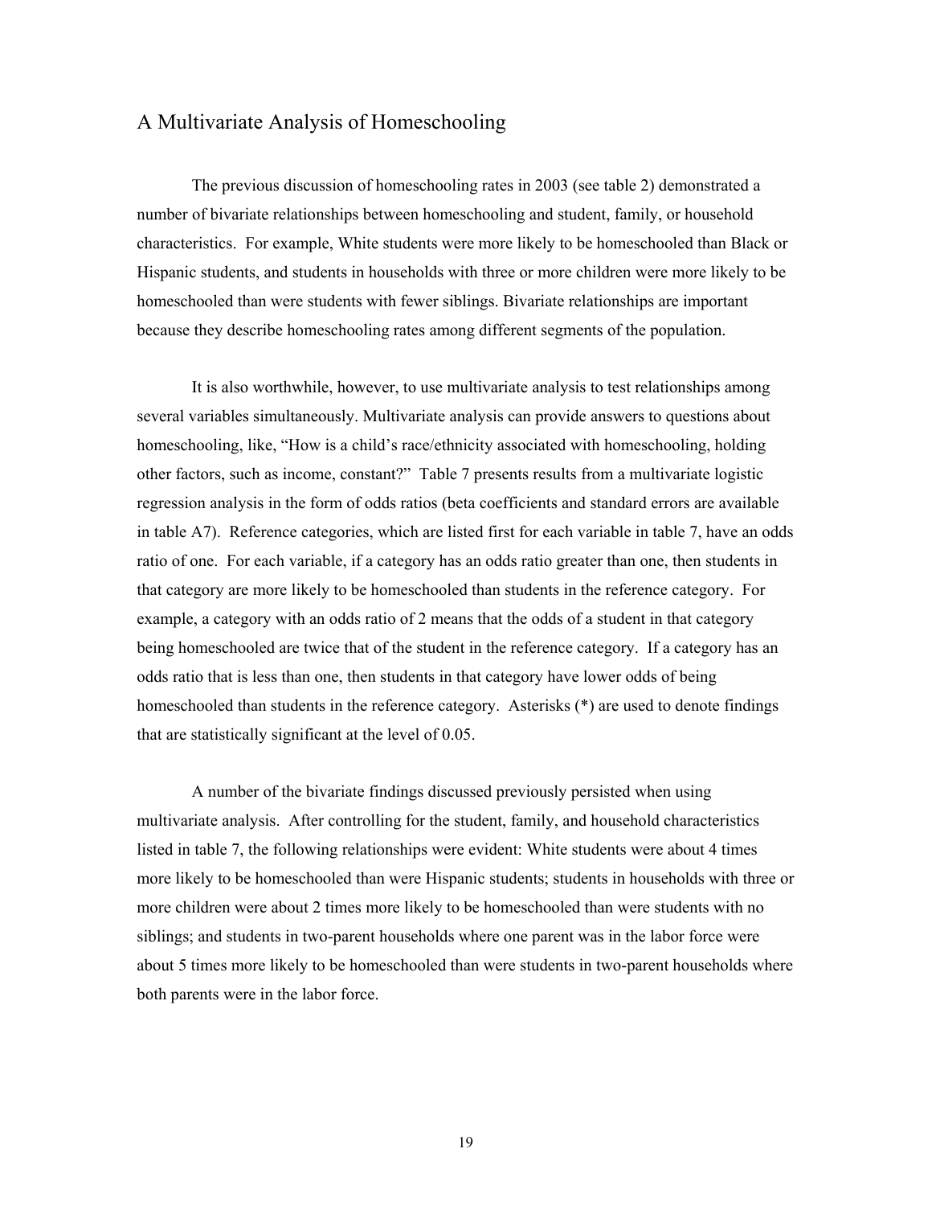## A Multivariate Analysis of Homeschooling

The previous discussion of homeschooling rates in 2003 (see table 2) demonstrated a number of bivariate relationships between homeschooling and student, family, or household characteristics. For example, White students were more likely to be homeschooled than Black or Hispanic students, and students in households with three or more children were more likely to be homeschooled than were students with fewer siblings. Bivariate relationships are important because they describe homeschooling rates among different segments of the population.

It is also worthwhile, however, to use multivariate analysis to test relationships among several variables simultaneously. Multivariate analysis can provide answers to questions about homeschooling, like, "How is a child's race/ethnicity associated with homeschooling, holding other factors, such as income, constant?" Table 7 presents results from a multivariate logistic regression analysis in the form of odds ratios (beta coefficients and standard errors are available in table A7). Reference categories, which are listed first for each variable in table 7, have an odds ratio of one. For each variable, if a category has an odds ratio greater than one, then students in that category are more likely to be homeschooled than students in the reference category. For example, a category with an odds ratio of 2 means that the odds of a student in that category being homeschooled are twice that of the student in the reference category. If a category has an odds ratio that is less than one, then students in that category have lower odds of being homeschooled than students in the reference category. Asterisks (*) are used to denote findings that are statistically significant at the level of 0.05.

A number of the bivariate findings discussed previously persisted when using multivariate analysis. After controlling for the student, family, and household characteristics listed in table 7, the following relationships were evident: White students were about 4 times more likely to be homeschooled than were Hispanic students; students in households with three or more children were about 2 times more likely to be homeschooled than were students with no siblings; and students in two-parent households where one parent was in the labor force were about 5 times more likely to be homeschooled than were students in two-parent households where both parents were in the labor force.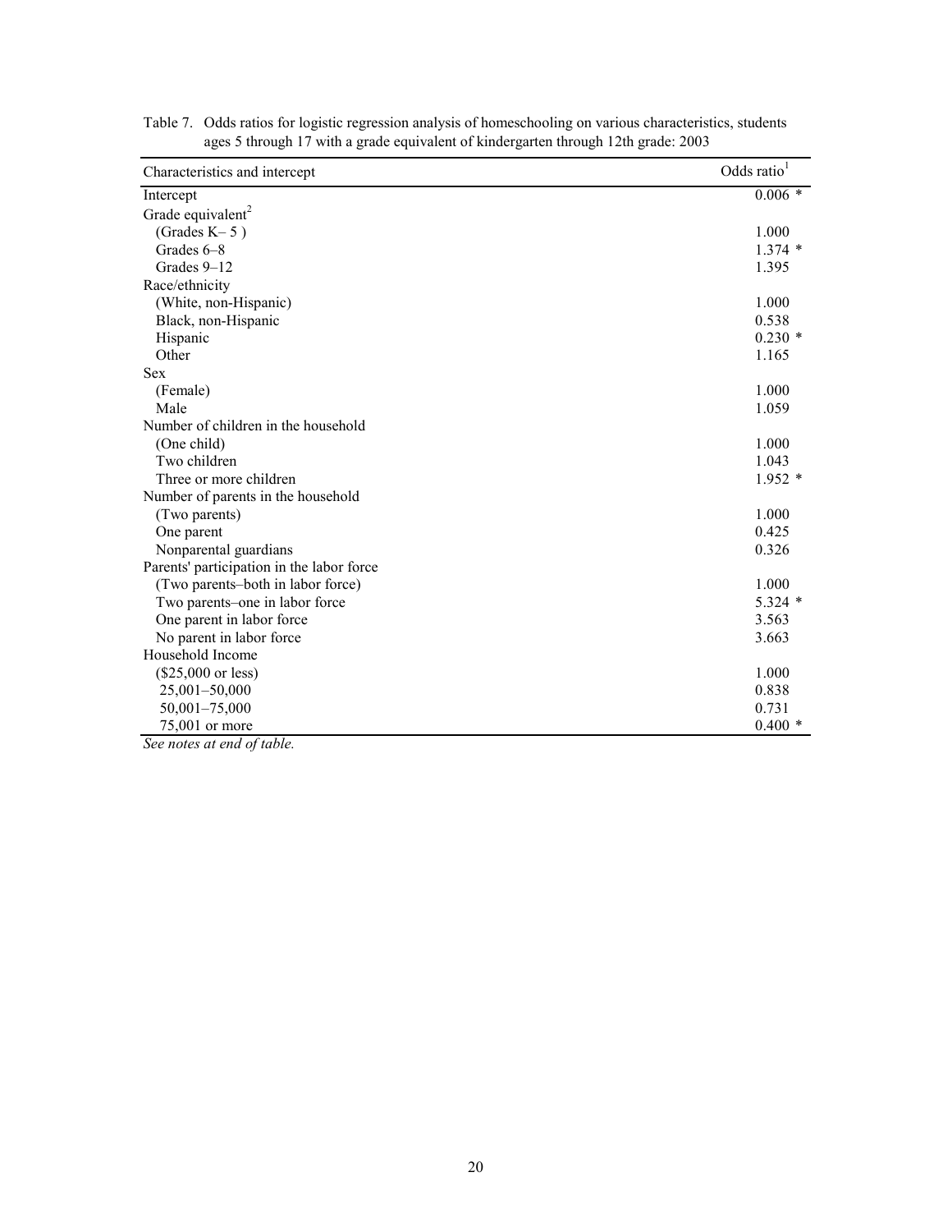Table 7. Odds ratios for logistic regression analysis of homeschooling on various characteristics, students ages 5 through 17 with a grade equivalent of kindergarten through 12th grade: 2003

| Characteristics and intercept | Odds ratio[1] |
|---|---|
| Intercept | 0.006 * |
| Grade equivalent[2] | |
| (Grades K– 5 ) | 1.000 |
| Grades 6–8 | 1.374 * |
| Grades 9–12 | 1.395 |
| Race/ethnicity | |
| (White, non-Hispanic) | 1.000 |
| Black, non-Hispanic | 0.538 |
| Hispanic | 0.230 * |
| Other | 1.165 |
| Sex | |
| (Female) | 1.000 |
| Male | 1.059 |
| Number of children in the household | |
| (One child) | 1.000 |
| Two children | 1.043 |
| Three or more children | 1.952 * |
| Number of parents in the household | |
| (Two parents) | 1.000 |
| One parent | 0.425 |
| Nonparental guardians | 0.326 |
| Parents' participation in the labor force | |
| (Two parents–both in labor force) | 1.000 |
| Two parents–one in labor force | 5.324 * |
| One parent in labor force | 3.563 |
| No parent in labor force | 3.663 |
| Household Income | |
| ($25,000 or less) | 1.000 |
| 25,001–50,000 | 0.838 |
| 50,001–75,000 | 0.731 |
| 75,001 or more | 0.400 * |

*See notes at end of table.*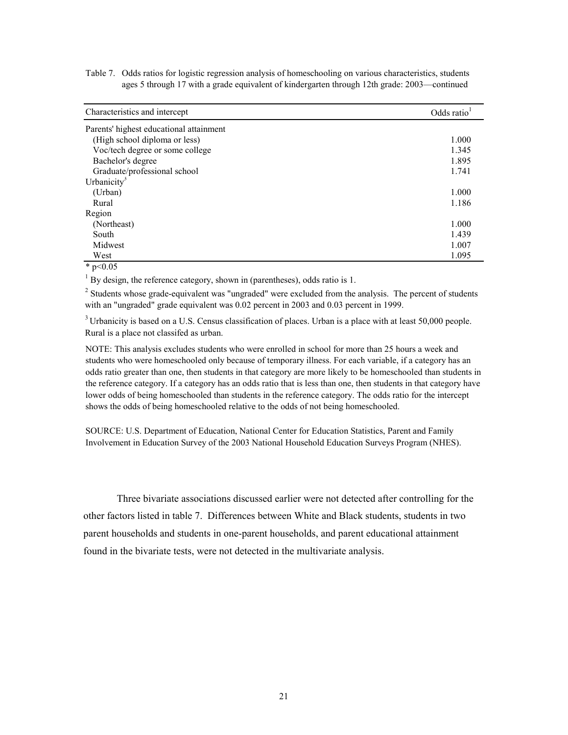Table 7. Odds ratios for logistic regression analysis of homeschooling on various characteristics, students ages 5 through 17 with a grade equivalent of kindergarten through 12th grade: 2003—continued

| Characteristics and intercept | Odds ratio[1] |
|---|---|
| Parents' highest educational attainment | |
| (High school diploma or less) | 1.000 |
| Voc/tech degree or some college | 1.345 |
| Bachelor's degree | 1.895 |
| Graduate/professional school | 1.741 |
| Urbanicity[3] | |
| (Urban) | 1.000 |
| Rural | 1.186 |
| Region | |
| (Northeast) | 1.000 |
| South | 1.439 |
| Midwest | 1.007 |
| West | 1.095 |

* $p<0.05$

[1] By design, the reference category, shown in (parentheses), odds ratio is 1.

[2] Students whose grade-equivalent was "ungraded" were excluded from the analysis. The percent of students with an "ungraded" grade equivalent was 0.02 percent in 2003 and 0.03 percent in 1999.

[3] Urbanicity is based on a U.S. Census classification of places. Urban is a place with at least 50,000 people. Rural is a place not classifed as urban.

NOTE: This analysis excludes students who were enrolled in school for more than 25 hours a week and students who were homeschooled only because of temporary illness. For each variable, if a category has an odds ratio greater than one, then students in that category are more likely to be homeschooled than students in the reference category. If a category has an odds ratio that is less than one, then students in that category have lower odds of being homeschooled than students in the reference category. The odds ratio for the intercept shows the odds of being homeschooled relative to the odds of not being homeschooled.

SOURCE: U.S. Department of Education, National Center for Education Statistics, Parent and Family Involvement in Education Survey of the 2003 National Household Education Surveys Program (NHES).

Three bivariate associations discussed earlier were not detected after controlling for the other factors listed in table 7. Differences between White and Black students, students in two parent households and students in one-parent households, and parent educational attainment found in the bivariate tests, were not detected in the multivariate analysis.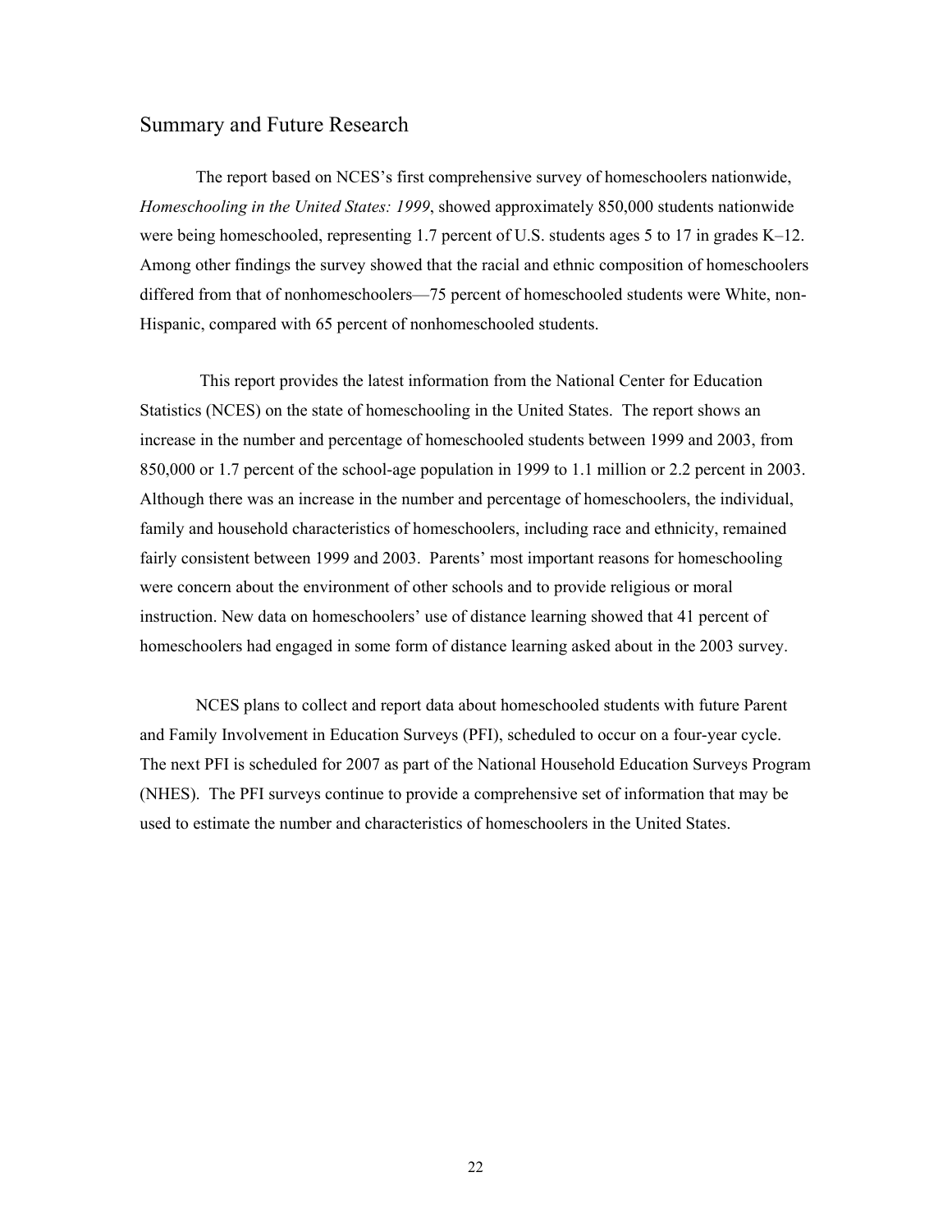## Summary and Future Research

The report based on NCES's first comprehensive survey of homeschoolers nationwide, *Homeschooling in the United States: 1999*, showed approximately 850,000 students nationwide were being homeschooled, representing 1.7 percent of U.S. students ages 5 to 17 in grades K–12. Among other findings the survey showed that the racial and ethnic composition of homeschoolers differed from that of nonhomeschoolers—75 percent of homeschooled students were White, non-Hispanic, compared with 65 percent of nonhomeschooled students.

This report provides the latest information from the National Center for Education Statistics (NCES) on the state of homeschooling in the United States. The report shows an increase in the number and percentage of homeschooled students between 1999 and 2003, from 850,000 or 1.7 percent of the school-age population in 1999 to 1.1 million or 2.2 percent in 2003. Although there was an increase in the number and percentage of homeschoolers, the individual, family and household characteristics of homeschoolers, including race and ethnicity, remained fairly consistent between 1999 and 2003. Parents' most important reasons for homeschooling were concern about the environment of other schools and to provide religious or moral instruction. New data on homeschoolers' use of distance learning showed that 41 percent of homeschoolers had engaged in some form of distance learning asked about in the 2003 survey.

NCES plans to collect and report data about homeschooled students with future Parent and Family Involvement in Education Surveys (PFI), scheduled to occur on a four-year cycle. The next PFI is scheduled for 2007 as part of the National Household Education Surveys Program (NHES). The PFI surveys continue to provide a comprehensive set of information that may be used to estimate the number and characteristics of homeschoolers in the United States.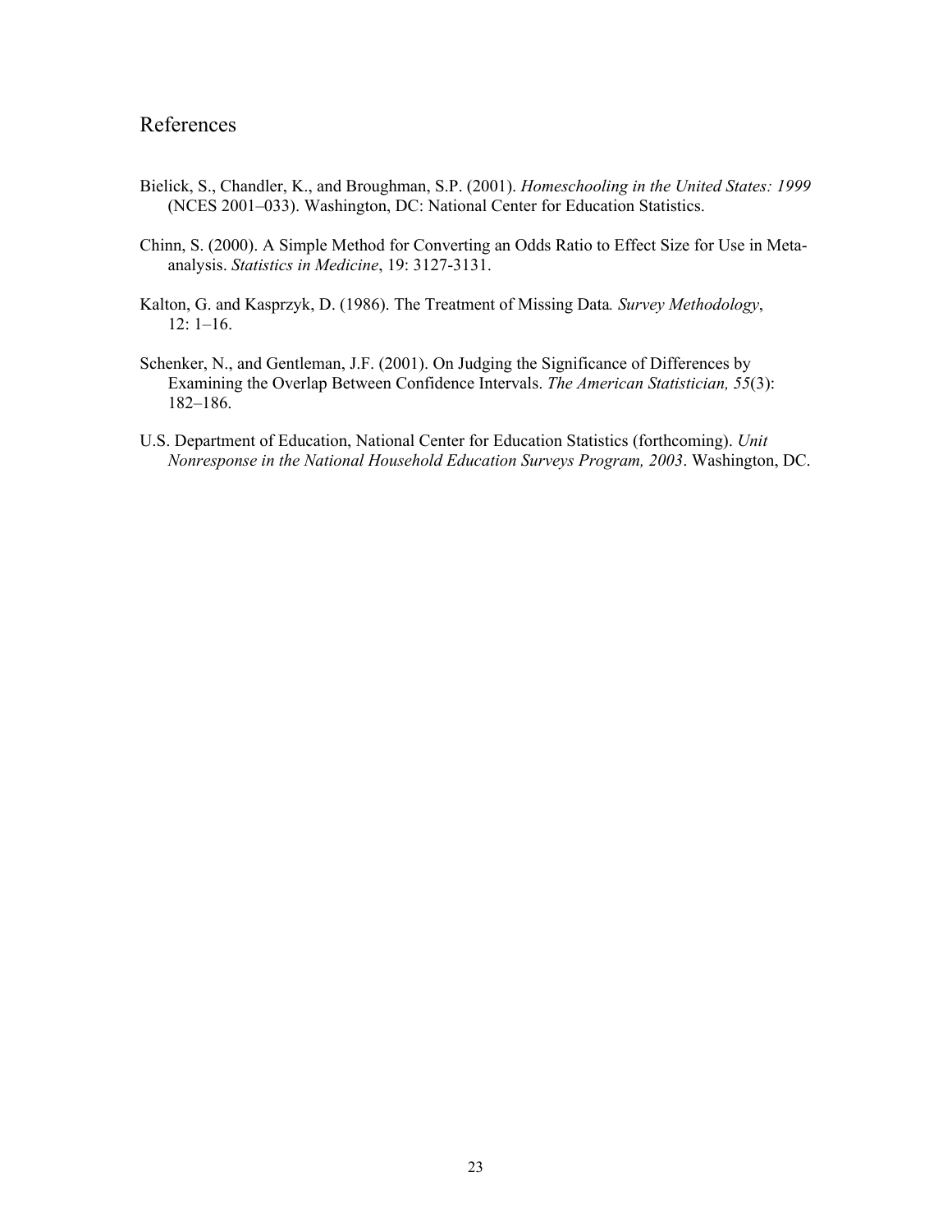# References

Bielick, S., Chandler, K., and Broughman, S.P. (2001). *Homeschooling in the United States: 1999* (NCES 2001–033). Washington, DC: National Center for Education Statistics.

Chinn, S. (2000). A Simple Method for Converting an Odds Ratio to Effect Size for Use in Meta-analysis. *Statistics in Medicine*, 19: 3127-3131.

Kalton, G. and Kasprzyk, D. (1986). The Treatment of Missing Data*. Survey Methodology*, 12: 1–16.

Schenker, N., and Gentleman, J.F. (2001). On Judging the Significance of Differences by Examining the Overlap Between Confidence Intervals. *The American Statistician, 55*(3): 182–186.

U.S. Department of Education, National Center for Education Statistics (forthcoming). *Unit Nonresponse in the National Household Education Surveys Program, 2003*. Washington, DC.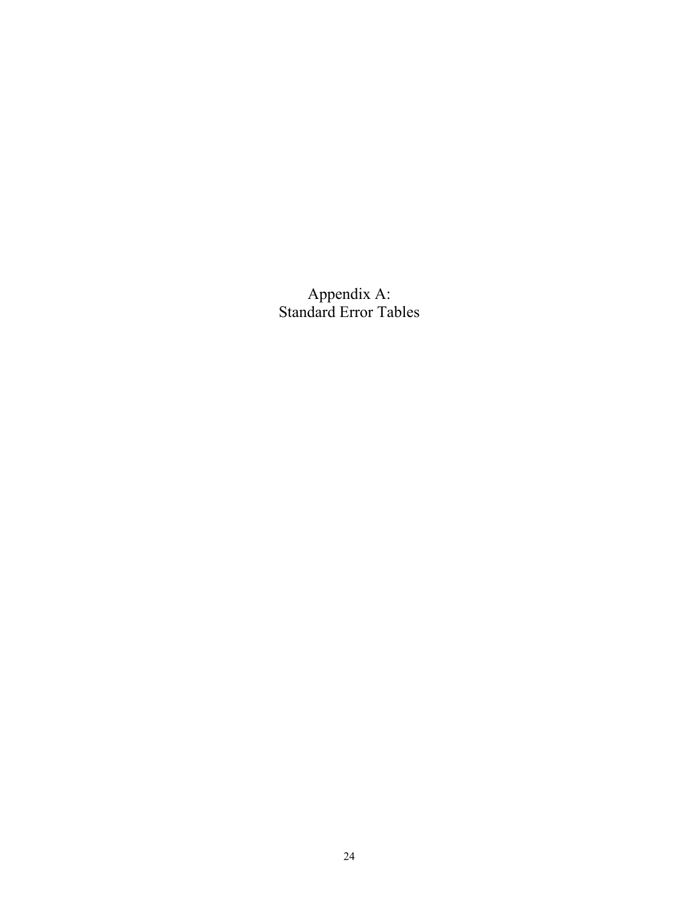# Appendix A:
# Standard Error Tables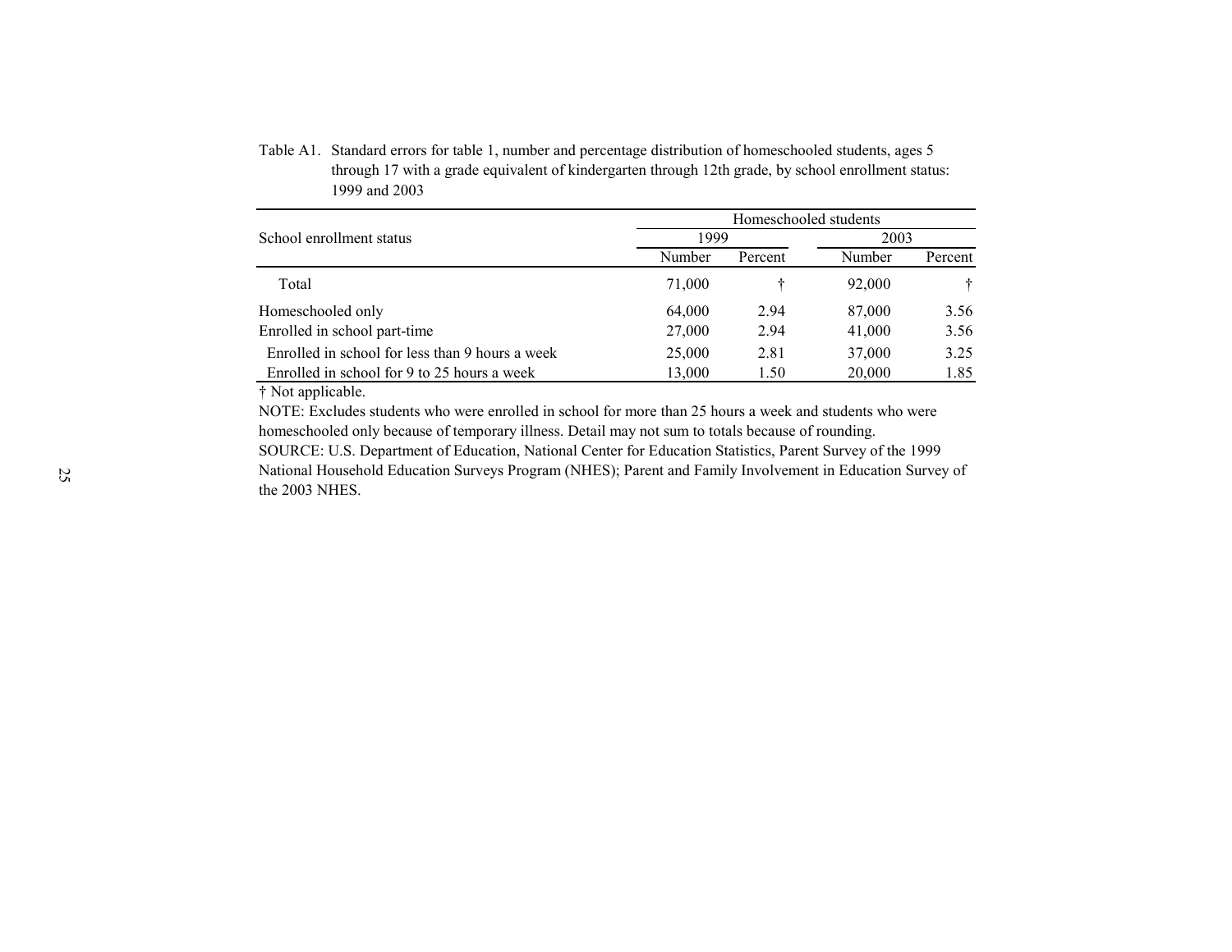Table A1. Standard errors for table 1, number and percentage distribution of homeschooled students, ages 5 through 17 with a grade equivalent of kindergarten through 12th grade, by school enrollment status: 1999 and 2003

| School enrollment status | Homeschooled students | | | |
|---|---|---|---|---|
| | 1999 | | 2003 | |
| | Number | Percent | Number | Percent |
| Total | 71,000 | † | 92,000 | † |
| Homeschooled only | 64,000 | 2.94 | 87,000 | 3.56 |
| Enrolled in school part-time | 27,000 | 2.94 | 41,000 | 3.56 |
| Enrolled in school for less than 9 hours a week | 25,000 | 2.81 | 37,000 | 3.25 |
| Enrolled in school for 9 to 25 hours a week | 13,000 | 1.50 | 20,000 | 1.85 |

† Not applicable.

NOTE: Excludes students who were enrolled in school for more than 25 hours a week and students who were homeschooled only because of temporary illness. Detail may not sum to totals because of rounding.

SOURCE: U.S. Department of Education, National Center for Education Statistics, Parent Survey of the 1999 National Household Education Surveys Program (NHES); Parent and Family Involvement in Education Survey of the 2003 NHES.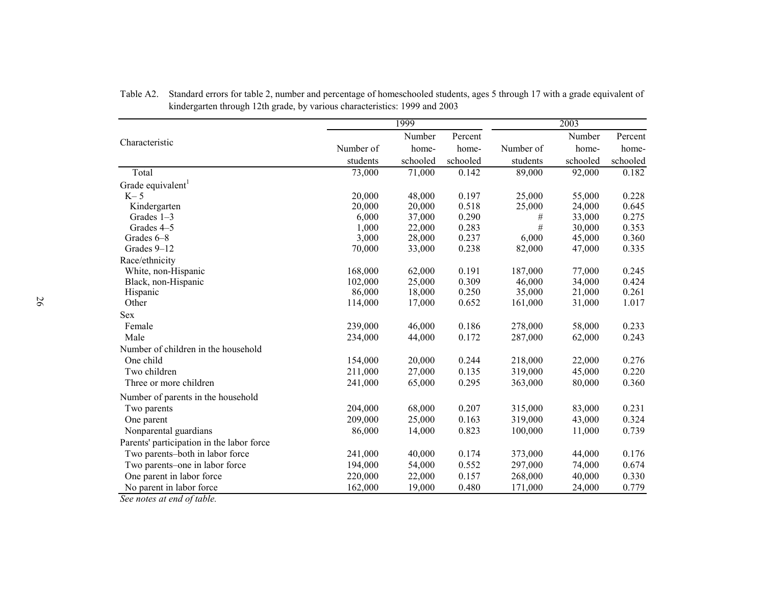Table A2. Standard errors for table 2, number and percentage of homeschooled students, ages 5 through 17 with a grade equivalent of kindergarten through 12th grade, by various characteristics: 1999 and 2003

| Characteristic | 1999 | | | 2003 | | |
|---|---|---|---|---|---|---|
| | Number of students | Number home-schooled | Percent home-schooled | Number of students | Number home-schooled | Percent home-schooled |
| Total | 73,000 | 71,000 | 0.142 | 89,000 | 92,000 | 0.182 |
| Grade equivalent[1] | | | | | | |
| K– 5 | 20,000 | 48,000 | 0.197 | 25,000 | 55,000 | 0.228 |
| Kindergarten | 20,000 | 20,000 | 0.518 | 25,000 | 24,000 | 0.645 |
| Grades 1–3 | 6,000 | 37,000 | 0.290 | # | 33,000 | 0.275 |
| Grades 4–5 | 1,000 | 22,000 | 0.283 | # | 30,000 | 0.353 |
| Grades 6–8 | 3,000 | 28,000 | 0.237 | 6,000 | 45,000 | 0.360 |
| Grades 9–12 | 70,000 | 33,000 | 0.238 | 82,000 | 47,000 | 0.335 |
| Race/ethnicity | | | | | | |
| White, non-Hispanic | 168,000 | 62,000 | 0.191 | 187,000 | 77,000 | 0.245 |
| Black, non-Hispanic | 102,000 | 25,000 | 0.309 | 46,000 | 34,000 | 0.424 |
| Hispanic | 86,000 | 18,000 | 0.250 | 35,000 | 21,000 | 0.261 |
| Other | 114,000 | 17,000 | 0.652 | 161,000 | 31,000 | 1.017 |
| Sex | | | | | | |
| Female | 239,000 | 46,000 | 0.186 | 278,000 | 58,000 | 0.233 |
| Male | 234,000 | 44,000 | 0.172 | 287,000 | 62,000 | 0.243 |
| Number of children in the household | | | | | | |
| One child | 154,000 | 20,000 | 0.244 | 218,000 | 22,000 | 0.276 |
| Two children | 211,000 | 27,000 | 0.135 | 319,000 | 45,000 | 0.220 |
| Three or more children | 241,000 | 65,000 | 0.295 | 363,000 | 80,000 | 0.360 |
| Number of parents in the household | | | | | | |
| Two parents | 204,000 | 68,000 | 0.207 | 315,000 | 83,000 | 0.231 |
| One parent | 209,000 | 25,000 | 0.163 | 319,000 | 43,000 | 0.324 |
| Nonparental guardians | 86,000 | 14,000 | 0.823 | 100,000 | 11,000 | 0.739 |
| Parents' participation in the labor force | | | | | | |
| Two parents–both in labor force | 241,000 | 40,000 | 0.174 | 373,000 | 44,000 | 0.176 |
| Two parents–one in labor force | 194,000 | 54,000 | 0.552 | 297,000 | 74,000 | 0.674 |
| One parent in labor force | 220,000 | 22,000 | 0.157 | 268,000 | 40,000 | 0.330 |
| No parent in labor force | 162,000 | 19,000 | 0.480 | 171,000 | 24,000 | 0.779 |

*See notes at end of table.*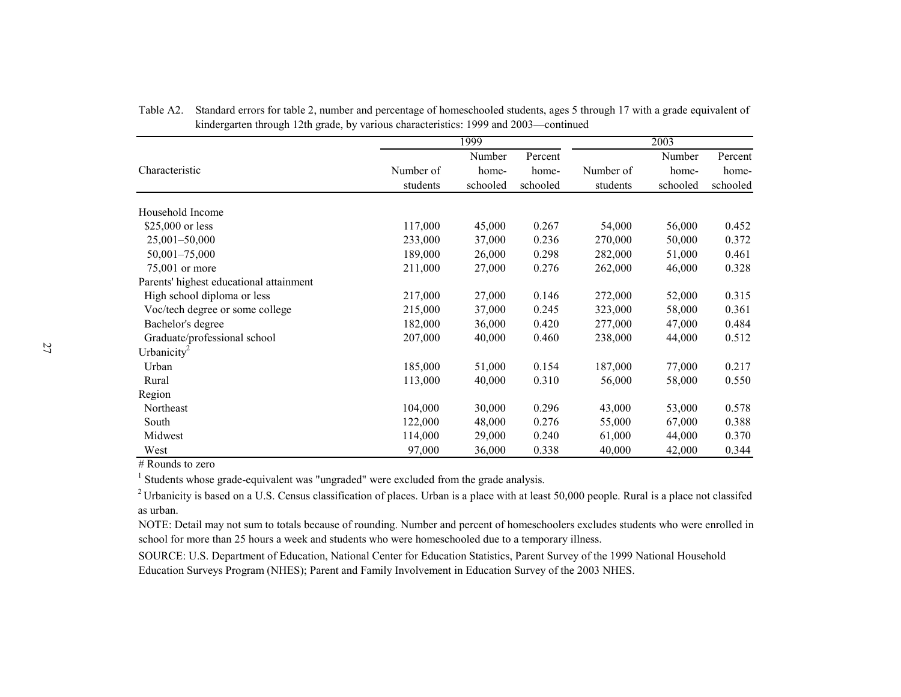Table A2. Standard errors for table 2, number and percentage of homeschooled students, ages 5 through 17 with a grade equivalent of kindergarten through 12th grade, by various characteristics: 1999 and 2003—continued

| Characteristic | 1999 | | | 2003 | | |
|---|---|---|---|---|---|---|
| | Number of students | Number home-schooled | Percent home-schooled | Number of students | Number home-schooled | Percent home-schooled |
| Household Income | | | | | | |
| $25,000 or less | 117,000 | 45,000 | 0.267 | 54,000 | 56,000 | 0.452 |
| 25,001–50,000 | 233,000 | 37,000 | 0.236 | 270,000 | 50,000 | 0.372 |
| 50,001–75,000 | 189,000 | 26,000 | 0.298 | 282,000 | 51,000 | 0.461 |
| 75,001 or more | 211,000 | 27,000 | 0.276 | 262,000 | 46,000 | 0.328 |
| Parents' highest educational attainment | | | | | | |
| High school diploma or less | 217,000 | 27,000 | 0.146 | 272,000 | 52,000 | 0.315 |
| Voc/tech degree or some college | 215,000 | 37,000 | 0.245 | 323,000 | 58,000 | 0.361 |
| Bachelor's degree | 182,000 | 36,000 | 0.420 | 277,000 | 47,000 | 0.484 |
| Graduate/professional school | 207,000 | 40,000 | 0.460 | 238,000 | 44,000 | 0.512 |
| Urbanicity[2] | | | | | | |
| Urban | 185,000 | 51,000 | 0.154 | 187,000 | 77,000 | 0.217 |
| Rural | 113,000 | 40,000 | 0.310 | 56,000 | 58,000 | 0.550 |
| Region | | | | | | |
| Northeast | 104,000 | 30,000 | 0.296 | 43,000 | 53,000 | 0.578 |
| South | 122,000 | 48,000 | 0.276 | 55,000 | 67,000 | 0.388 |
| Midwest | 114,000 | 29,000 | 0.240 | 61,000 | 44,000 | 0.370 |
| West | 97,000 | 36,000 | 0.338 | 40,000 | 42,000 | 0.344 |

# Rounds to zero

[1] Students whose grade-equivalent was "ungraded" were excluded from the grade analysis.

[2] Urbanicity is based on a U.S. Census classification of places. Urban is a place with at least 50,000 people. Rural is a place not classifed as urban.

NOTE: Detail may not sum to totals because of rounding. Number and percent of homeschoolers excludes students who were enrolled in school for more than 25 hours a week and students who were homeschooled due to a temporary illness.

SOURCE: U.S. Department of Education, National Center for Education Statistics, Parent Survey of the 1999 National Household Education Surveys Program (NHES); Parent and Family Involvement in Education Survey of the 2003 NHES.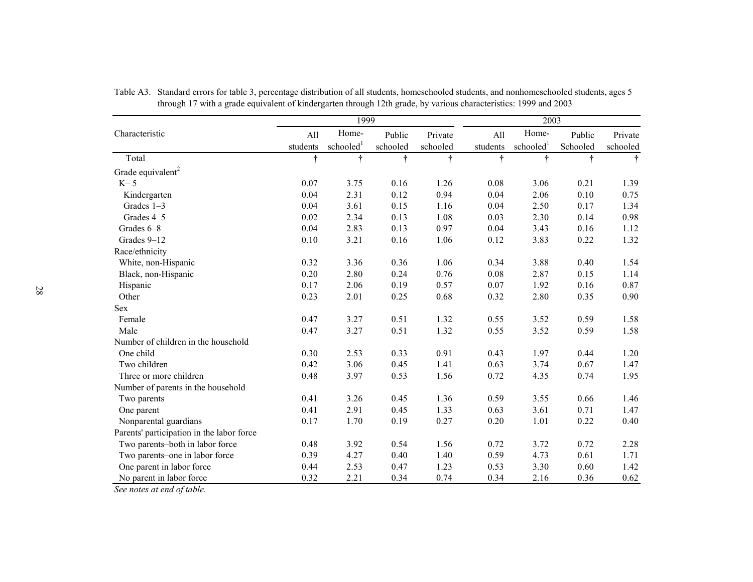Table A3. Standard errors for table 3, percentage distribution of all students, homeschooled students, and nonhomeschooled students, ages 5 through 17 with a grade equivalent of kindergarten through 12th grade, by various characteristics: 1999 and 2003

| Characteristic | 1999 | | | | 2003 | | | |
|---|---|---|---|---|---|---|---|---|
| | All students | Home-schooled[1] | Public schooled | Private schooled | All students | Home-schooled[1] | Public Schooled | Private schooled |
| Total | † | † | † | † | † | † | † | † |
| Grade equivalent[2] | | | | | | | | |
| K– 5 | 0.07 | 3.75 | 0.16 | 1.26 | 0.08 | 3.06 | 0.21 | 1.39 |
| Kindergarten | 0.04 | 2.31 | 0.12 | 0.94 | 0.04 | 2.06 | 0.10 | 0.75 |
| Grades 1–3 | 0.04 | 3.61 | 0.15 | 1.16 | 0.04 | 2.50 | 0.17 | 1.34 |
| Grades 4–5 | 0.02 | 2.34 | 0.13 | 1.08 | 0.03 | 2.30 | 0.14 | 0.98 |
| Grades 6–8 | 0.04 | 2.83 | 0.13 | 0.97 | 0.04 | 3.43 | 0.16 | 1.12 |
| Grades 9–12 | 0.10 | 3.21 | 0.16 | 1.06 | 0.12 | 3.83 | 0.22 | 1.32 |
| Race/ethnicity | | | | | | | | |
| White, non-Hispanic | 0.32 | 3.36 | 0.36 | 1.06 | 0.34 | 3.88 | 0.40 | 1.54 |
| Black, non-Hispanic | 0.20 | 2.80 | 0.24 | 0.76 | 0.08 | 2.87 | 0.15 | 1.14 |
| Hispanic | 0.17 | 2.06 | 0.19 | 0.57 | 0.07 | 1.92 | 0.16 | 0.87 |
| Other | 0.23 | 2.01 | 0.25 | 0.68 | 0.32 | 2.80 | 0.35 | 0.90 |
| Sex | | | | | | | | |
| Female | 0.47 | 3.27 | 0.51 | 1.32 | 0.55 | 3.52 | 0.59 | 1.58 |
| Male | 0.47 | 3.27 | 0.51 | 1.32 | 0.55 | 3.52 | 0.59 | 1.58 |
| Number of children in the household | | | | | | | | |
| One child | 0.30 | 2.53 | 0.33 | 0.91 | 0.43 | 1.97 | 0.44 | 1.20 |
| Two children | 0.42 | 3.06 | 0.45 | 1.41 | 0.63 | 3.74 | 0.67 | 1.47 |
| Three or more children | 0.48 | 3.97 | 0.53 | 1.56 | 0.72 | 4.35 | 0.74 | 1.95 |
| Number of parents in the household | | | | | | | | |
| Two parents | 0.41 | 3.26 | 0.45 | 1.36 | 0.59 | 3.55 | 0.66 | 1.46 |
| One parent | 0.41 | 2.91 | 0.45 | 1.33 | 0.63 | 3.61 | 0.71 | 1.47 |
| Nonparental guardians | 0.17 | 1.70 | 0.19 | 0.27 | 0.20 | 1.01 | 0.22 | 0.40 |
| Parents' participation in the labor force | | | | | | | | |
| Two parents–both in labor force | 0.48 | 3.92 | 0.54 | 1.56 | 0.72 | 3.72 | 0.72 | 2.28 |
| Two parents–one in labor force | 0.39 | 4.27 | 0.40 | 1.40 | 0.59 | 4.73 | 0.61 | 1.71 |
| One parent in labor force | 0.44 | 2.53 | 0.47 | 1.23 | 0.53 | 3.30 | 0.60 | 1.42 |
| No parent in labor force | 0.32 | 2.21 | 0.34 | 0.74 | 0.34 | 2.16 | 0.36 | 0.62 |

*See notes at end of table.*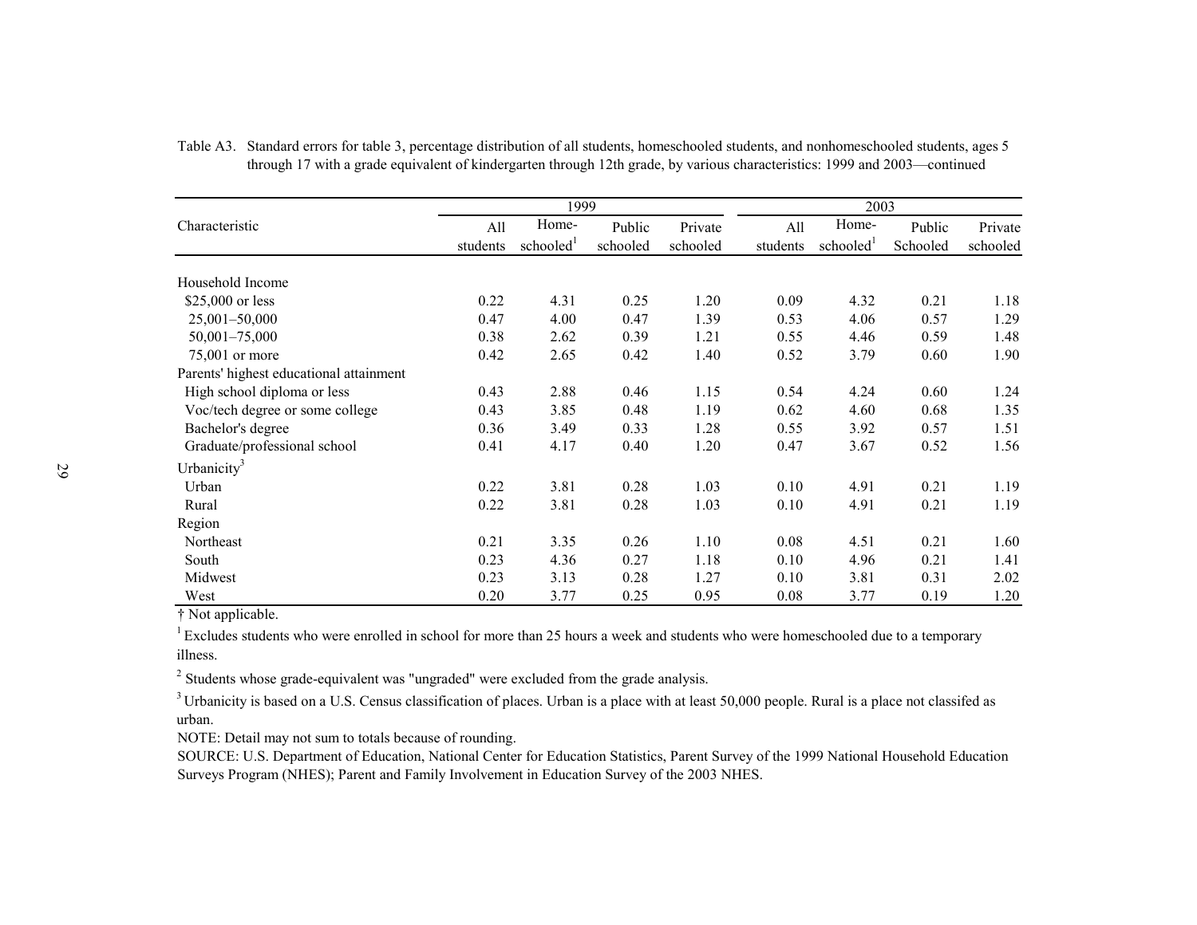Table A3. Standard errors for table 3, percentage distribution of all students, homeschooled students, and nonhomeschooled students, ages 5 through 17 with a grade equivalent of kindergarten through 12th grade, by various characteristics: 1999 and 2003—continued

| Characteristic | 1999 | | | | 2003 | | | |
|---|---|---|---|---|---|---|---|---|
| | All students | Home-schooled[1] | Public schooled | Private schooled | All students | Home-schooled[1] | Public Schooled | Private schooled |
| Household Income | | | | | | | | |
| $25,000 or less | 0.22 | 4.31 | 0.25 | 1.20 | 0.09 | 4.32 | 0.21 | 1.18 |
| 25,001–50,000 | 0.47 | 4.00 | 0.47 | 1.39 | 0.53 | 4.06 | 0.57 | 1.29 |
| 50,001–75,000 | 0.38 | 2.62 | 0.39 | 1.21 | 0.55 | 4.46 | 0.59 | 1.48 |
| 75,001 or more | 0.42 | 2.65 | 0.42 | 1.40 | 0.52 | 3.79 | 0.60 | 1.90 |
| Parents' highest educational attainment | | | | | | | | |
| High school diploma or less | 0.43 | 2.88 | 0.46 | 1.15 | 0.54 | 4.24 | 0.60 | 1.24 |
| Voc/tech degree or some college | 0.43 | 3.85 | 0.48 | 1.19 | 0.62 | 4.60 | 0.68 | 1.35 |
| Bachelor's degree | 0.36 | 3.49 | 0.33 | 1.28 | 0.55 | 3.92 | 0.57 | 1.51 |
| Graduate/professional school | 0.41 | 4.17 | 0.40 | 1.20 | 0.47 | 3.67 | 0.52 | 1.56 |
| Urbanicity[3] | | | | | | | | |
| Urban | 0.22 | 3.81 | 0.28 | 1.03 | 0.10 | 4.91 | 0.21 | 1.19 |
| Rural | 0.22 | 3.81 | 0.28 | 1.03 | 0.10 | 4.91 | 0.21 | 1.19 |
| Region | | | | | | | | |
| Northeast | 0.21 | 3.35 | 0.26 | 1.10 | 0.08 | 4.51 | 0.21 | 1.60 |
| South | 0.23 | 4.36 | 0.27 | 1.18 | 0.10 | 4.96 | 0.21 | 1.41 |
| Midwest | 0.23 | 3.13 | 0.28 | 1.27 | 0.10 | 3.81 | 0.31 | 2.02 |
| West | 0.20 | 3.77 | 0.25 | 0.95 | 0.08 | 3.77 | 0.19 | 1.20 |

† Not applicable.

[1] Excludes students who were enrolled in school for more than 25 hours a week and students who were homeschooled due to a temporary illness.

[2] Students whose grade-equivalent was "ungraded" were excluded from the grade analysis.

[3] Urbanicity is based on a U.S. Census classification of places. Urban is a place with at least 50,000 people. Rural is a place not classifed as urban.

NOTE: Detail may not sum to totals because of rounding.

SOURCE: U.S. Department of Education, National Center for Education Statistics, Parent Survey of the 1999 National Household Education Surveys Program (NHES); Parent and Family Involvement in Education Survey of the 2003 NHES.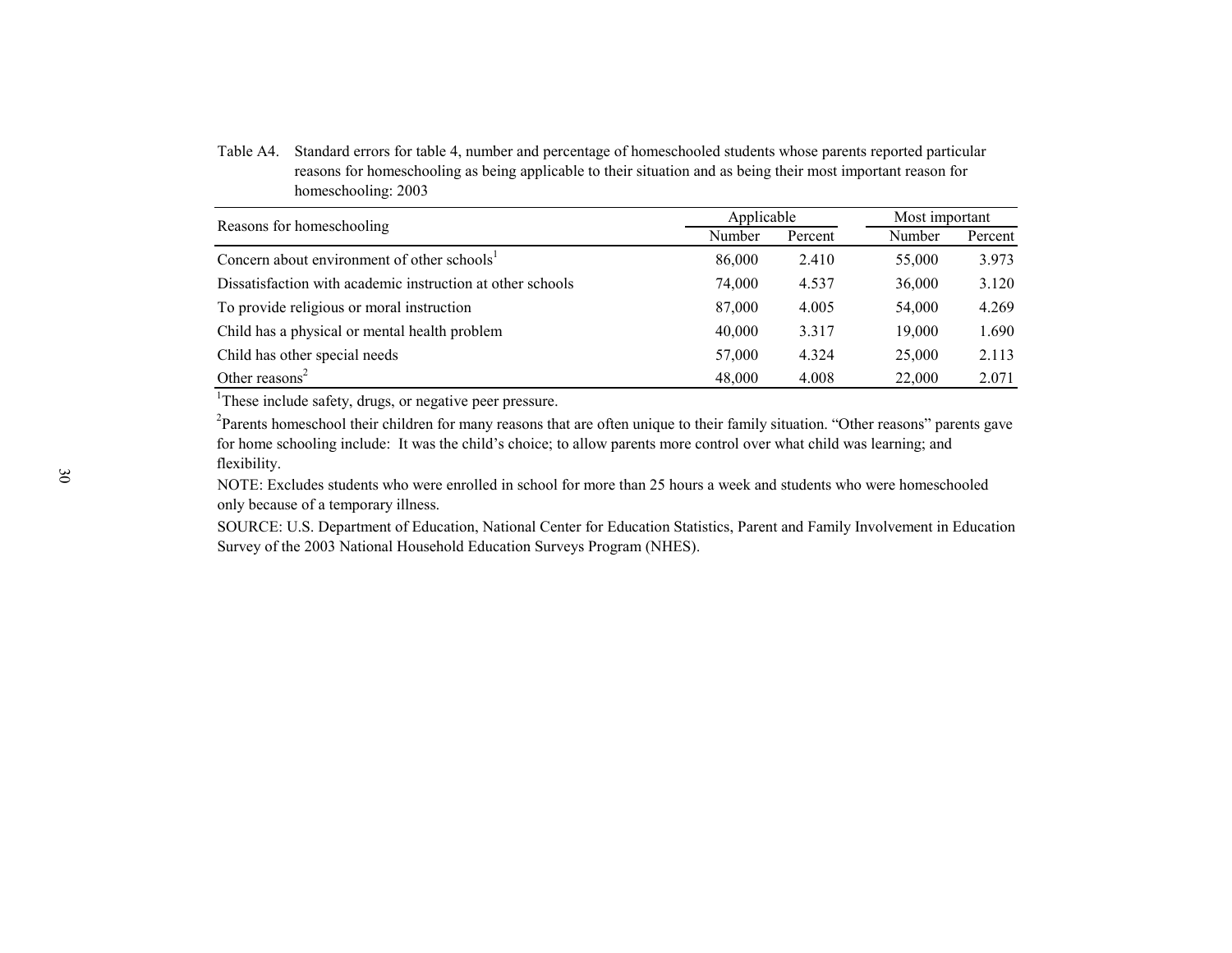Table A4. Standard errors for table 4, number and percentage of homeschooled students whose parents reported particular reasons for homeschooling as being applicable to their situation and as being their most important reason for homeschooling: 2003

| Reasons for homeschooling | Applicable | | Most important | |
|---|---|---|---|---|
| | Number | Percent | Number | Percent |
| Concern about environment of other schools[1] | 86,000 | 2.410 | 55,000 | 3.973 |
| Dissatisfaction with academic instruction at other schools | 74,000 | 4.537 | 36,000 | 3.120 |
| To provide religious or moral instruction | 87,000 | 4.005 | 54,000 | 4.269 |
| Child has a physical or mental health problem | 40,000 | 3.317 | 19,000 | 1.690 |
| Child has other special needs | 57,000 | 4.324 | 25,000 | 2.113 |
| Other reasons[2] | 48,000 | 4.008 | 22,000 | 2.071 |

[1]These include safety, drugs, or negative peer pressure.

[2]Parents homeschool their children for many reasons that are often unique to their family situation. "Other reasons" parents gave for home schooling include: It was the child's choice; to allow parents more control over what child was learning; and flexibility.

NOTE: Excludes students who were enrolled in school for more than 25 hours a week and students who were homeschooled only because of a temporary illness.

SOURCE: U.S. Department of Education, National Center for Education Statistics, Parent and Family Involvement in Education Survey of the 2003 National Household Education Surveys Program (NHES).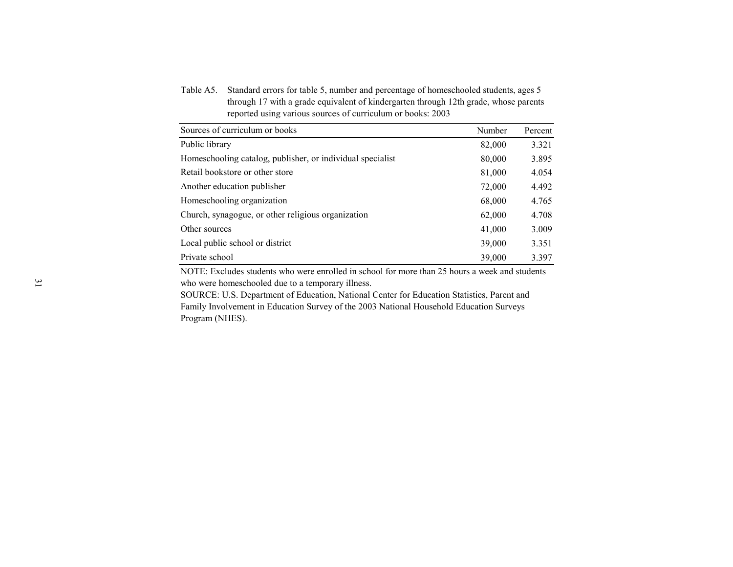Table A5. Standard errors for table 5, number and percentage of homeschooled students, ages 5 through 17 with a grade equivalent of kindergarten through 12th grade, whose parents reported using various sources of curriculum or books: 2003

| Sources of curriculum or books | Number | Percent |
|---|---|---|
| Public library | 82,000 | 3.321 |
| Homeschooling catalog, publisher, or individual specialist | 80,000 | 3.895 |
| Retail bookstore or other store | 81,000 | 4.054 |
| Another education publisher | 72,000 | 4.492 |
| Homeschooling organization | 68,000 | 4.765 |
| Church, synagogue, or other religious organization | 62,000 | 4.708 |
| Other sources | 41,000 | 3.009 |
| Local public school or district | 39,000 | 3.351 |
| Private school | 39,000 | 3.397 |

NOTE: Excludes students who were enrolled in school for more than 25 hours a week and students who were homeschooled due to a temporary illness.
SOURCE: U.S. Department of Education, National Center for Education Statistics, Parent and Family Involvement in Education Survey of the 2003 National Household Education Surveys Program (NHES).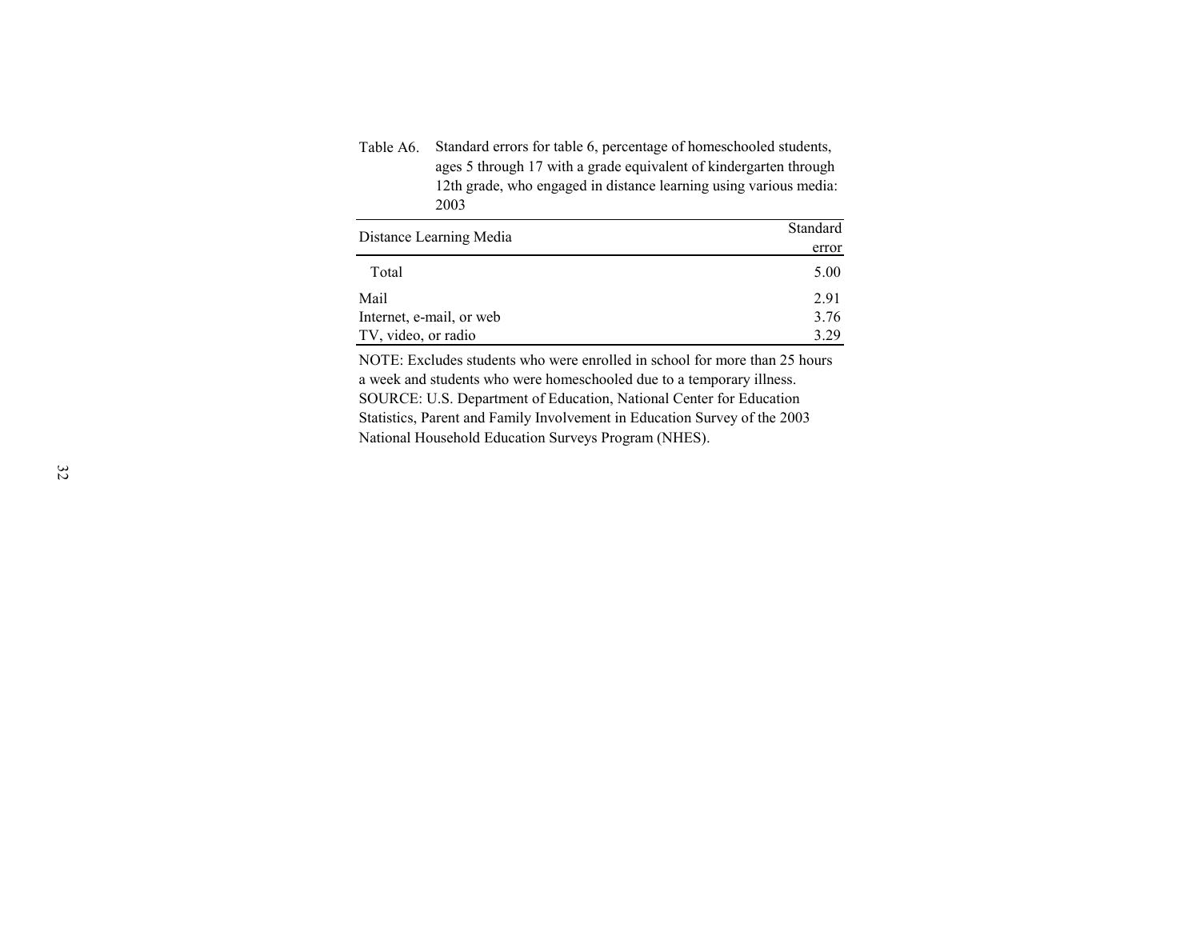Table A6. Standard errors for table 6, percentage of homeschooled students, ages 5 through 17 with a grade equivalent of kindergarten through 12th grade, who engaged in distance learning using various media: 2003

| Distance Learning Media | Standard error |
|---|---|
| Total | 5.00 |
| Mail | 2.91 |
| Internet, e-mail, or web | 3.76 |
| TV, video, or radio | 3.29 |

NOTE: Excludes students who were enrolled in school for more than 25 hours a week and students who were homeschooled due to a temporary illness.
SOURCE: U.S. Department of Education, National Center for Education Statistics, Parent and Family Involvement in Education Survey of the 2003 National Household Education Surveys Program (NHES).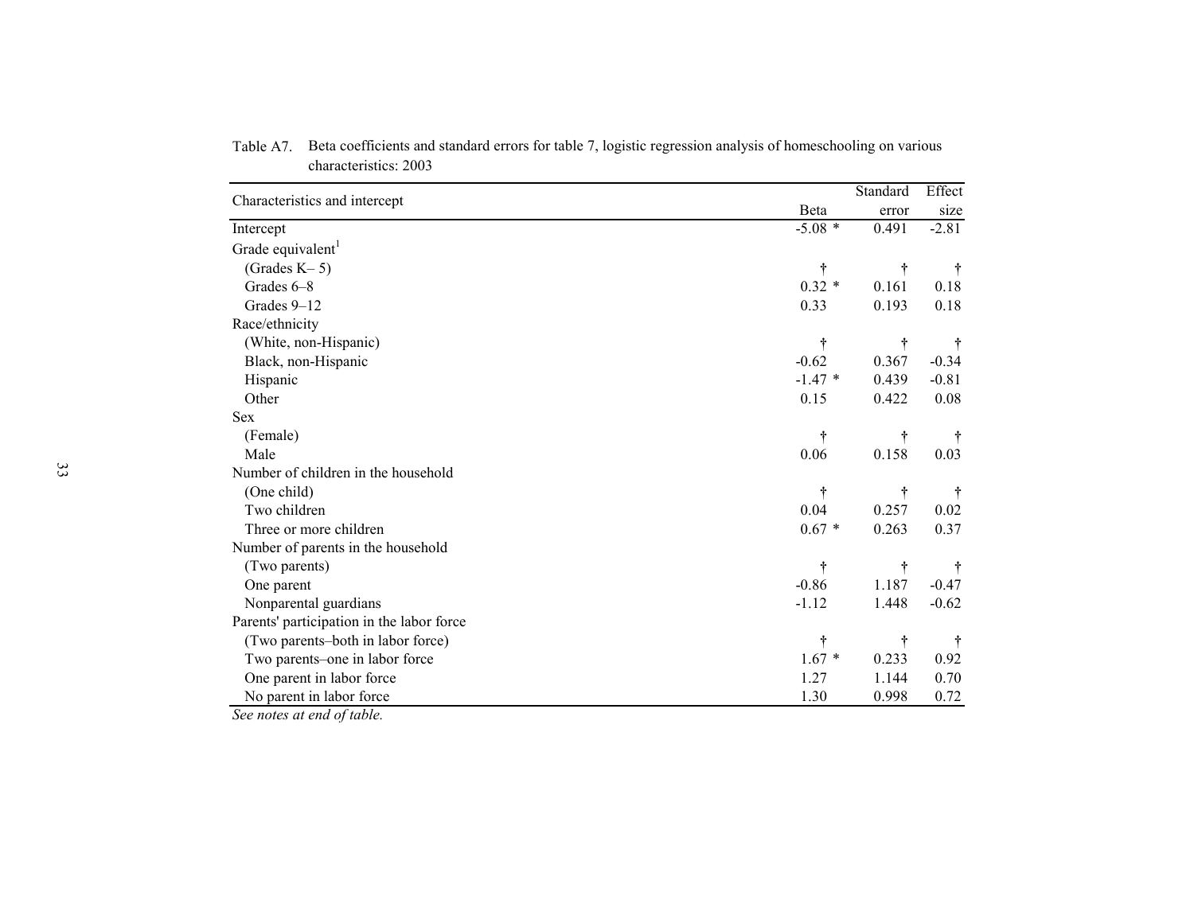Table A7. Beta coefficients and standard errors for table 7, logistic regression analysis of homeschooling on various characteristics: 2003

| Characteristics and intercept | Beta | Standard error | Effect size |
|---|---|---|---|
| Intercept | -5.08 * | 0.491 | -2.81 |
| Grade equivalent[1] | | | |
| (Grades K– 5) | † | † | † |
| Grades 6–8 | 0.32 * | 0.161 | 0.18 |
| Grades 9–12 | 0.33 | 0.193 | 0.18 |
| Race/ethnicity | | | |
| (White, non-Hispanic) | † | † | † |
| Black, non-Hispanic | -0.62 | 0.367 | -0.34 |
| Hispanic | -1.47 * | 0.439 | -0.81 |
| Other | 0.15 | 0.422 | 0.08 |
| Sex | | | |
| (Female) | † | † | † |
| Male | 0.06 | 0.158 | 0.03 |
| Number of children in the household | | | |
| (One child) | † | † | † |
| Two children | 0.04 | 0.257 | 0.02 |
| Three or more children | 0.67 * | 0.263 | 0.37 |
| Number of parents in the household | | | |
| (Two parents) | † | † | † |
| One parent | -0.86 | 1.187 | -0.47 |
| Nonparental guardians | -1.12 | 1.448 | -0.62 |
| Parents' participation in the labor force | | | |
| (Two parents–both in labor force) | † | † | † |
| Two parents–one in labor force | 1.67 * | 0.233 | 0.92 |
| One parent in labor force | 1.27 | 1.144 | 0.70 |
| No parent in labor force | 1.30 | 0.998 | 0.72 |

*See notes at end of table.*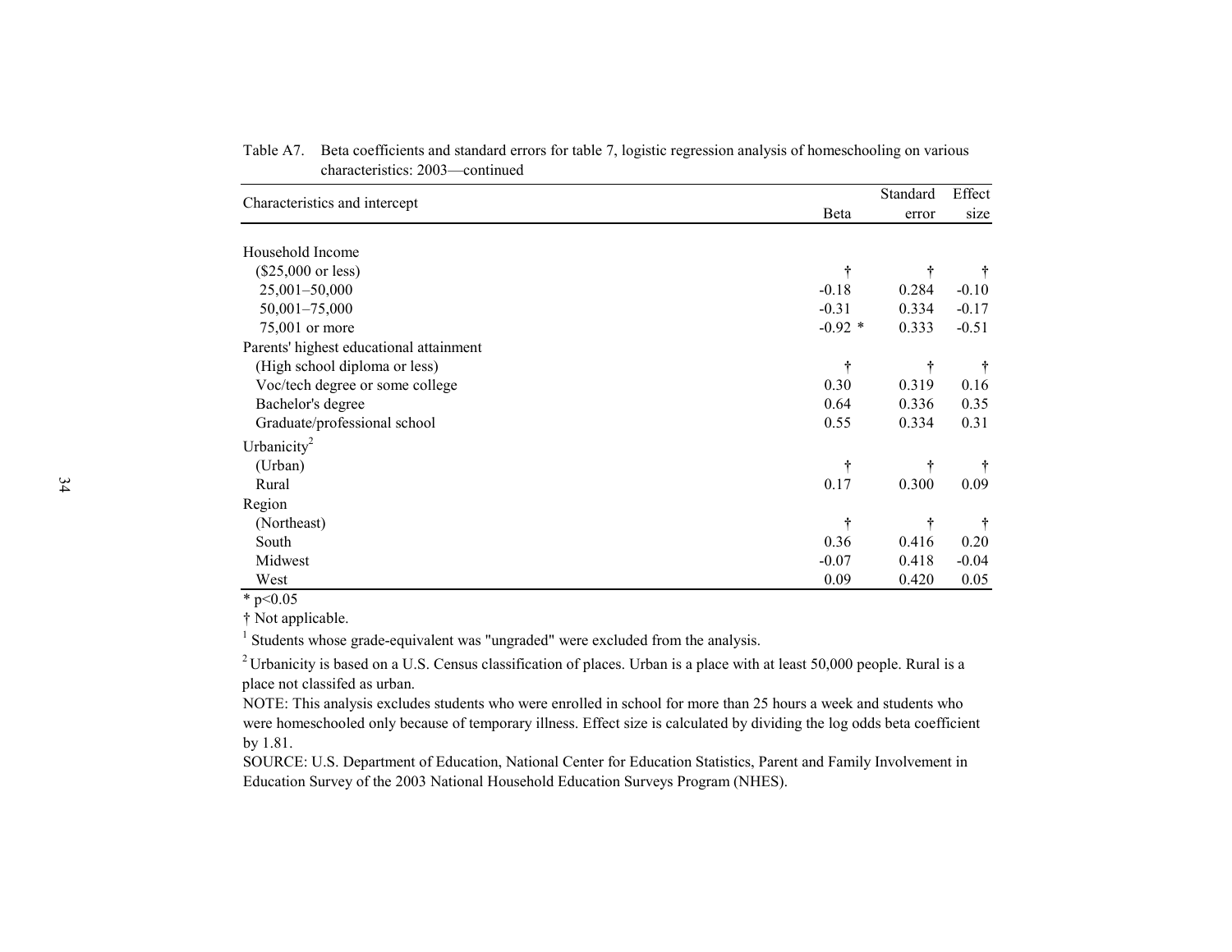Table A7. Beta coefficients and standard errors for table 7, logistic regression analysis of homeschooling on various characteristics: 2003—continued

| Characteristics and intercept | Beta | Standard error | Effect size |
|---|---|---|---|
| Household Income | | | |
| ($25,000 or less) | † | † | † |
| 25,001–50,000 | -0.18 | 0.284 | -0.10 |
| 50,001–75,000 | -0.31 | 0.334 | -0.17 |
| 75,001 or more | -0.92 * | 0.333 | -0.51 |
| Parents' highest educational attainment | | | |
| (High school diploma or less) | † | † | † |
| Voc/tech degree or some college | 0.30 | 0.319 | 0.16 |
| Bachelor's degree | 0.64 | 0.336 | 0.35 |
| Graduate/professional school | 0.55 | 0.334 | 0.31 |
| Urbanicity[2] | | | |
| (Urban) | † | † | † |
| Rural | 0.17 | 0.300 | 0.09 |
| Region | | | |
| (Northeast) | † | † | † |
| South | 0.36 | 0.416 | 0.20 |
| Midwest | -0.07 | 0.418 | -0.04 |
| West | 0.09 | 0.420 | 0.05 |

* $p<0.05$

† Not applicable.

[1] Students whose grade-equivalent was "ungraded" were excluded from the analysis.

[2] Urbanicity is based on a U.S. Census classification of places. Urban is a place with at least 50,000 people. Rural is a place not classifed as urban.

NOTE: This analysis excludes students who were enrolled in school for more than 25 hours a week and students who were homeschooled only because of temporary illness. Effect size is calculated by dividing the log odds beta coefficient by 1.81.

SOURCE: U.S. Department of Education, National Center for Education Statistics, Parent and Family Involvement in Education Survey of the 2003 National Household Education Surveys Program (NHES).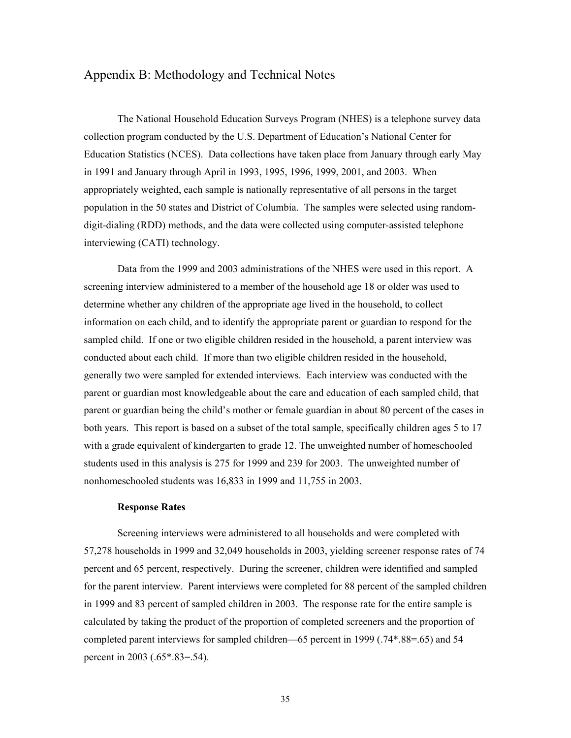## Appendix B: Methodology and Technical Notes

The National Household Education Surveys Program (NHES) is a telephone survey data collection program conducted by the U.S. Department of Education's National Center for Education Statistics (NCES). Data collections have taken place from January through early May in 1991 and January through April in 1993, 1995, 1996, 1999, 2001, and 2003. When appropriately weighted, each sample is nationally representative of all persons in the target population in the 50 states and District of Columbia. The samples were selected using random-digit-dialing (RDD) methods, and the data were collected using computer-assisted telephone interviewing (CATI) technology.

Data from the 1999 and 2003 administrations of the NHES were used in this report. A screening interview administered to a member of the household age 18 or older was used to determine whether any children of the appropriate age lived in the household, to collect information on each child, and to identify the appropriate parent or guardian to respond for the sampled child. If one or two eligible children resided in the household, a parent interview was conducted about each child. If more than two eligible children resided in the household, generally two were sampled for extended interviews. Each interview was conducted with the parent or guardian most knowledgeable about the care and education of each sampled child, that parent or guardian being the child's mother or female guardian in about 80 percent of the cases in both years. This report is based on a subset of the total sample, specifically children ages 5 to 17 with a grade equivalent of kindergarten to grade 12. The unweighted number of homeschooled students used in this analysis is 275 for 1999 and 239 for 2003. The unweighted number of nonhomeschooled students was 16,833 in 1999 and 11,755 in 2003.

**Response Rates**

Screening interviews were administered to all households and were completed with 57,278 households in 1999 and 32,049 households in 2003, yielding screener response rates of 74 percent and 65 percent, respectively. During the screener, children were identified and sampled for the parent interview. Parent interviews were completed for 88 percent of the sampled children in 1999 and 83 percent of sampled children in 2003. The response rate for the entire sample is calculated by taking the product of the proportion of completed screeners and the proportion of completed parent interviews for sampled children—65 percent in 1999 (.74*.88=.65) and 54 percent in 2003 (.65*.83=.54).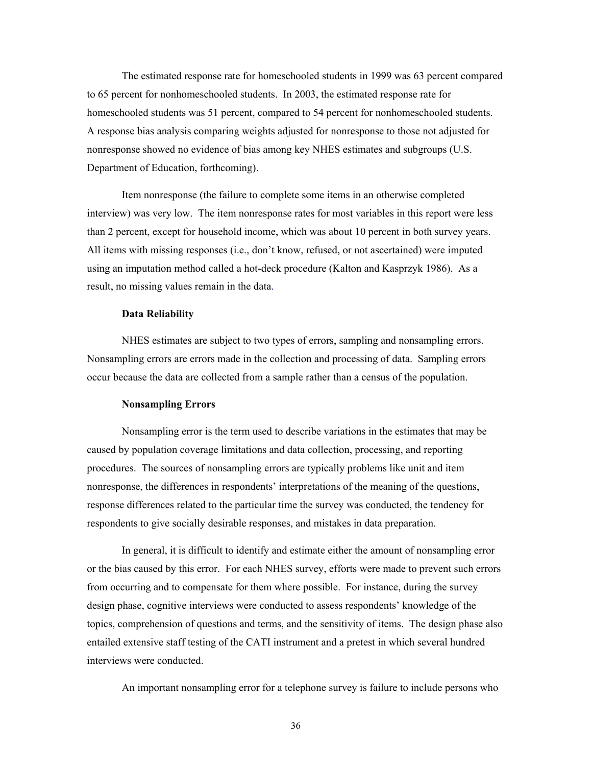The estimated response rate for homeschooled students in 1999 was 63 percent compared to 65 percent for nonhomeschooled students. In 2003, the estimated response rate for homeschooled students was 51 percent, compared to 54 percent for nonhomeschooled students. A response bias analysis comparing weights adjusted for nonresponse to those not adjusted for nonresponse showed no evidence of bias among key NHES estimates and subgroups (U.S. Department of Education, forthcoming).

Item nonresponse (the failure to complete some items in an otherwise completed interview) was very low. The item nonresponse rates for most variables in this report were less than 2 percent, except for household income, which was about 10 percent in both survey years. All items with missing responses (i.e., don't know, refused, or not ascertained) were imputed using an imputation method called a hot-deck procedure (Kalton and Kasprzyk 1986). As a result, no missing values remain in the data.

**Data Reliability**

NHES estimates are subject to two types of errors, sampling and nonsampling errors. Nonsampling errors are errors made in the collection and processing of data. Sampling errors occur because the data are collected from a sample rather than a census of the population.

**Nonsampling Errors**

Nonsampling error is the term used to describe variations in the estimates that may be caused by population coverage limitations and data collection, processing, and reporting procedures. The sources of nonsampling errors are typically problems like unit and item nonresponse, the differences in respondents' interpretations of the meaning of the questions, response differences related to the particular time the survey was conducted, the tendency for respondents to give socially desirable responses, and mistakes in data preparation.

In general, it is difficult to identify and estimate either the amount of nonsampling error or the bias caused by this error. For each NHES survey, efforts were made to prevent such errors from occurring and to compensate for them where possible. For instance, during the survey design phase, cognitive interviews were conducted to assess respondents' knowledge of the topics, comprehension of questions and terms, and the sensitivity of items. The design phase also entailed extensive staff testing of the CATI instrument and a pretest in which several hundred interviews were conducted.

An important nonsampling error for a telephone survey is failure to include persons who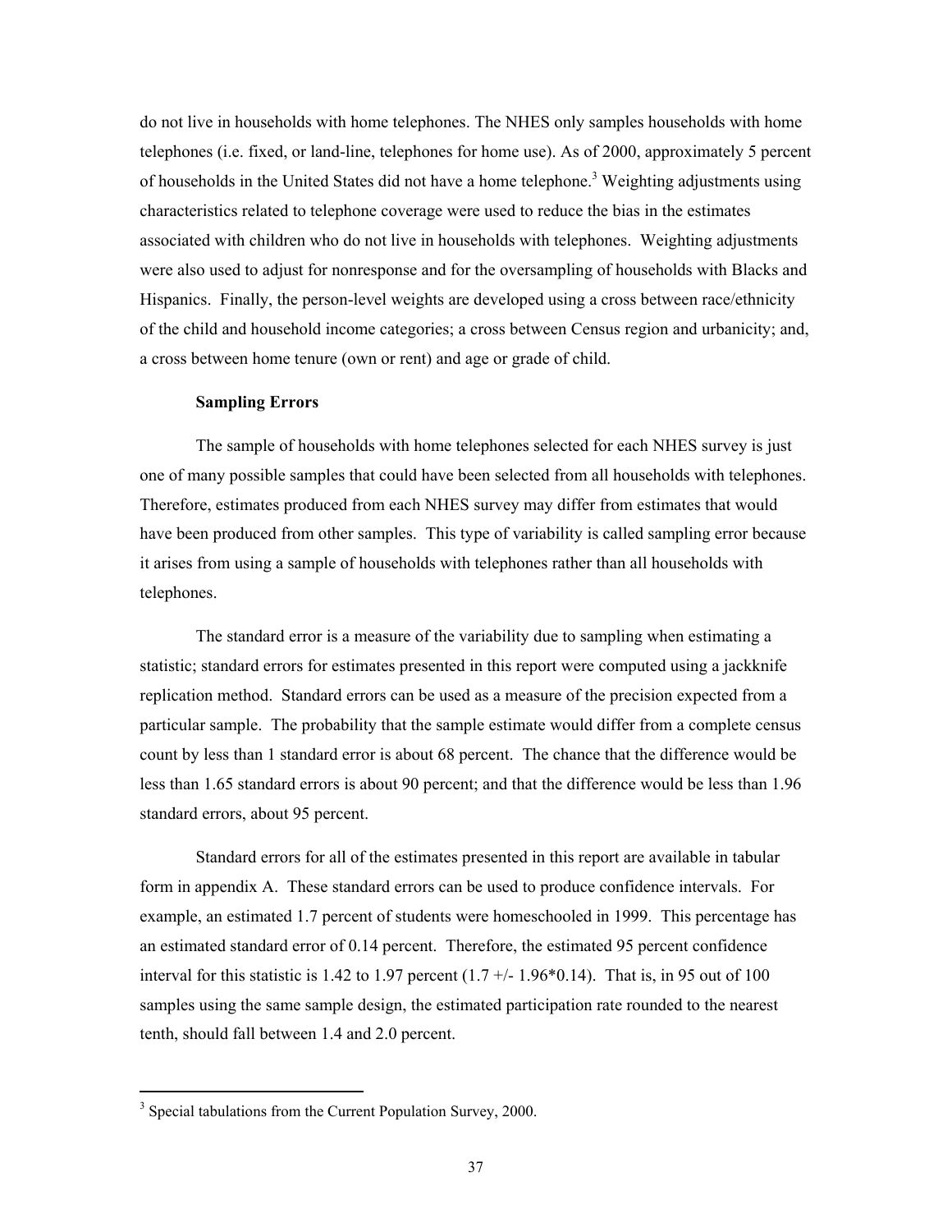do not live in households with home telephones. The NHES only samples households with home telephones (i.e. fixed, or land-line, telephones for home use). As of 2000, approximately 5 percent of households in the United States did not have a home telephone.[3] Weighting adjustments using characteristics related to telephone coverage were used to reduce the bias in the estimates associated with children who do not live in households with telephones. Weighting adjustments were also used to adjust for nonresponse and for the oversampling of households with Blacks and Hispanics. Finally, the person-level weights are developed using a cross between race/ethnicity of the child and household income categories; a cross between Census region and urbanicity; and, a cross between home tenure (own or rent) and age or grade of child.

**Sampling Errors**

The sample of households with home telephones selected for each NHES survey is just one of many possible samples that could have been selected from all households with telephones. Therefore, estimates produced from each NHES survey may differ from estimates that would have been produced from other samples. This type of variability is called sampling error because it arises from using a sample of households with telephones rather than all households with telephones.

The standard error is a measure of the variability due to sampling when estimating a statistic; standard errors for estimates presented in this report were computed using a jackknife replication method. Standard errors can be used as a measure of the precision expected from a particular sample. The probability that the sample estimate would differ from a complete census count by less than 1 standard error is about 68 percent. The chance that the difference would be less than 1.65 standard errors is about 90 percent; and that the difference would be less than 1.96 standard errors, about 95 percent.

Standard errors for all of the estimates presented in this report are available in tabular form in appendix A. These standard errors can be used to produce confidence intervals. For example, an estimated 1.7 percent of students were homeschooled in 1999. This percentage has an estimated standard error of 0.14 percent. Therefore, the estimated 95 percent confidence interval for this statistic is 1.42 to 1.97 percent ($1.7 \pm 1.96 * 0.14$). That is, in 95 out of 100 samples using the same sample design, the estimated participation rate rounded to the nearest tenth, should fall between 1.4 and 2.0 percent.

---

[3] Special tabulations from the Current Population Survey, 2000.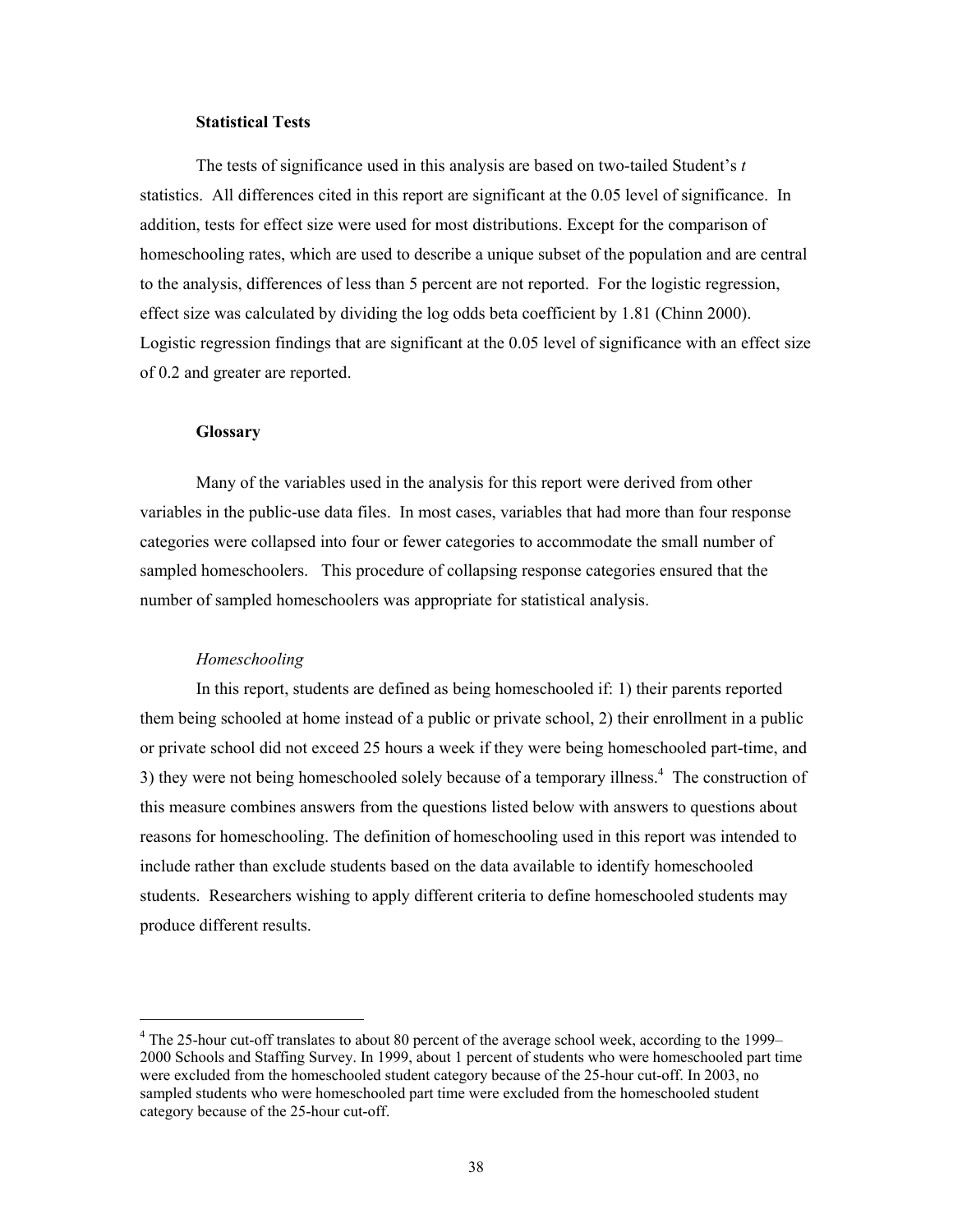### Statistical Tests

The tests of significance used in this analysis are based on two-tailed Student's *t* statistics. All differences cited in this report are significant at the 0.05 level of significance. In addition, tests for effect size were used for most distributions. Except for the comparison of homeschooling rates, which are used to describe a unique subset of the population and are central to the analysis, differences of less than 5 percent are not reported. For the logistic regression, effect size was calculated by dividing the log odds beta coefficient by 1.81 (Chinn 2000). Logistic regression findings that are significant at the 0.05 level of significance with an effect size of 0.2 and greater are reported.

### Glossary

Many of the variables used in the analysis for this report were derived from other variables in the public-use data files. In most cases, variables that had more than four response categories were collapsed into four or fewer categories to accommodate the small number of sampled homeschoolers. This procedure of collapsing response categories ensured that the number of sampled homeschoolers was appropriate for statistical analysis.

#### *Homeschooling*

In this report, students are defined as being homeschooled if: 1) their parents reported them being schooled at home instead of a public or private school, 2) their enrollment in a public or private school did not exceed 25 hours a week if they were being homeschooled part-time, and 3) they were not being homeschooled solely because of a temporary illness.[4] The construction of this measure combines answers from the questions listed below with answers to questions about reasons for homeschooling. The definition of homeschooling used in this report was intended to include rather than exclude students based on the data available to identify homeschooled students. Researchers wishing to apply different criteria to define homeschooled students may produce different results.

---

[4] The 25-hour cut-off translates to about 80 percent of the average school week, according to the 1999–2000 Schools and Staffing Survey. In 1999, about 1 percent of students who were homeschooled part time were excluded from the homeschooled student category because of the 25-hour cut-off. In 2003, no sampled students who were homeschooled part time were excluded from the homeschooled student category because of the 25-hour cut-off.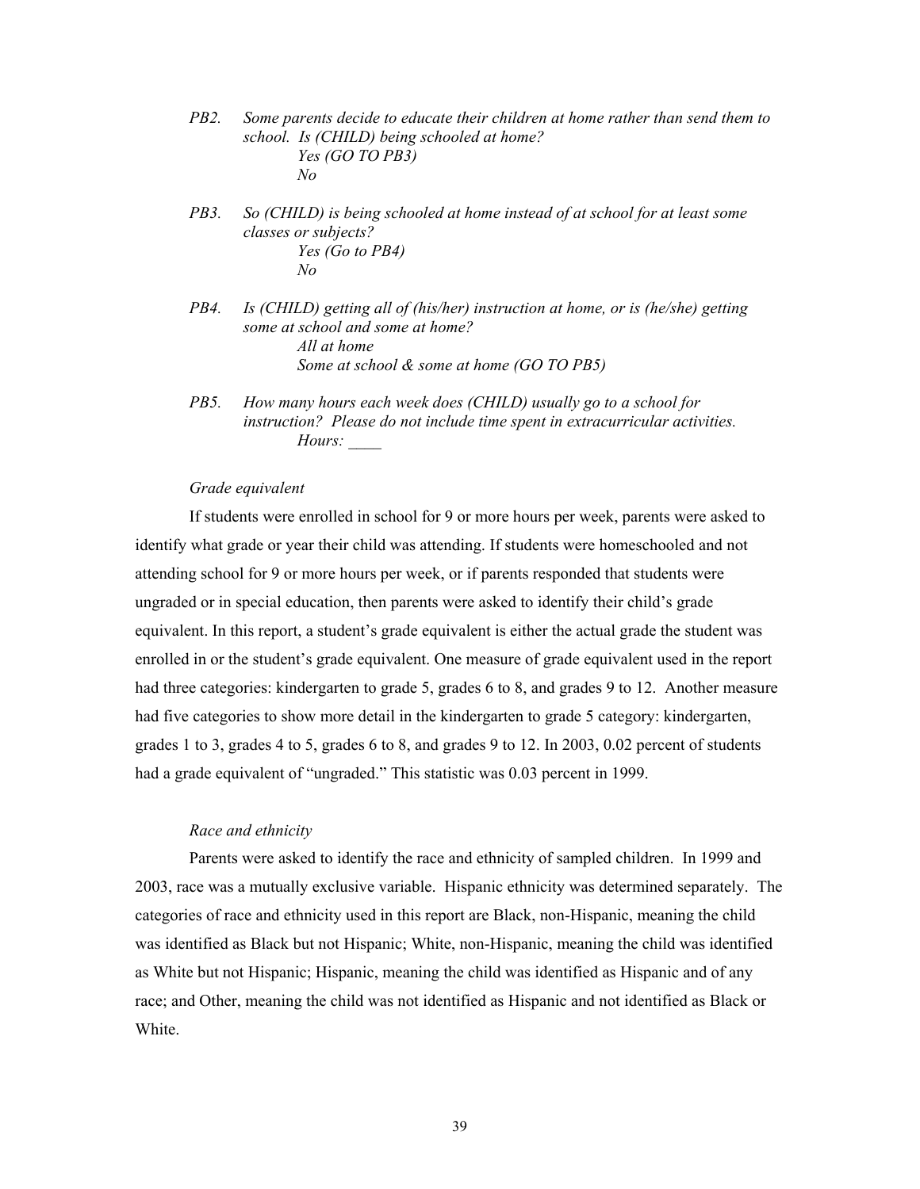*PB2. Some parents decide to educate their children at home rather than send them to school. Is (CHILD) being schooled at home?*
*Yes (GO TO PB3)*
*No*

*PB3. So (CHILD) is being schooled at home instead of at school for at least some classes or subjects?*
*Yes (Go to PB4)*
*No*

*PB4. Is (CHILD) getting all of (his/her) instruction at home, or is (he/she) getting some at school and some at home?*
*All at home*
*Some at school & some at home (GO TO PB5)*

*PB5. How many hours each week does (CHILD) usually go to a school for instruction? Please do not include time spent in extracurricular activities.*
*Hours: \_\_\_\_*

*Grade equivalent*

If students were enrolled in school for 9 or more hours per week, parents were asked to identify what grade or year their child was attending. If students were homeschooled and not attending school for 9 or more hours per week, or if parents responded that students were ungraded or in special education, then parents were asked to identify their child's grade equivalent. In this report, a student's grade equivalent is either the actual grade the student was enrolled in or the student's grade equivalent. One measure of grade equivalent used in the report had three categories: kindergarten to grade 5, grades 6 to 8, and grades 9 to 12. Another measure had five categories to show more detail in the kindergarten to grade 5 category: kindergarten, grades 1 to 3, grades 4 to 5, grades 6 to 8, and grades 9 to 12. In 2003, 0.02 percent of students had a grade equivalent of "ungraded." This statistic was 0.03 percent in 1999.

*Race and ethnicity*

Parents were asked to identify the race and ethnicity of sampled children. In 1999 and 2003, race was a mutually exclusive variable. Hispanic ethnicity was determined separately. The categories of race and ethnicity used in this report are Black, non-Hispanic, meaning the child was identified as Black but not Hispanic; White, non-Hispanic, meaning the child was identified as White but not Hispanic; Hispanic, meaning the child was identified as Hispanic and of any race; and Other, meaning the child was not identified as Hispanic and not identified as Black or White.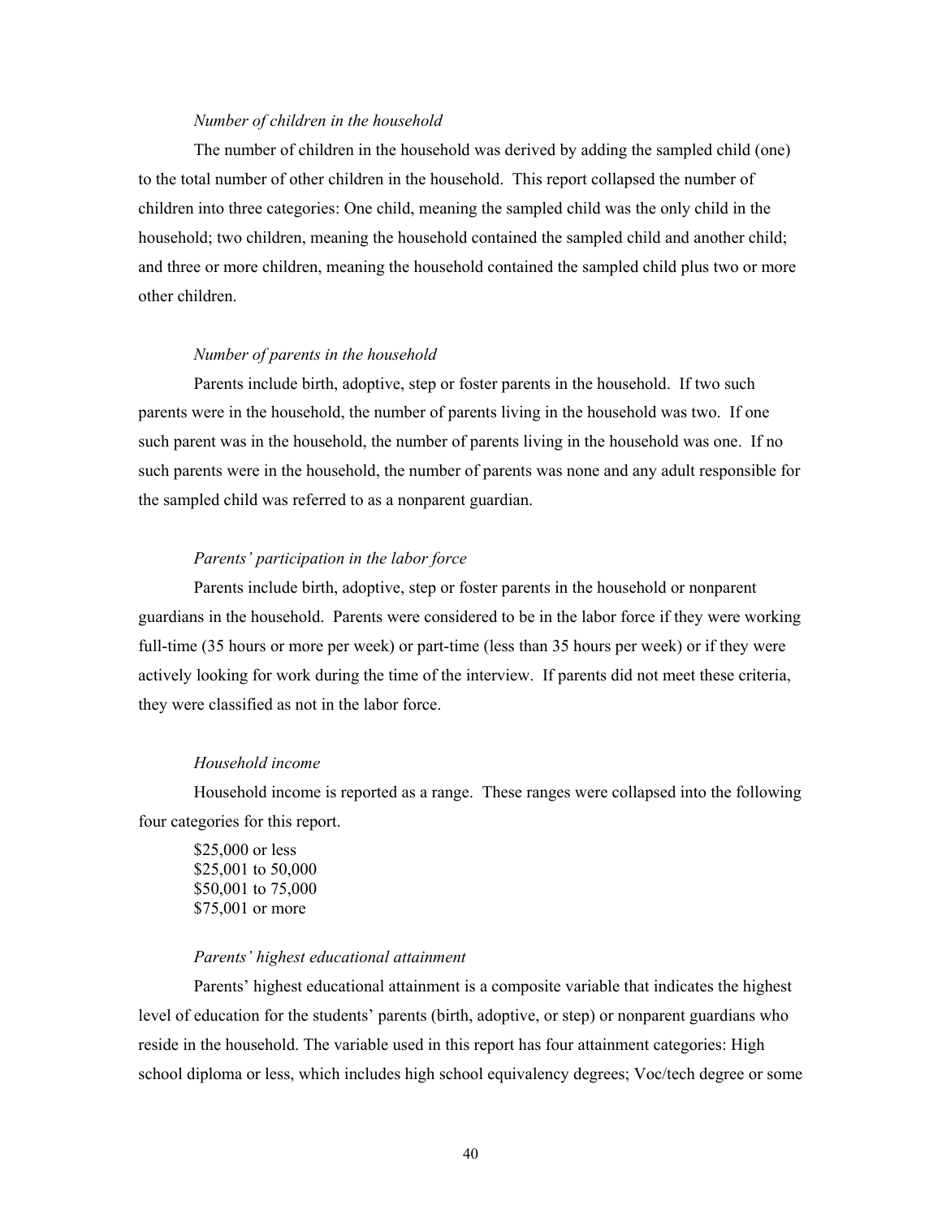*Number of children in the household*

The number of children in the household was derived by adding the sampled child (one) to the total number of other children in the household. This report collapsed the number of children into three categories: One child, meaning the sampled child was the only child in the household; two children, meaning the household contained the sampled child and another child; and three or more children, meaning the household contained the sampled child plus two or more other children.

*Number of parents in the household*

Parents include birth, adoptive, step or foster parents in the household. If two such parents were in the household, the number of parents living in the household was two. If one such parent was in the household, the number of parents living in the household was one. If no such parents were in the household, the number of parents was none and any adult responsible for the sampled child was referred to as a nonparent guardian.

*Parents' participation in the labor force*

Parents include birth, adoptive, step or foster parents in the household or nonparent guardians in the household. Parents were considered to be in the labor force if they were working full-time (35 hours or more per week) or part-time (less than 35 hours per week) or if they were actively looking for work during the time of the interview. If parents did not meet these criteria, they were classified as not in the labor force.

*Household income*

Household income is reported as a range. These ranges were collapsed into the following four categories for this report.

$25,000 or less
$25,001 to 50,000
$50,001 to 75,000
$75,001 or more

*Parents' highest educational attainment*

Parents' highest educational attainment is a composite variable that indicates the highest level of education for the students' parents (birth, adoptive, or step) or nonparent guardians who reside in the household. The variable used in this report has four attainment categories: High school diploma or less, which includes high school equivalency degrees; Voc/tech degree or some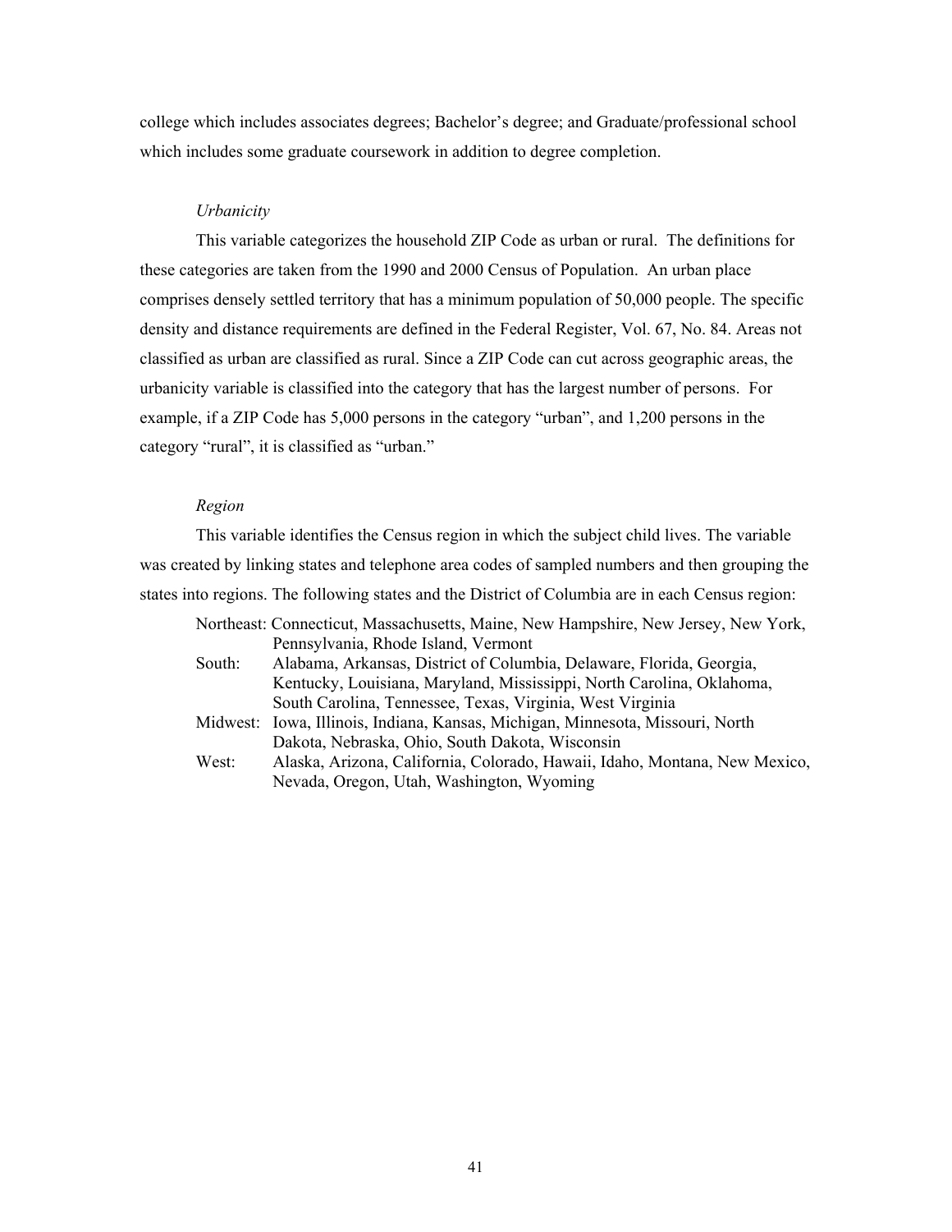college which includes associates degrees; Bachelor's degree; and Graduate/professional school which includes some graduate coursework in addition to degree completion.

*Urbanicity*

This variable categorizes the household ZIP Code as urban or rural. The definitions for these categories are taken from the 1990 and 2000 Census of Population. An urban place comprises densely settled territory that has a minimum population of 50,000 people. The specific density and distance requirements are defined in the Federal Register, Vol. 67, No. 84. Areas not classified as urban are classified as rural. Since a ZIP Code can cut across geographic areas, the urbanicity variable is classified into the category that has the largest number of persons. For example, if a ZIP Code has 5,000 persons in the category "urban", and 1,200 persons in the category "rural", it is classified as "urban."

*Region*

This variable identifies the Census region in which the subject child lives. The variable was created by linking states and telephone area codes of sampled numbers and then grouping the states into regions. The following states and the District of Columbia are in each Census region:

- Northeast: Connecticut, Massachusetts, Maine, New Hampshire, New Jersey, New York, Pennsylvania, Rhode Island, Vermont
- South: Alabama, Arkansas, District of Columbia, Delaware, Florida, Georgia, Kentucky, Louisiana, Maryland, Mississippi, North Carolina, Oklahoma, South Carolina, Tennessee, Texas, Virginia, West Virginia
- Midwest: Iowa, Illinois, Indiana, Kansas, Michigan, Minnesota, Missouri, North Dakota, Nebraska, Ohio, South Dakota, Wisconsin
- West: Alaska, Arizona, California, Colorado, Hawaii, Idaho, Montana, New Mexico, Nevada, Oregon, Utah, Washington, Wyoming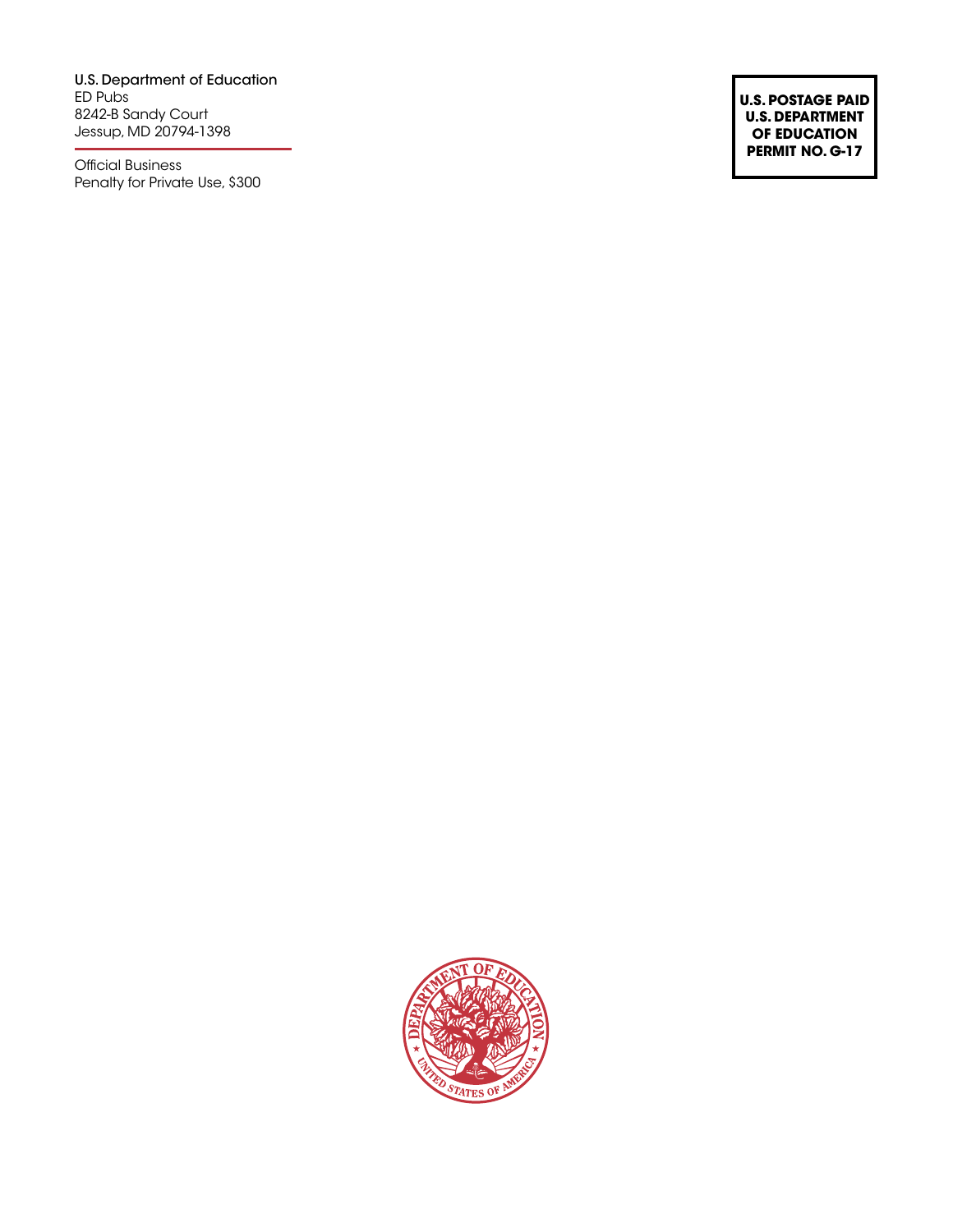U.S. Department of Education
ED Pubs
8242-B Sandy Court
Jessup, MD 20794-1398

Official Business
Penalty for Private Use, $300

**U.S. POSTAGE PAID**
**U.S. DEPARTMENT**
**OF EDUCATION**
**PERMIT NO. G-17**